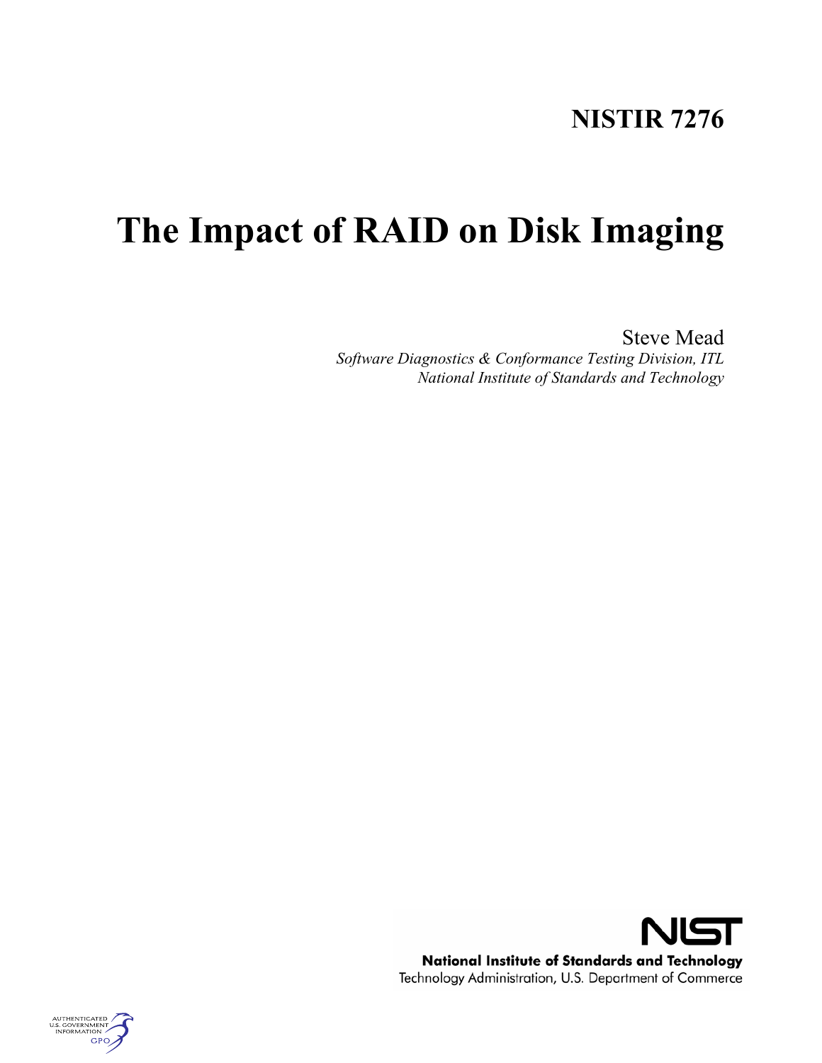**NISTIR 7276**

# The Impact of RAID on Disk Imaging

Steve Mead
*Software Diagnostics & Conformance Testing Division, ITL*
*National Institute of Standards and Technology*

**NIST**
**National Institute of Standards and Technology**
Technology Administration, U.S. Department of Commerce

AUTHENTICATED U.S. GOVERNMENT INFORMATION GPO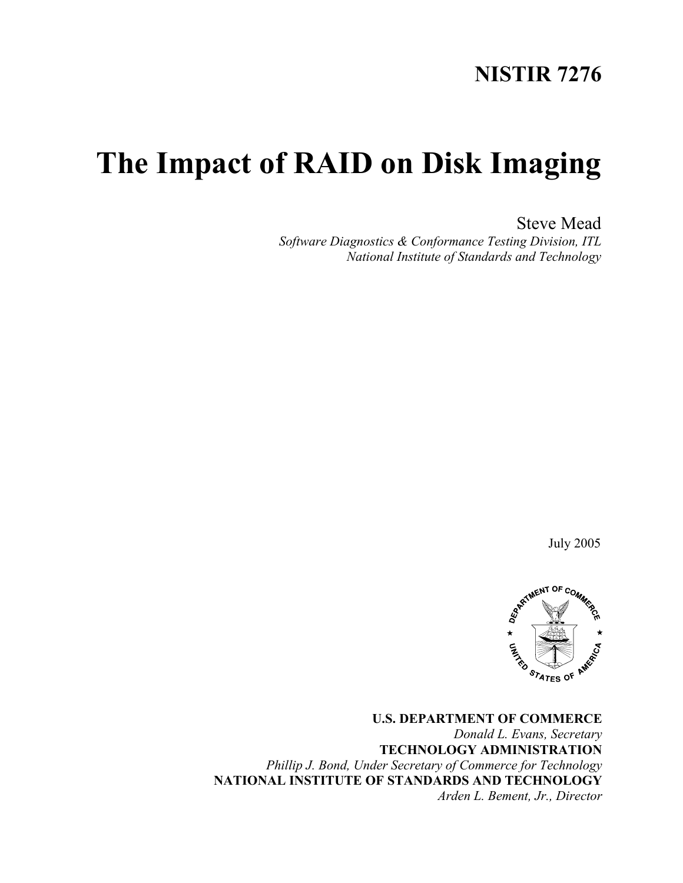**NISTIR 7276**

# The Impact of RAID on Disk Imaging

Steve Mead
*Software Diagnostics & Conformance Testing Division, ITL*
*National Institute of Standards and Technology*

July 2005

**U.S. DEPARTMENT OF COMMERCE**
*Donald L. Evans, Secretary*
**TECHNOLOGY ADMINISTRATION**
*Phillip J. Bond, Under Secretary of Commerce for Technology*
**NATIONAL INSTITUTE OF STANDARDS AND TECHNOLOGY**
*Arden L. Bement, Jr., Director*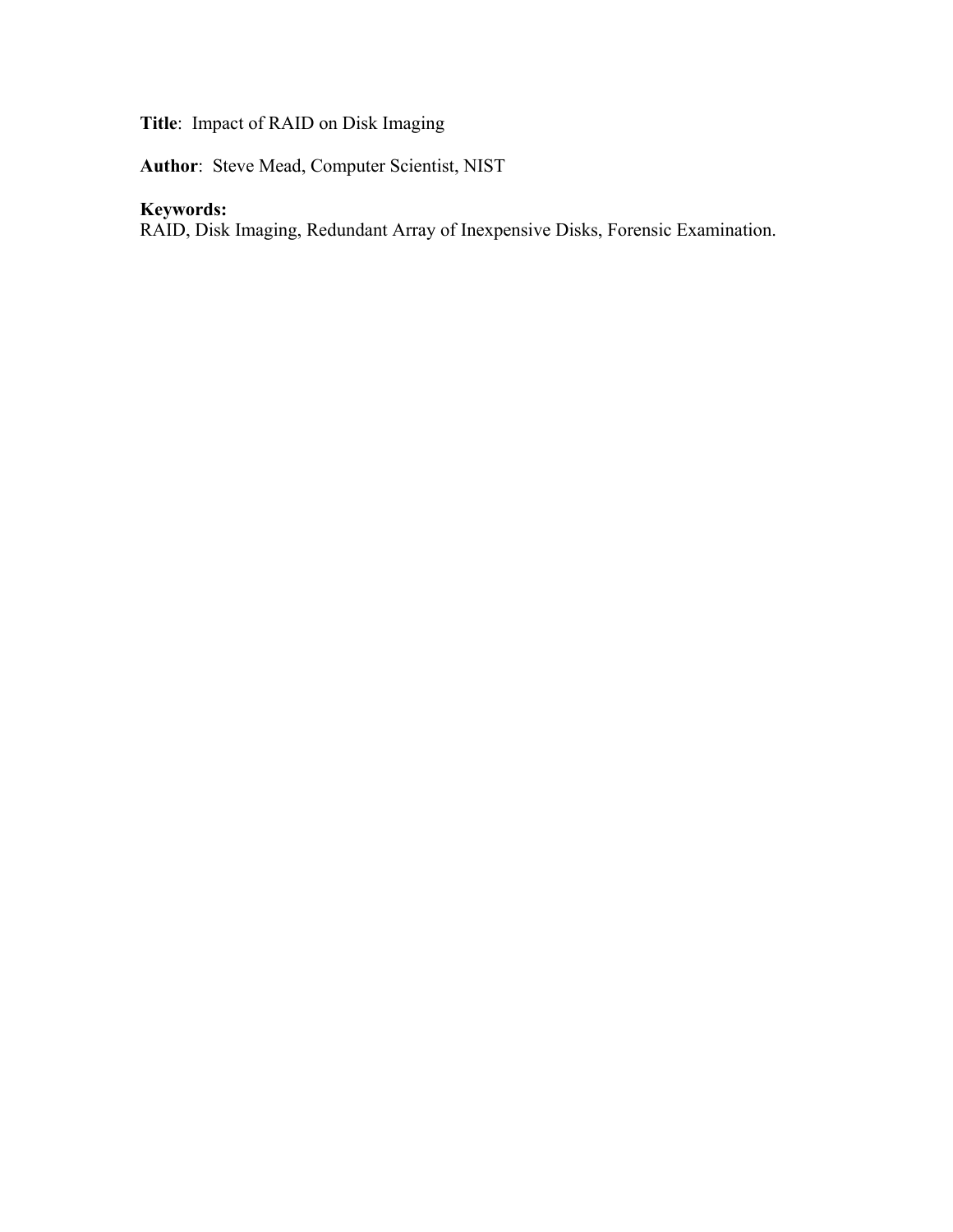**Title**: Impact of RAID on Disk Imaging

**Author**: Steve Mead, Computer Scientist, NIST

**Keywords:**
RAID, Disk Imaging, Redundant Array of Inexpensive Disks, Forensic Examination.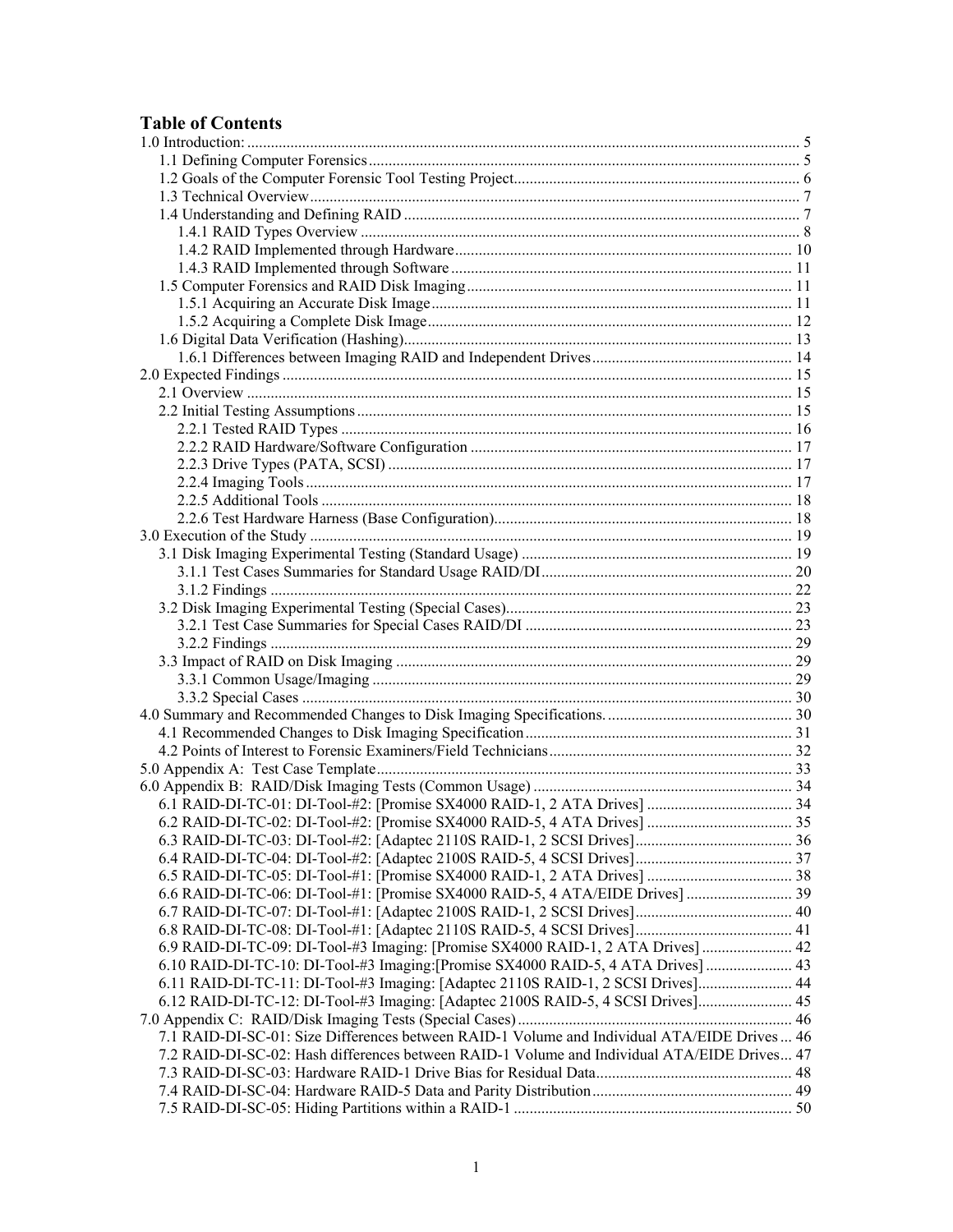# Table of Contents

1.0 Introduction: ... 5
- 1.1 Defining Computer Forensics ... 5
- 1.2 Goals of the Computer Forensic Tool Testing Project ... 6
- 1.3 Technical Overview ... 7
- 1.4 Understanding and Defining RAID ... 7
  - 1.4.1 RAID Types Overview ... 8
  - 1.4.2 RAID Implemented through Hardware ... 10
  - 1.4.3 RAID Implemented through Software ... 11
- 1.5 Computer Forensics and RAID Disk Imaging ... 11
  - 1.5.1 Acquiring an Accurate Disk Image ... 11
  - 1.5.2 Acquiring a Complete Disk Image ... 12
- 1.6 Digital Data Verification (Hashing) ... 13
  - 1.6.1 Differences between Imaging RAID and Independent Drives ... 14

2.0 Expected Findings ... 15
- 2.1 Overview ... 15
- 2.2 Initial Testing Assumptions ... 15
  - 2.2.1 Tested RAID Types ... 16
  - 2.2.2 RAID Hardware/Software Configuration ... 17
  - 2.2.3 Drive Types (PATA, SCSI) ... 17
  - 2.2.4 Imaging Tools ... 17
  - 2.2.5 Additional Tools ... 18
  - 2.2.6 Test Hardware Harness (Base Configuration) ... 18

3.0 Execution of the Study ... 19
- 3.1 Disk Imaging Experimental Testing (Standard Usage) ... 19
  - 3.1.1 Test Cases Summaries for Standard Usage RAID/DI ... 20
  - 3.1.2 Findings ... 22
- 3.2 Disk Imaging Experimental Testing (Special Cases) ... 23
  - 3.2.1 Test Case Summaries for Special Cases RAID/DI ... 23
  - 3.2.2 Findings ... 29
- 3.3 Impact of RAID on Disk Imaging ... 29
  - 3.3.1 Common Usage/Imaging ... 29
  - 3.3.2 Special Cases ... 30

4.0 Summary and Recommended Changes to Disk Imaging Specifications. ... 30
- 4.1 Recommended Changes to Disk Imaging Specification ... 31
- 4.2 Points of Interest to Forensic Examiners/Field Technicians ... 32

5.0 Appendix A: Test Case Template ... 33

6.0 Appendix B: RAID/Disk Imaging Tests (Common Usage) ... 34
- 6.1 RAID-DI-TC-01: DI-Tool-#2: [Promise SX4000 RAID-1, 2 ATA Drives] ... 34
- 6.2 RAID-DI-TC-02: DI-Tool-#2: [Promise SX4000 RAID-5, 4 ATA Drives] ... 35
- 6.3 RAID-DI-TC-03: DI-Tool-#2: [Adaptec 2110S RAID-1, 2 SCSI Drives] ... 36
- 6.4 RAID-DI-TC-04: DI-Tool-#2: [Adaptec 2100S RAID-5, 4 SCSI Drives] ... 37
- 6.5 RAID-DI-TC-05: DI-Tool-#1: [Promise SX4000 RAID-1, 2 ATA Drives] ... 38
- 6.6 RAID-DI-TC-06: DI-Tool-#1: [Promise SX4000 RAID-5, 4 ATA/EIDE Drives] ... 39
- 6.7 RAID-DI-TC-07: DI-Tool-#1: [Adaptec 2100S RAID-1, 2 SCSI Drives] ... 40
- 6.8 RAID-DI-TC-08: DI-Tool-#1: [Adaptec 2110S RAID-5, 4 SCSI Drives] ... 41
- 6.9 RAID-DI-TC-09: DI-Tool-#3 Imaging: [Promise SX4000 RAID-1, 2 ATA Drives] ... 42
- 6.10 RAID-DI-TC-10: DI-Tool-#3 Imaging:[Promise SX4000 RAID-5, 4 ATA Drives] ... 43
- 6.11 RAID-DI-TC-11: DI-Tool-#3 Imaging: [Adaptec 2110S RAID-1, 2 SCSI Drives] ... 44
- 6.12 RAID-DI-TC-12: DI-Tool-#3 Imaging: [Adaptec 2100S RAID-5, 4 SCSI Drives] ... 45

7.0 Appendix C: RAID/Disk Imaging Tests (Special Cases) ... 46
- 7.1 RAID-DI-SC-01: Size Differences between RAID-1 Volume and Individual ATA/EIDE Drives ... 46
- 7.2 RAID-DI-SC-02: Hash differences between RAID-1 Volume and Individual ATA/EIDE Drives ... 47
- 7.3 RAID-DI-SC-03: Hardware RAID-1 Drive Bias for Residual Data ... 48
- 7.4 RAID-DI-SC-04: Hardware RAID-5 Data and Parity Distribution ... 49
- 7.5 RAID-DI-SC-05: Hiding Partitions within a RAID-1 ... 50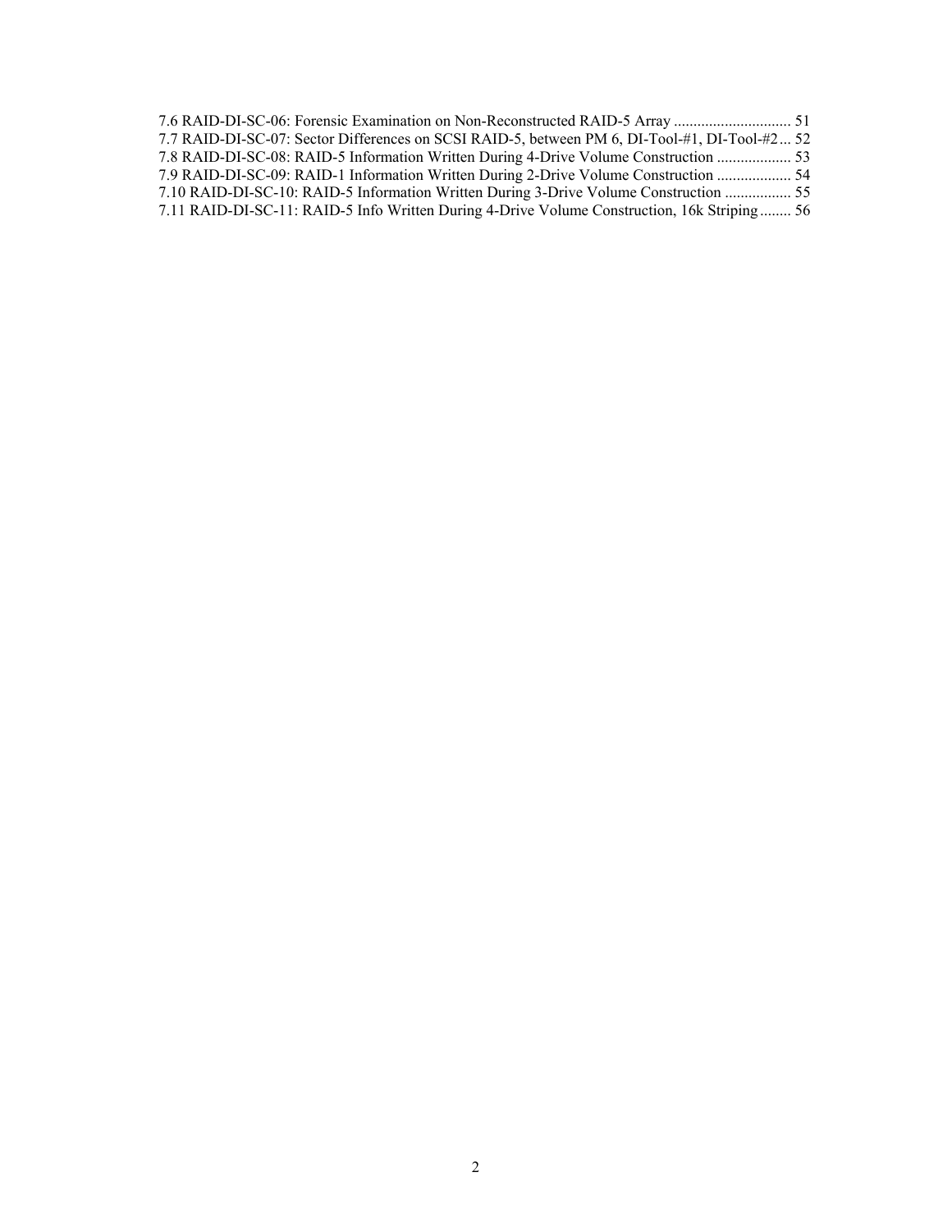7.6 RAID-DI-SC-06: Forensic Examination on Non-Reconstructed RAID-5 Array .............................. 51
7.7 RAID-DI-SC-07: Sector Differences on SCSI RAID-5, between PM 6, DI-Tool-#1, DI-Tool-#2 ... 52
7.8 RAID-DI-SC-08: RAID-5 Information Written During 4-Drive Volume Construction ................... 53
7.9 RAID-DI-SC-09: RAID-1 Information Written During 2-Drive Volume Construction ................... 54
7.10 RAID-DI-SC-10: RAID-5 Information Written During 3-Drive Volume Construction ................. 55
7.11 RAID-DI-SC-11: RAID-5 Info Written During 4-Drive Volume Construction, 16k Striping ........ 56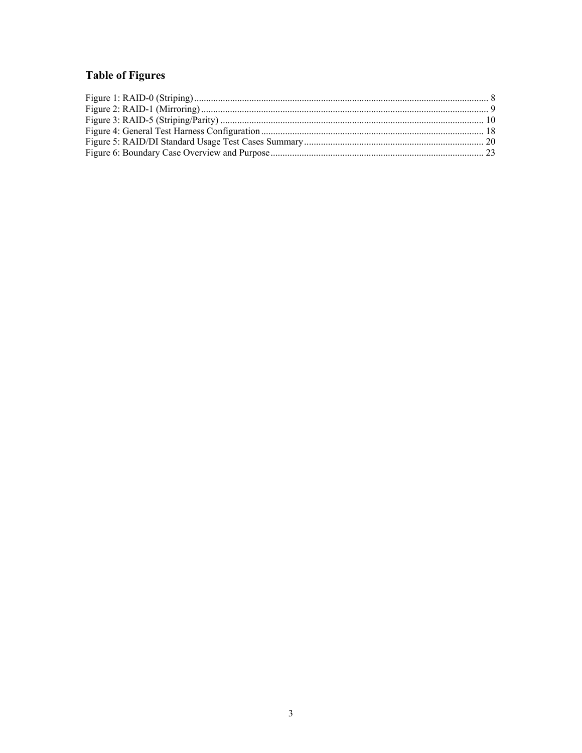## Table of Figures

Figure 1: RAID-0 (Striping) ........................................................................................................................ 8
Figure 2: RAID-1 (Mirroring) ...................................................................................................................... 9
Figure 3: RAID-5 (Striping/Parity) ............................................................................................................ 10
Figure 4: General Test Harness Configuration ............................................................................................ 18
Figure 5: RAID/DI Standard Usage Test Cases Summary .......................................................................... 20
Figure 6: Boundary Case Overview and Purpose ........................................................................................ 23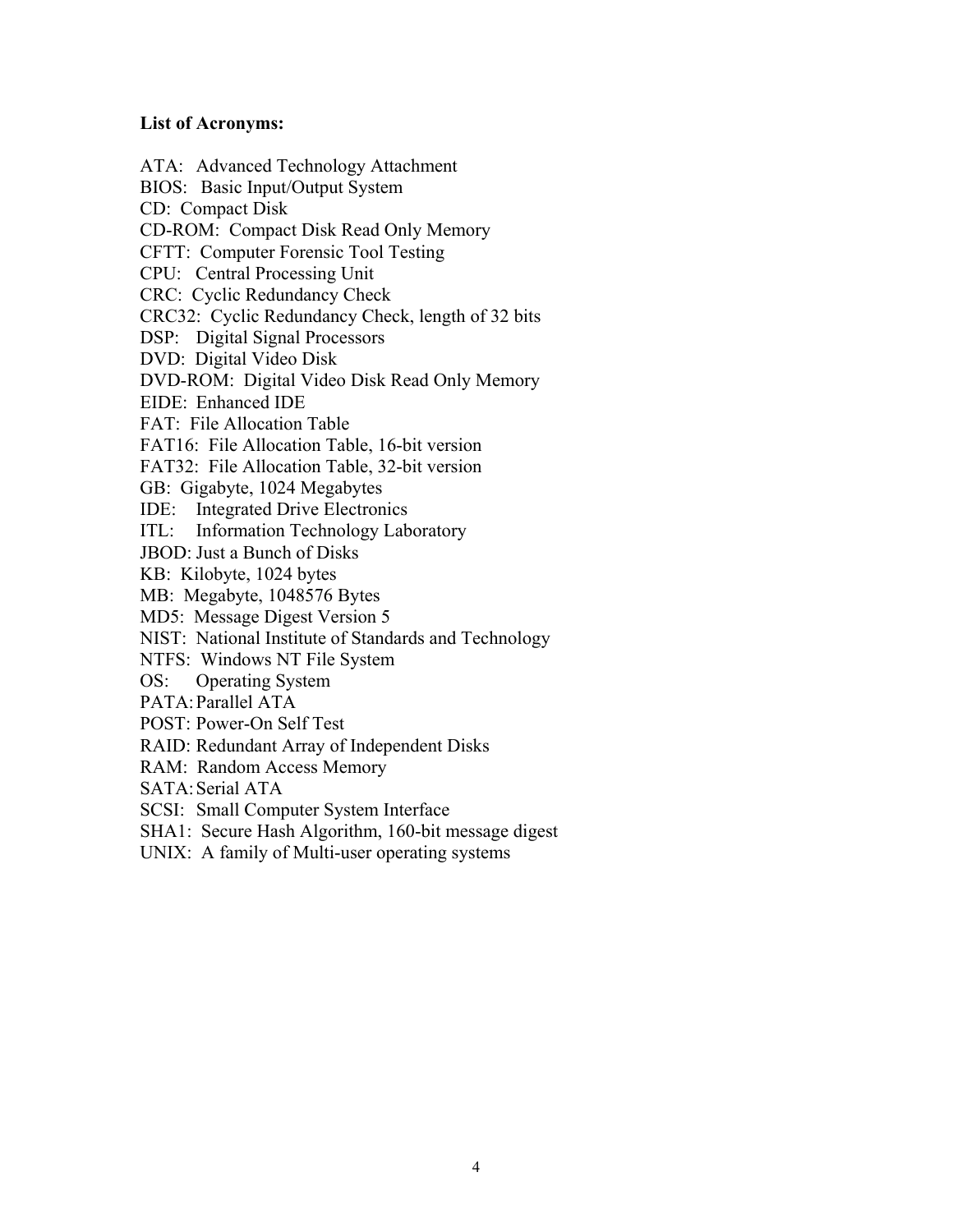**List of Acronyms:**

ATA: Advanced Technology Attachment
BIOS: Basic Input/Output System
CD: Compact Disk
CD-ROM: Compact Disk Read Only Memory
CFTT: Computer Forensic Tool Testing
CPU: Central Processing Unit
CRC: Cyclic Redundancy Check
CRC32: Cyclic Redundancy Check, length of 32 bits
DSP: Digital Signal Processors
DVD: Digital Video Disk
DVD-ROM: Digital Video Disk Read Only Memory
EIDE: Enhanced IDE
FAT: File Allocation Table
FAT16: File Allocation Table, 16-bit version
FAT32: File Allocation Table, 32-bit version
GB: Gigabyte, 1024 Megabytes
IDE: Integrated Drive Electronics
ITL: Information Technology Laboratory
JBOD: Just a Bunch of Disks
KB: Kilobyte, 1024 bytes
MB: Megabyte, 1048576 Bytes
MD5: Message Digest Version 5
NIST: National Institute of Standards and Technology
NTFS: Windows NT File System
OS: Operating System
PATA: Parallel ATA
POST: Power-On Self Test
RAID: Redundant Array of Independent Disks
RAM: Random Access Memory
SATA: Serial ATA
SCSI: Small Computer System Interface
SHA1: Secure Hash Algorithm, 160-bit message digest
UNIX: A family of Multi-user operating systems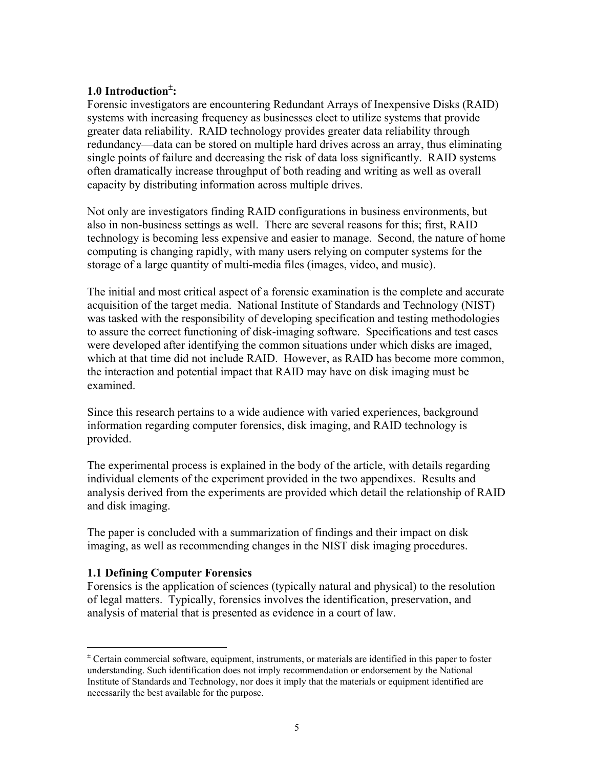## 1.0 Introduction[±]:

Forensic investigators are encountering Redundant Arrays of Inexpensive Disks (RAID) systems with increasing frequency as businesses elect to utilize systems that provide greater data reliability. RAID technology provides greater data reliability through redundancy—data can be stored on multiple hard drives across an array, thus eliminating single points of failure and decreasing the risk of data loss significantly. RAID systems often dramatically increase throughput of both reading and writing as well as overall capacity by distributing information across multiple drives.

Not only are investigators finding RAID configurations in business environments, but also in non-business settings as well. There are several reasons for this; first, RAID technology is becoming less expensive and easier to manage. Second, the nature of home computing is changing rapidly, with many users relying on computer systems for the storage of a large quantity of multi-media files (images, video, and music).

The initial and most critical aspect of a forensic examination is the complete and accurate acquisition of the target media. National Institute of Standards and Technology (NIST) was tasked with the responsibility of developing specification and testing methodologies to assure the correct functioning of disk-imaging software. Specifications and test cases were developed after identifying the common situations under which disks are imaged, which at that time did not include RAID. However, as RAID has become more common, the interaction and potential impact that RAID may have on disk imaging must be examined.

Since this research pertains to a wide audience with varied experiences, background information regarding computer forensics, disk imaging, and RAID technology is provided.

The experimental process is explained in the body of the article, with details regarding individual elements of the experiment provided in the two appendixes. Results and analysis derived from the experiments are provided which detail the relationship of RAID and disk imaging.

The paper is concluded with a summarization of findings and their impact on disk imaging, as well as recommending changes in the NIST disk imaging procedures.

### 1.1 Defining Computer Forensics

Forensics is the application of sciences (typically natural and physical) to the resolution of legal matters. Typically, forensics involves the identification, preservation, and analysis of material that is presented as evidence in a court of law.

---

[±] Certain commercial software, equipment, instruments, or materials are identified in this paper to foster understanding. Such identification does not imply recommendation or endorsement by the National Institute of Standards and Technology, nor does it imply that the materials or equipment identified are necessarily the best available for the purpose.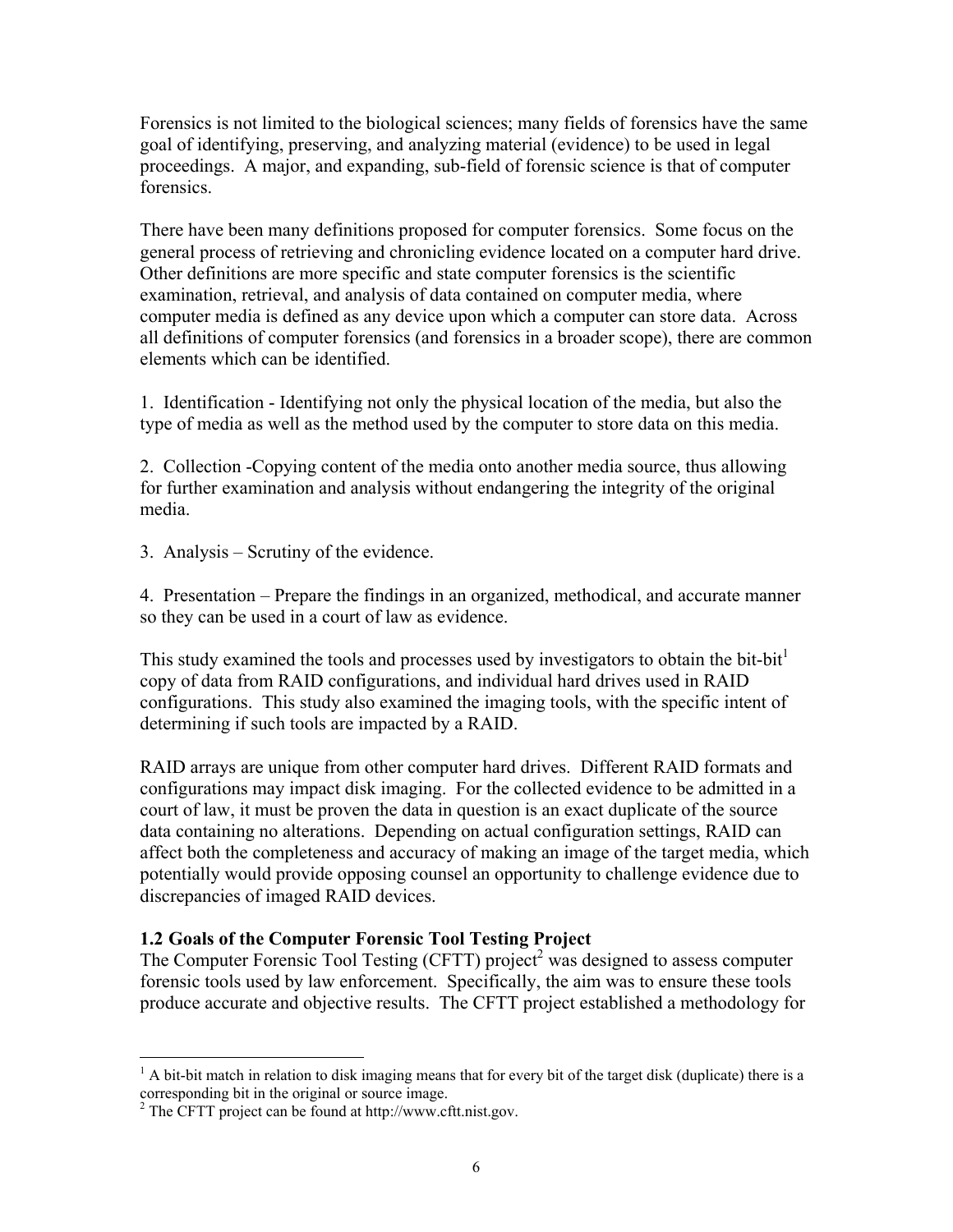Forensics is not limited to the biological sciences; many fields of forensics have the same goal of identifying, preserving, and analyzing material (evidence) to be used in legal proceedings. A major, and expanding, sub-field of forensic science is that of computer forensics.

There have been many definitions proposed for computer forensics. Some focus on the general process of retrieving and chronicling evidence located on a computer hard drive. Other definitions are more specific and state computer forensics is the scientific examination, retrieval, and analysis of data contained on computer media, where computer media is defined as any device upon which a computer can store data. Across all definitions of computer forensics (and forensics in a broader scope), there are common elements which can be identified.

1. Identification - Identifying not only the physical location of the media, but also the type of media as well as the method used by the computer to store data on this media.

2. Collection -Copying content of the media onto another media source, thus allowing for further examination and analysis without endangering the integrity of the original media.

3. Analysis – Scrutiny of the evidence.

4. Presentation – Prepare the findings in an organized, methodical, and accurate manner so they can be used in a court of law as evidence.

This study examined the tools and processes used by investigators to obtain the bit-bit[1] copy of data from RAID configurations, and individual hard drives used in RAID configurations. This study also examined the imaging tools, with the specific intent of determining if such tools are impacted by a RAID.

RAID arrays are unique from other computer hard drives. Different RAID formats and configurations may impact disk imaging. For the collected evidence to be admitted in a court of law, it must be proven the data in question is an exact duplicate of the source data containing no alterations. Depending on actual configuration settings, RAID can affect both the completeness and accuracy of making an image of the target media, which potentially would provide opposing counsel an opportunity to challenge evidence due to discrepancies of imaged RAID devices.

### 1.2 Goals of the Computer Forensic Tool Testing Project

The Computer Forensic Tool Testing (CFTT) project[2] was designed to assess computer forensic tools used by law enforcement. Specifically, the aim was to ensure these tools produce accurate and objective results. The CFTT project established a methodology for

[1] A bit-bit match in relation to disk imaging means that for every bit of the target disk (duplicate) there is a corresponding bit in the original or source image.

[2] The CFTT project can be found at http://www.cftt.nist.gov.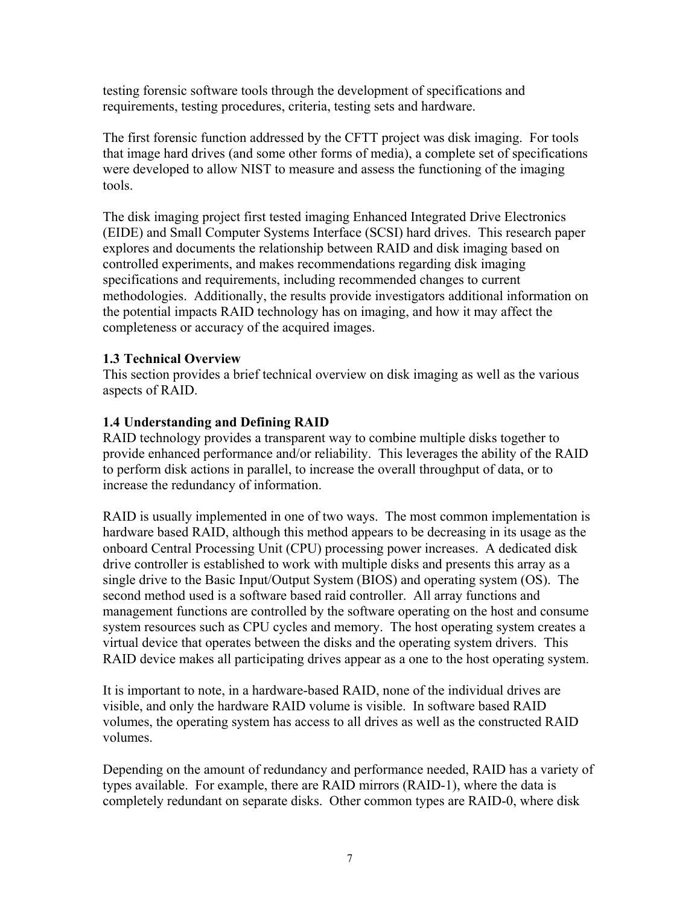testing forensic software tools through the development of specifications and requirements, testing procedures, criteria, testing sets and hardware.

The first forensic function addressed by the CFTT project was disk imaging. For tools that image hard drives (and some other forms of media), a complete set of specifications were developed to allow NIST to measure and assess the functioning of the imaging tools.

The disk imaging project first tested imaging Enhanced Integrated Drive Electronics (EIDE) and Small Computer Systems Interface (SCSI) hard drives. This research paper explores and documents the relationship between RAID and disk imaging based on controlled experiments, and makes recommendations regarding disk imaging specifications and requirements, including recommended changes to current methodologies. Additionally, the results provide investigators additional information on the potential impacts RAID technology has on imaging, and how it may affect the completeness or accuracy of the acquired images.

### 1.3 Technical Overview

This section provides a brief technical overview on disk imaging as well as the various aspects of RAID.

### 1.4 Understanding and Defining RAID

RAID technology provides a transparent way to combine multiple disks together to provide enhanced performance and/or reliability. This leverages the ability of the RAID to perform disk actions in parallel, to increase the overall throughput of data, or to increase the redundancy of information.

RAID is usually implemented in one of two ways. The most common implementation is hardware based RAID, although this method appears to be decreasing in its usage as the onboard Central Processing Unit (CPU) processing power increases. A dedicated disk drive controller is established to work with multiple disks and presents this array as a single drive to the Basic Input/Output System (BIOS) and operating system (OS). The second method used is a software based raid controller. All array functions and management functions are controlled by the software operating on the host and consume system resources such as CPU cycles and memory. The host operating system creates a virtual device that operates between the disks and the operating system drivers. This RAID device makes all participating drives appear as a one to the host operating system.

It is important to note, in a hardware-based RAID, none of the individual drives are visible, and only the hardware RAID volume is visible. In software based RAID volumes, the operating system has access to all drives as well as the constructed RAID volumes.

Depending on the amount of redundancy and performance needed, RAID has a variety of types available. For example, there are RAID mirrors (RAID-1), where the data is completely redundant on separate disks. Other common types are RAID-0, where disk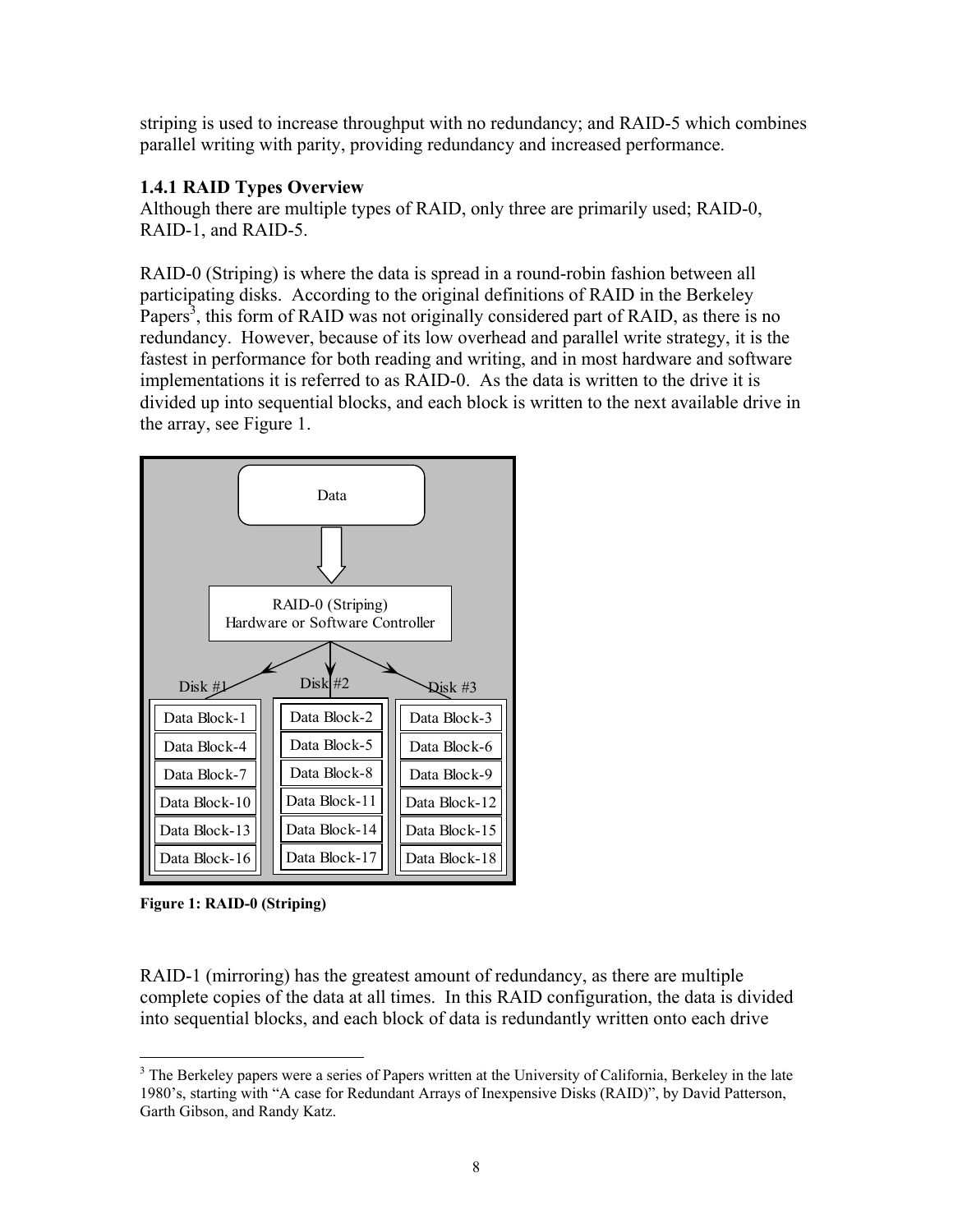striping is used to increase throughput with no redundancy; and RAID-5 which combines parallel writing with parity, providing redundancy and increased performance.

### 1.4.1 RAID Types Overview

Although there are multiple types of RAID, only three are primarily used; RAID-0, RAID-1, and RAID-5.

RAID-0 (Striping) is where the data is spread in a round-robin fashion between all participating disks. According to the original definitions of RAID in the Berkeley Papers[3], this form of RAID was not originally considered part of RAID, as there is no redundancy. However, because of its low overhead and parallel write strategy, it is the fastest in performance for both reading and writing, and in most hardware and software implementations it is referred to as RAID-0. As the data is written to the drive it is divided up into sequential blocks, and each block is written to the next available drive in the array, see Figure 1.

| Disk #1 | Disk #2 | Disk #3 |
|---|---|---|
| Data Block-1 | Data Block-2 | Data Block-3 |
| Data Block-4 | Data Block-5 | Data Block-6 |
| Data Block-7 | Data Block-8 | Data Block-9 |
| Data Block-10 | Data Block-11 | Data Block-12 |
| Data Block-13 | Data Block-14 | Data Block-15 |
| Data Block-16 | Data Block-17 | Data Block-18 |

**Figure 1: RAID-0 (Striping)**

RAID-1 (mirroring) has the greatest amount of redundancy, as there are multiple complete copies of the data at all times. In this RAID configuration, the data is divided into sequential blocks, and each block of data is redundantly written onto each drive

[3] The Berkeley papers were a series of Papers written at the University of California, Berkeley in the late 1980's, starting with "A case for Redundant Arrays of Inexpensive Disks (RAID)", by David Patterson, Garth Gibson, and Randy Katz.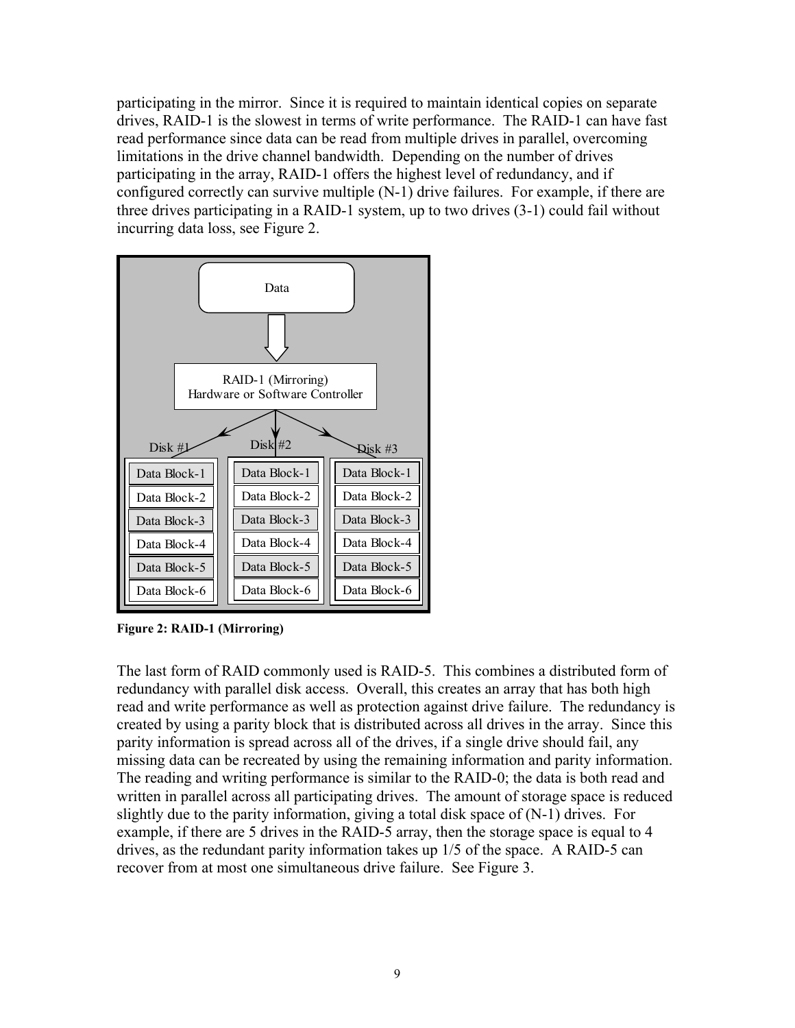participating in the mirror. Since it is required to maintain identical copies on separate drives, RAID-1 is the slowest in terms of write performance. The RAID-1 can have fast read performance since data can be read from multiple drives in parallel, overcoming limitations in the drive channel bandwidth. Depending on the number of drives participating in the array, RAID-1 offers the highest level of redundancy, and if configured correctly can survive multiple (N-1) drive failures. For example, if there are three drives participating in a RAID-1 system, up to two drives (3-1) could fail without incurring data loss, see Figure 2.

Data

RAID-1 (Mirroring)
Hardware or Software Controller

| Disk #1 | Disk #2 | Disk #3 |
| --- | --- | --- |
| Data Block-1 | Data Block-1 | Data Block-1 |
| Data Block-2 | Data Block-2 | Data Block-2 |
| Data Block-3 | Data Block-3 | Data Block-3 |
| Data Block-4 | Data Block-4 | Data Block-4 |
| Data Block-5 | Data Block-5 | Data Block-5 |
| Data Block-6 | Data Block-6 | Data Block-6 |

**Figure 2: RAID-1 (Mirroring)**

The last form of RAID commonly used is RAID-5. This combines a distributed form of redundancy with parallel disk access. Overall, this creates an array that has both high read and write performance as well as protection against drive failure. The redundancy is created by using a parity block that is distributed across all drives in the array. Since this parity information is spread across all of the drives, if a single drive should fail, any missing data can be recreated by using the remaining information and parity information. The reading and writing performance is similar to the RAID-0; the data is both read and written in parallel across all participating drives. The amount of storage space is reduced slightly due to the parity information, giving a total disk space of (N-1) drives. For example, if there are 5 drives in the RAID-5 array, then the storage space is equal to 4 drives, as the redundant parity information takes up 1/5 of the space. A RAID-5 can recover from at most one simultaneous drive failure. See Figure 3.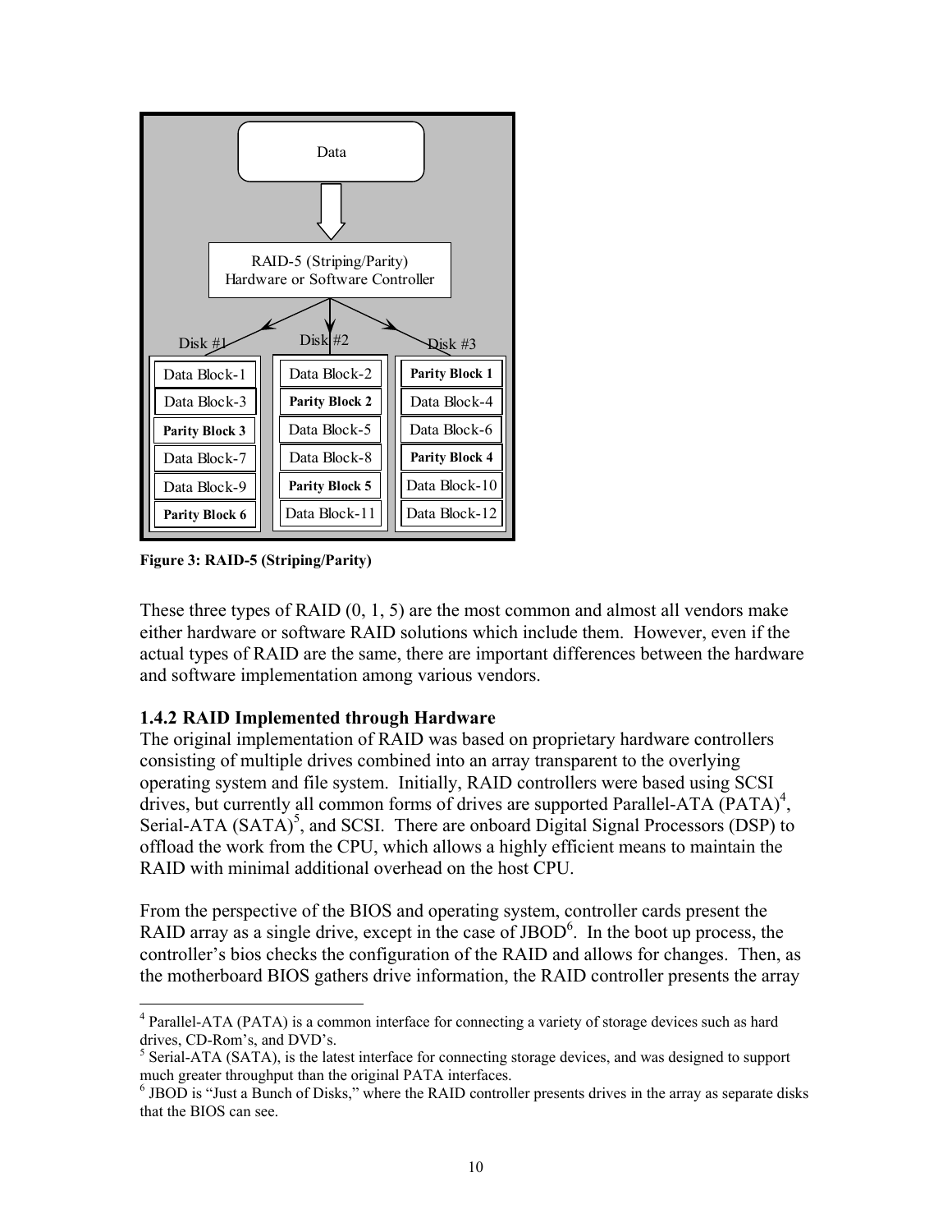Figure 3: RAID-5 (Striping/Parity)

These three types of RAID (0, 1, 5) are the most common and almost all vendors make either hardware or software RAID solutions which include them. However, even if the actual types of RAID are the same, there are important differences between the hardware and software implementation among various vendors.

### 1.4.2 RAID Implemented through Hardware

The original implementation of RAID was based on proprietary hardware controllers consisting of multiple drives combined into an array transparent to the overlying operating system and file system. Initially, RAID controllers were based using SCSI drives, but currently all common forms of drives are supported Parallel-ATA (PATA)[4], Serial-ATA (SATA)[5], and SCSI. There are onboard Digital Signal Processors (DSP) to offload the work from the CPU, which allows a highly efficient means to maintain the RAID with minimal additional overhead on the host CPU.

From the perspective of the BIOS and operating system, controller cards present the RAID array as a single drive, except in the case of JBOD[6]. In the boot up process, the controller's bios checks the configuration of the RAID and allows for changes. Then, as the motherboard BIOS gathers drive information, the RAID controller presents the array

[4] Parallel-ATA (PATA) is a common interface for connecting a variety of storage devices such as hard drives, CD-Rom's, and DVD's.

[5] Serial-ATA (SATA), is the latest interface for connecting storage devices, and was designed to support much greater throughput than the original PATA interfaces.

[6] JBOD is "Just a Bunch of Disks," where the RAID controller presents drives in the array as separate disks that the BIOS can see.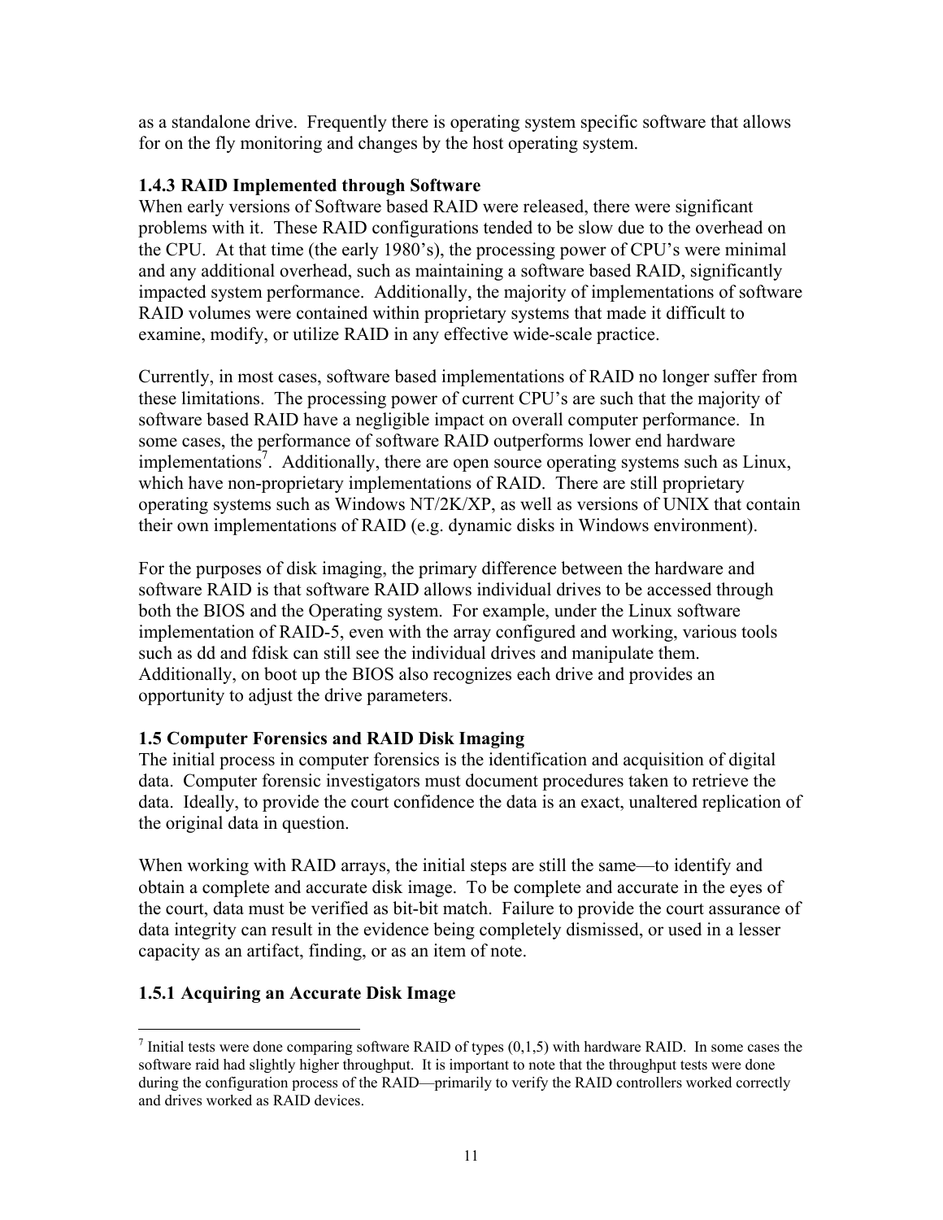as a standalone drive. Frequently there is operating system specific software that allows for on the fly monitoring and changes by the host operating system.

### 1.4.3 RAID Implemented through Software

When early versions of Software based RAID were released, there were significant problems with it. These RAID configurations tended to be slow due to the overhead on the CPU. At that time (the early 1980's), the processing power of CPU's were minimal and any additional overhead, such as maintaining a software based RAID, significantly impacted system performance. Additionally, the majority of implementations of software RAID volumes were contained within proprietary systems that made it difficult to examine, modify, or utilize RAID in any effective wide-scale practice.

Currently, in most cases, software based implementations of RAID no longer suffer from these limitations. The processing power of current CPU's are such that the majority of software based RAID have a negligible impact on overall computer performance. In some cases, the performance of software RAID outperforms lower end hardware implementations[7]. Additionally, there are open source operating systems such as Linux, which have non-proprietary implementations of RAID. There are still proprietary operating systems such as Windows NT/2K/XP, as well as versions of UNIX that contain their own implementations of RAID (e.g. dynamic disks in Windows environment).

For the purposes of disk imaging, the primary difference between the hardware and software RAID is that software RAID allows individual drives to be accessed through both the BIOS and the Operating system. For example, under the Linux software implementation of RAID-5, even with the array configured and working, various tools such as dd and fdisk can still see the individual drives and manipulate them. Additionally, on boot up the BIOS also recognizes each drive and provides an opportunity to adjust the drive parameters.

## 1.5 Computer Forensics and RAID Disk Imaging

The initial process in computer forensics is the identification and acquisition of digital data. Computer forensic investigators must document procedures taken to retrieve the data. Ideally, to provide the court confidence the data is an exact, unaltered replication of the original data in question.

When working with RAID arrays, the initial steps are still the same—to identify and obtain a complete and accurate disk image. To be complete and accurate in the eyes of the court, data must be verified as bit-bit match. Failure to provide the court assurance of data integrity can result in the evidence being completely dismissed, or used in a lesser capacity as an artifact, finding, or as an item of note.

### 1.5.1 Acquiring an Accurate Disk Image

---

[7] Initial tests were done comparing software RAID of types (0,1,5) with hardware RAID. In some cases the software raid had slightly higher throughput. It is important to note that the throughput tests were done during the configuration process of the RAID—primarily to verify the RAID controllers worked correctly and drives worked as RAID devices.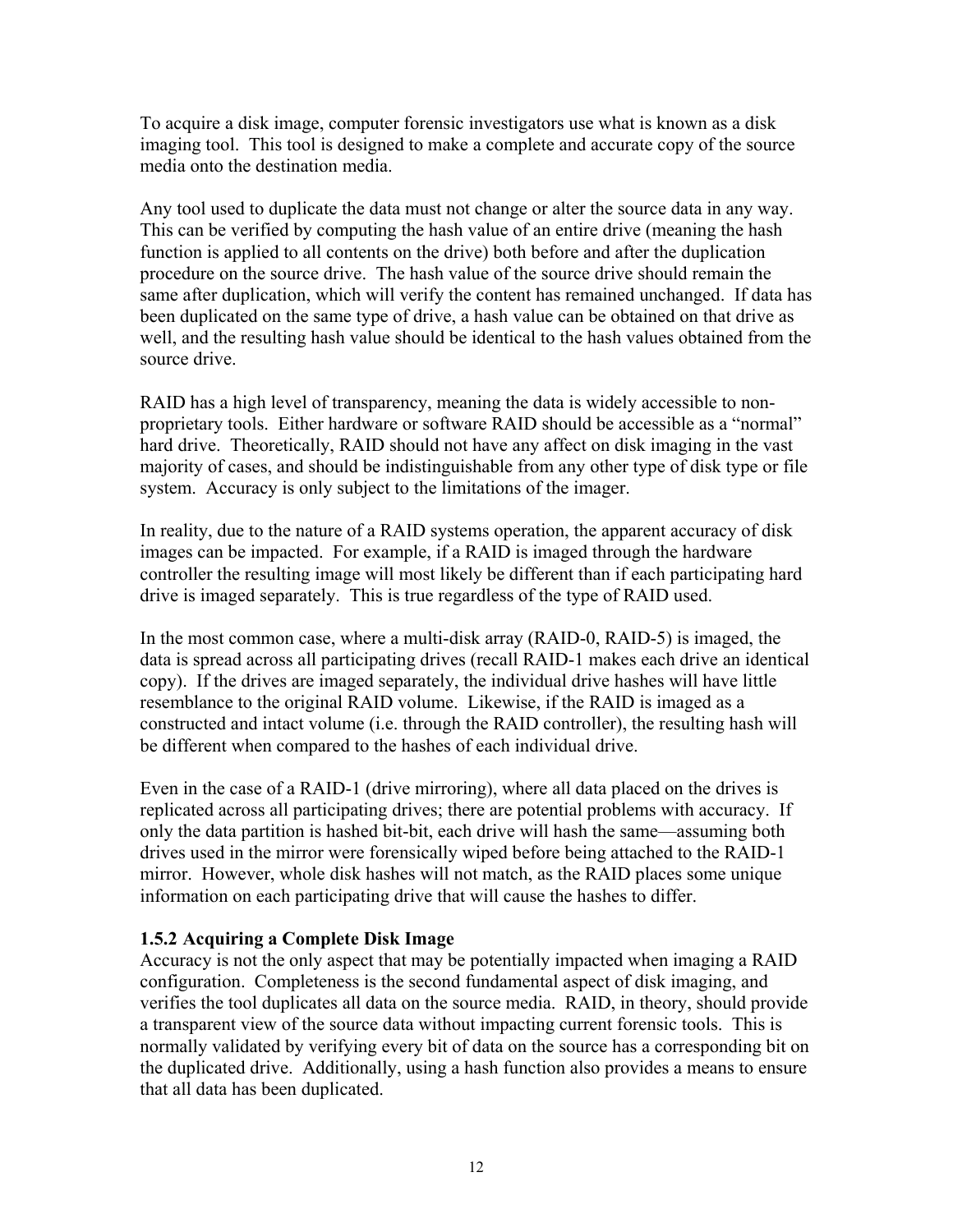To acquire a disk image, computer forensic investigators use what is known as a disk imaging tool. This tool is designed to make a complete and accurate copy of the source media onto the destination media.

Any tool used to duplicate the data must not change or alter the source data in any way. This can be verified by computing the hash value of an entire drive (meaning the hash function is applied to all contents on the drive) both before and after the duplication procedure on the source drive. The hash value of the source drive should remain the same after duplication, which will verify the content has remained unchanged. If data has been duplicated on the same type of drive, a hash value can be obtained on that drive as well, and the resulting hash value should be identical to the hash values obtained from the source drive.

RAID has a high level of transparency, meaning the data is widely accessible to non-proprietary tools. Either hardware or software RAID should be accessible as a "normal" hard drive. Theoretically, RAID should not have any affect on disk imaging in the vast majority of cases, and should be indistinguishable from any other type of disk type or file system. Accuracy is only subject to the limitations of the imager.

In reality, due to the nature of a RAID systems operation, the apparent accuracy of disk images can be impacted. For example, if a RAID is imaged through the hardware controller the resulting image will most likely be different than if each participating hard drive is imaged separately. This is true regardless of the type of RAID used.

In the most common case, where a multi-disk array (RAID-0, RAID-5) is imaged, the data is spread across all participating drives (recall RAID-1 makes each drive an identical copy). If the drives are imaged separately, the individual drive hashes will have little resemblance to the original RAID volume. Likewise, if the RAID is imaged as a constructed and intact volume (i.e. through the RAID controller), the resulting hash will be different when compared to the hashes of each individual drive.

Even in the case of a RAID-1 (drive mirroring), where all data placed on the drives is replicated across all participating drives; there are potential problems with accuracy. If only the data partition is hashed bit-bit, each drive will hash the same—assuming both drives used in the mirror were forensically wiped before being attached to the RAID-1 mirror. However, whole disk hashes will not match, as the RAID places some unique information on each participating drive that will cause the hashes to differ.

### 1.5.2 Acquiring a Complete Disk Image

Accuracy is not the only aspect that may be potentially impacted when imaging a RAID configuration. Completeness is the second fundamental aspect of disk imaging, and verifies the tool duplicates all data on the source media. RAID, in theory, should provide a transparent view of the source data without impacting current forensic tools. This is normally validated by verifying every bit of data on the source has a corresponding bit on the duplicated drive. Additionally, using a hash function also provides a means to ensure that all data has been duplicated.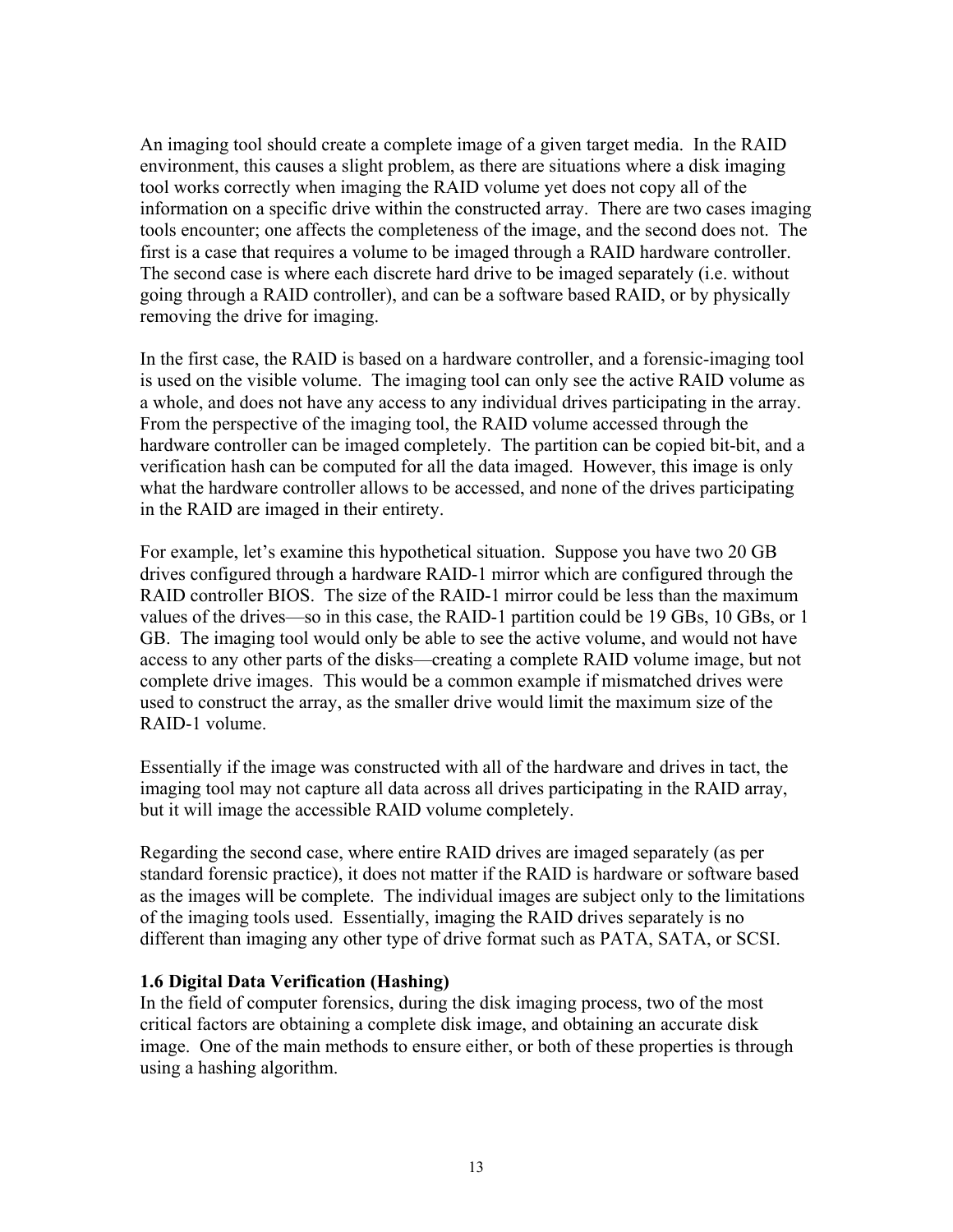An imaging tool should create a complete image of a given target media. In the RAID environment, this causes a slight problem, as there are situations where a disk imaging tool works correctly when imaging the RAID volume yet does not copy all of the information on a specific drive within the constructed array. There are two cases imaging tools encounter; one affects the completeness of the image, and the second does not. The first is a case that requires a volume to be imaged through a RAID hardware controller. The second case is where each discrete hard drive to be imaged separately (i.e. without going through a RAID controller), and can be a software based RAID, or by physically removing the drive for imaging.

In the first case, the RAID is based on a hardware controller, and a forensic-imaging tool is used on the visible volume. The imaging tool can only see the active RAID volume as a whole, and does not have any access to any individual drives participating in the array. From the perspective of the imaging tool, the RAID volume accessed through the hardware controller can be imaged completely. The partition can be copied bit-bit, and a verification hash can be computed for all the data imaged. However, this image is only what the hardware controller allows to be accessed, and none of the drives participating in the RAID are imaged in their entirety.

For example, let's examine this hypothetical situation. Suppose you have two 20 GB drives configured through a hardware RAID-1 mirror which are configured through the RAID controller BIOS. The size of the RAID-1 mirror could be less than the maximum values of the drives—so in this case, the RAID-1 partition could be 19 GBs, 10 GBs, or 1 GB. The imaging tool would only be able to see the active volume, and would not have access to any other parts of the disks—creating a complete RAID volume image, but not complete drive images. This would be a common example if mismatched drives were used to construct the array, as the smaller drive would limit the maximum size of the RAID-1 volume.

Essentially if the image was constructed with all of the hardware and drives in tact, the imaging tool may not capture all data across all drives participating in the RAID array, but it will image the accessible RAID volume completely.

Regarding the second case, where entire RAID drives are imaged separately (as per standard forensic practice), it does not matter if the RAID is hardware or software based as the images will be complete. The individual images are subject only to the limitations of the imaging tools used. Essentially, imaging the RAID drives separately is no different than imaging any other type of drive format such as PATA, SATA, or SCSI.

### 1.6 Digital Data Verification (Hashing)

In the field of computer forensics, during the disk imaging process, two of the most critical factors are obtaining a complete disk image, and obtaining an accurate disk image. One of the main methods to ensure either, or both of these properties is through using a hashing algorithm.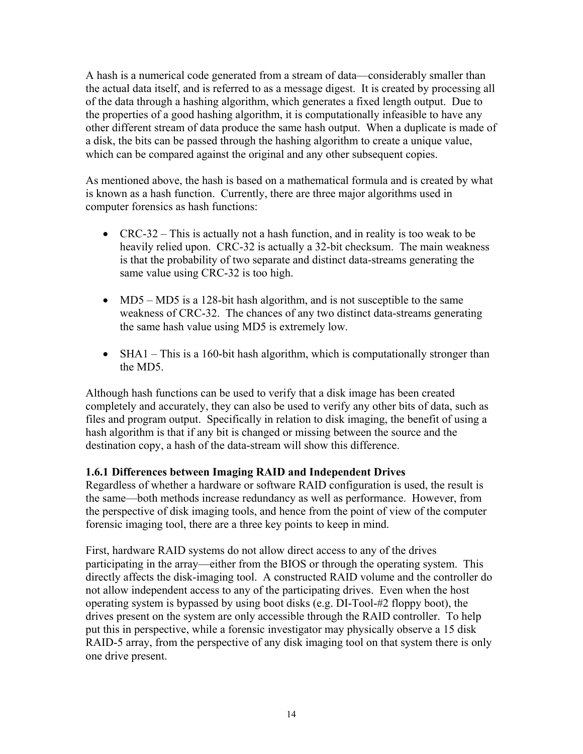A hash is a numerical code generated from a stream of data—considerably smaller than the actual data itself, and is referred to as a message digest. It is created by processing all of the data through a hashing algorithm, which generates a fixed length output. Due to the properties of a good hashing algorithm, it is computationally infeasible to have any other different stream of data produce the same hash output. When a duplicate is made of a disk, the bits can be passed through the hashing algorithm to create a unique value, which can be compared against the original and any other subsequent copies.

As mentioned above, the hash is based on a mathematical formula and is created by what is known as a hash function. Currently, there are three major algorithms used in computer forensics as hash functions:

- CRC-32 – This is actually not a hash function, and in reality is too weak to be heavily relied upon. CRC-32 is actually a 32-bit checksum. The main weakness is that the probability of two separate and distinct data-streams generating the same value using CRC-32 is too high.

- MD5 – MD5 is a 128-bit hash algorithm, and is not susceptible to the same weakness of CRC-32. The chances of any two distinct data-streams generating the same hash value using MD5 is extremely low.

- SHA1 – This is a 160-bit hash algorithm, which is computationally stronger than the MD5.

Although hash functions can be used to verify that a disk image has been created completely and accurately, they can also be used to verify any other bits of data, such as files and program output. Specifically in relation to disk imaging, the benefit of using a hash algorithm is that if any bit is changed or missing between the source and the destination copy, a hash of the data-stream will show this difference.

### 1.6.1 Differences between Imaging RAID and Independent Drives

Regardless of whether a hardware or software RAID configuration is used, the result is the same—both methods increase redundancy as well as performance. However, from the perspective of disk imaging tools, and hence from the point of view of the computer forensic imaging tool, there are a three key points to keep in mind.

First, hardware RAID systems do not allow direct access to any of the drives participating in the array—either from the BIOS or through the operating system. This directly affects the disk-imaging tool. A constructed RAID volume and the controller do not allow independent access to any of the participating drives. Even when the host operating system is bypassed by using boot disks (e.g. DI-Tool-#2 floppy boot), the drives present on the system are only accessible through the RAID controller. To help put this in perspective, while a forensic investigator may physically observe a 15 disk RAID-5 array, from the perspective of any disk imaging tool on that system there is only one drive present.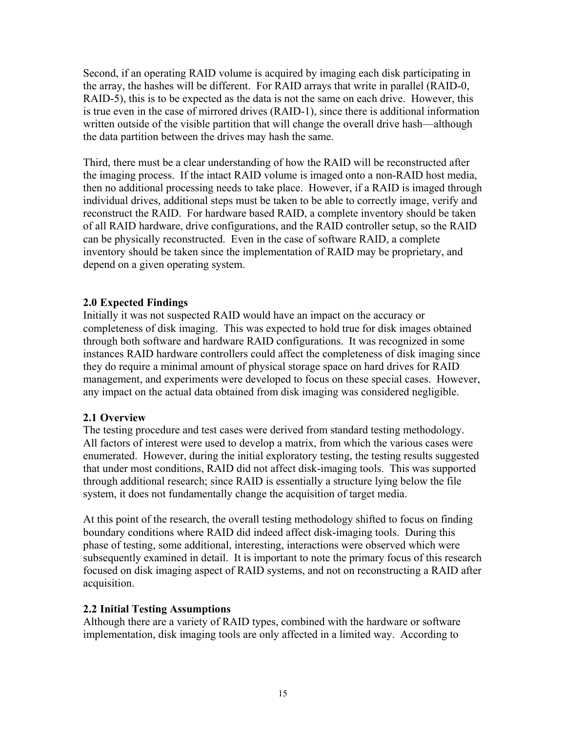Second, if an operating RAID volume is acquired by imaging each disk participating in the array, the hashes will be different. For RAID arrays that write in parallel (RAID-0, RAID-5), this is to be expected as the data is not the same on each drive. However, this is true even in the case of mirrored drives (RAID-1), since there is additional information written outside of the visible partition that will change the overall drive hash—although the data partition between the drives may hash the same.

Third, there must be a clear understanding of how the RAID will be reconstructed after the imaging process. If the intact RAID volume is imaged onto a non-RAID host media, then no additional processing needs to take place. However, if a RAID is imaged through individual drives, additional steps must be taken to be able to correctly image, verify and reconstruct the RAID. For hardware based RAID, a complete inventory should be taken of all RAID hardware, drive configurations, and the RAID controller setup, so the RAID can be physically reconstructed. Even in the case of software RAID, a complete inventory should be taken since the implementation of RAID may be proprietary, and depend on a given operating system.

## 2.0 Expected Findings

Initially it was not suspected RAID would have an impact on the accuracy or completeness of disk imaging. This was expected to hold true for disk images obtained through both software and hardware RAID configurations. It was recognized in some instances RAID hardware controllers could affect the completeness of disk imaging since they do require a minimal amount of physical storage space on hard drives for RAID management, and experiments were developed to focus on these special cases. However, any impact on the actual data obtained from disk imaging was considered negligible.

### 2.1 Overview

The testing procedure and test cases were derived from standard testing methodology. All factors of interest were used to develop a matrix, from which the various cases were enumerated. However, during the initial exploratory testing, the testing results suggested that under most conditions, RAID did not affect disk-imaging tools. This was supported through additional research; since RAID is essentially a structure lying below the file system, it does not fundamentally change the acquisition of target media.

At this point of the research, the overall testing methodology shifted to focus on finding boundary conditions where RAID did indeed affect disk-imaging tools. During this phase of testing, some additional, interesting, interactions were observed which were subsequently examined in detail. It is important to note the primary focus of this research focused on disk imaging aspect of RAID systems, and not on reconstructing a RAID after acquisition.

### 2.2 Initial Testing Assumptions

Although there are a variety of RAID types, combined with the hardware or software implementation, disk imaging tools are only affected in a limited way. According to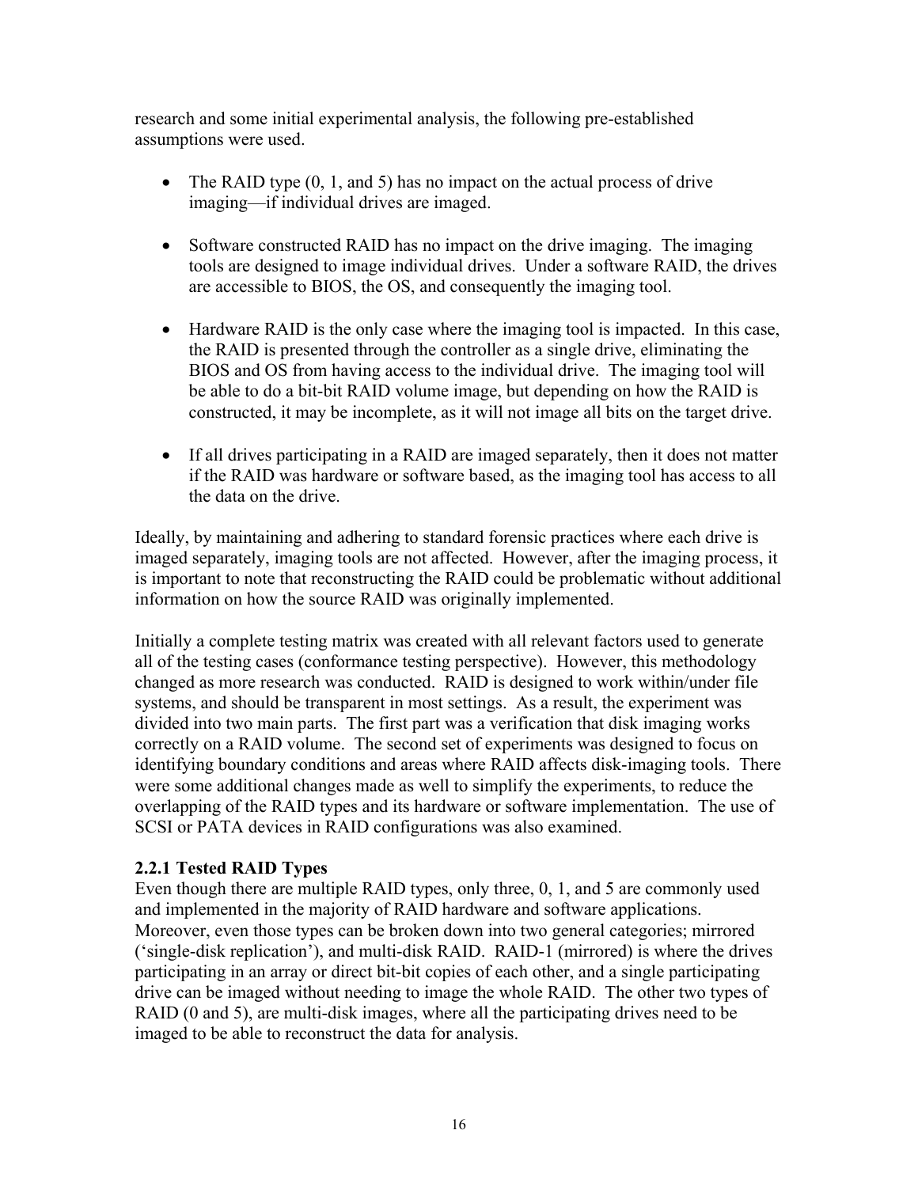research and some initial experimental analysis, the following pre-established assumptions were used.

- The RAID type (0, 1, and 5) has no impact on the actual process of drive imaging—if individual drives are imaged.
- Software constructed RAID has no impact on the drive imaging. The imaging tools are designed to image individual drives. Under a software RAID, the drives are accessible to BIOS, the OS, and consequently the imaging tool.
- Hardware RAID is the only case where the imaging tool is impacted. In this case, the RAID is presented through the controller as a single drive, eliminating the BIOS and OS from having access to the individual drive. The imaging tool will be able to do a bit-bit RAID volume image, but depending on how the RAID is constructed, it may be incomplete, as it will not image all bits on the target drive.
- If all drives participating in a RAID are imaged separately, then it does not matter if the RAID was hardware or software based, as the imaging tool has access to all the data on the drive.

Ideally, by maintaining and adhering to standard forensic practices where each drive is imaged separately, imaging tools are not affected. However, after the imaging process, it is important to note that reconstructing the RAID could be problematic without additional information on how the source RAID was originally implemented.

Initially a complete testing matrix was created with all relevant factors used to generate all of the testing cases (conformance testing perspective). However, this methodology changed as more research was conducted. RAID is designed to work within/under file systems, and should be transparent in most settings. As a result, the experiment was divided into two main parts. The first part was a verification that disk imaging works correctly on a RAID volume. The second set of experiments was designed to focus on identifying boundary conditions and areas where RAID affects disk-imaging tools. There were some additional changes made as well to simplify the experiments, to reduce the overlapping of the RAID types and its hardware or software implementation. The use of SCSI or PATA devices in RAID configurations was also examined.

### 2.2.1 Tested RAID Types

Even though there are multiple RAID types, only three, 0, 1, and 5 are commonly used and implemented in the majority of RAID hardware and software applications. Moreover, even those types can be broken down into two general categories; mirrored ('single-disk replication'), and multi-disk RAID. RAID-1 (mirrored) is where the drives participating in an array or direct bit-bit copies of each other, and a single participating drive can be imaged without needing to image the whole RAID. The other two types of RAID (0 and 5), are multi-disk images, where all the participating drives need to be imaged to be able to reconstruct the data for analysis.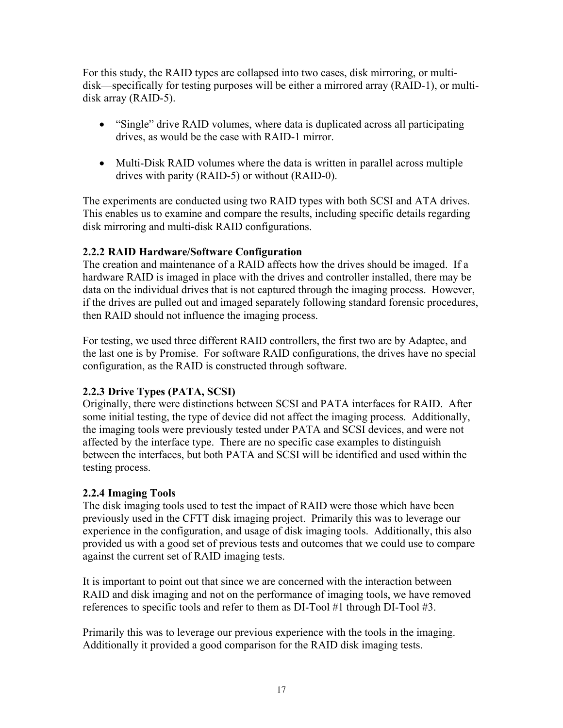For this study, the RAID types are collapsed into two cases, disk mirroring, or multi-disk—specifically for testing purposes will be either a mirrored array (RAID-1), or multi-disk array (RAID-5).

- "Single" drive RAID volumes, where data is duplicated across all participating drives, as would be the case with RAID-1 mirror.
- Multi-Disk RAID volumes where the data is written in parallel across multiple drives with parity (RAID-5) or without (RAID-0).

The experiments are conducted using two RAID types with both SCSI and ATA drives. This enables us to examine and compare the results, including specific details regarding disk mirroring and multi-disk RAID configurations.

### 2.2.2 RAID Hardware/Software Configuration

The creation and maintenance of a RAID affects how the drives should be imaged. If a hardware RAID is imaged in place with the drives and controller installed, there may be data on the individual drives that is not captured through the imaging process. However, if the drives are pulled out and imaged separately following standard forensic procedures, then RAID should not influence the imaging process.

For testing, we used three different RAID controllers, the first two are by Adaptec, and the last one is by Promise. For software RAID configurations, the drives have no special configuration, as the RAID is constructed through software.

### 2.2.3 Drive Types (PATA, SCSI)

Originally, there were distinctions between SCSI and PATA interfaces for RAID. After some initial testing, the type of device did not affect the imaging process. Additionally, the imaging tools were previously tested under PATA and SCSI devices, and were not affected by the interface type. There are no specific case examples to distinguish between the interfaces, but both PATA and SCSI will be identified and used within the testing process.

### 2.2.4 Imaging Tools

The disk imaging tools used to test the impact of RAID were those which have been previously used in the CFTT disk imaging project. Primarily this was to leverage our experience in the configuration, and usage of disk imaging tools. Additionally, this also provided us with a good set of previous tests and outcomes that we could use to compare against the current set of RAID imaging tests.

It is important to point out that since we are concerned with the interaction between RAID and disk imaging and not on the performance of imaging tools, we have removed references to specific tools and refer to them as DI-Tool #1 through DI-Tool #3.

Primarily this was to leverage our previous experience with the tools in the imaging. Additionally it provided a good comparison for the RAID disk imaging tests.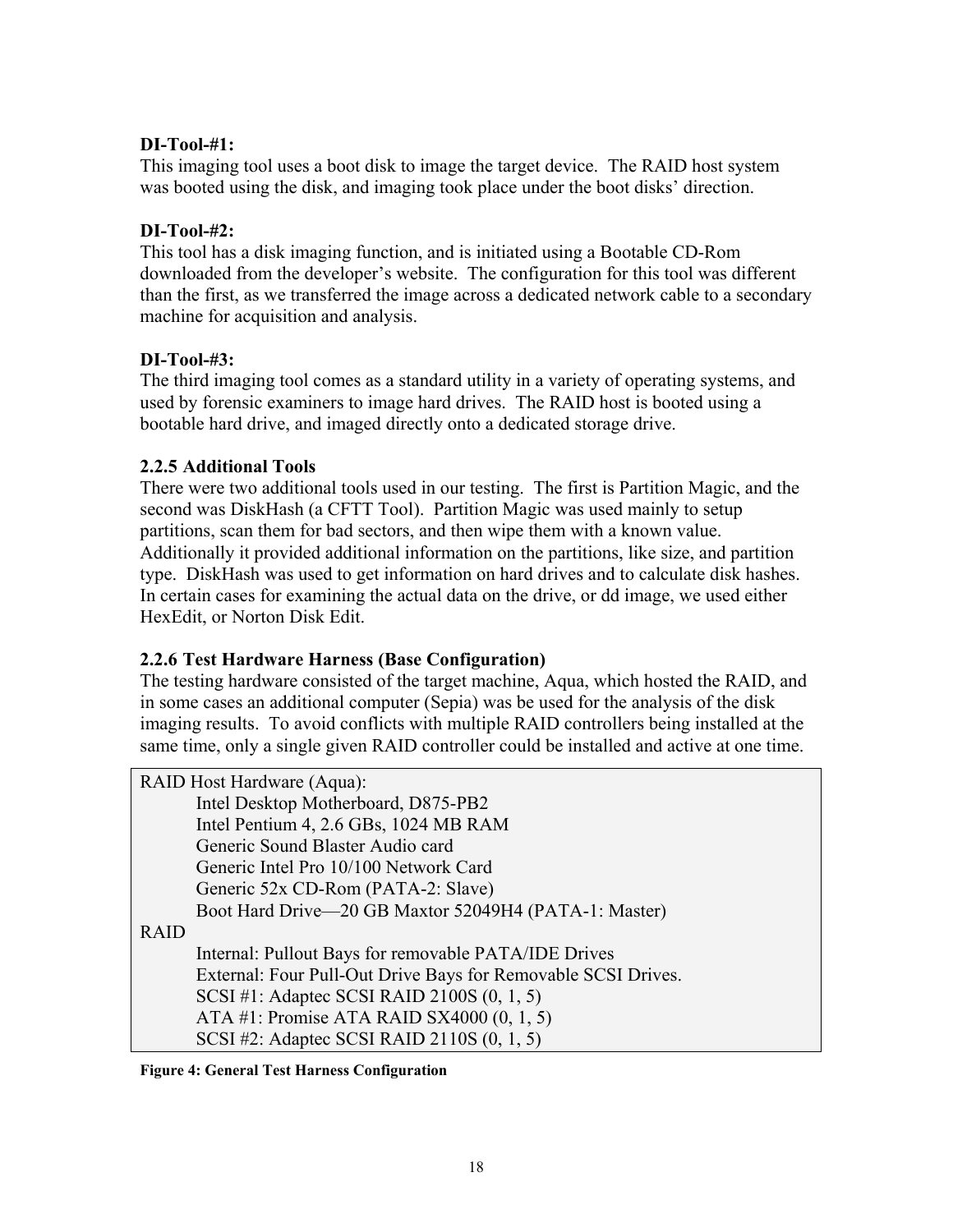**DI-Tool-#1:**
This imaging tool uses a boot disk to image the target device. The RAID host system was booted using the disk, and imaging took place under the boot disks' direction.

**DI-Tool-#2:**
This tool has a disk imaging function, and is initiated using a Bootable CD-Rom downloaded from the developer's website. The configuration for this tool was different than the first, as we transferred the image across a dedicated network cable to a secondary machine for acquisition and analysis.

**DI-Tool-#3:**
The third imaging tool comes as a standard utility in a variety of operating systems, and used by forensic examiners to image hard drives. The RAID host is booted using a bootable hard drive, and imaged directly onto a dedicated storage drive.

### 2.2.5 Additional Tools

There were two additional tools used in our testing. The first is Partition Magic, and the second was DiskHash (a CFTT Tool). Partition Magic was used mainly to setup partitions, scan them for bad sectors, and then wipe them with a known value. Additionally it provided additional information on the partitions, like size, and partition type. DiskHash was used to get information on hard drives and to calculate disk hashes. In certain cases for examining the actual data on the drive, or dd image, we used either HexEdit, or Norton Disk Edit.

### 2.2.6 Test Hardware Harness (Base Configuration)

The testing hardware consisted of the target machine, Aqua, which hosted the RAID, and in some cases an additional computer (Sepia) was be used for the analysis of the disk imaging results. To avoid conflicts with multiple RAID controllers being installed at the same time, only a single given RAID controller could be installed and active at one time.

RAID Host Hardware (Aqua):
- Intel Desktop Motherboard, D875-PB2
- Intel Pentium 4, 2.6 GBs, 1024 MB RAM
- Generic Sound Blaster Audio card
- Generic Intel Pro 10/100 Network Card
- Generic 52x CD-Rom (PATA-2: Slave)
- Boot Hard Drive—20 GB Maxtor 52049H4 (PATA-1: Master)

RAID
- Internal: Pullout Bays for removable PATA/IDE Drives
- External: Four Pull-Out Drive Bays for Removable SCSI Drives.
- SCSI #1: Adaptec SCSI RAID 2100S (0, 1, 5)
- ATA #1: Promise ATA RAID SX4000 (0, 1, 5)
- SCSI #2: Adaptec SCSI RAID 2110S (0, 1, 5)

**Figure 4: General Test Harness Configuration**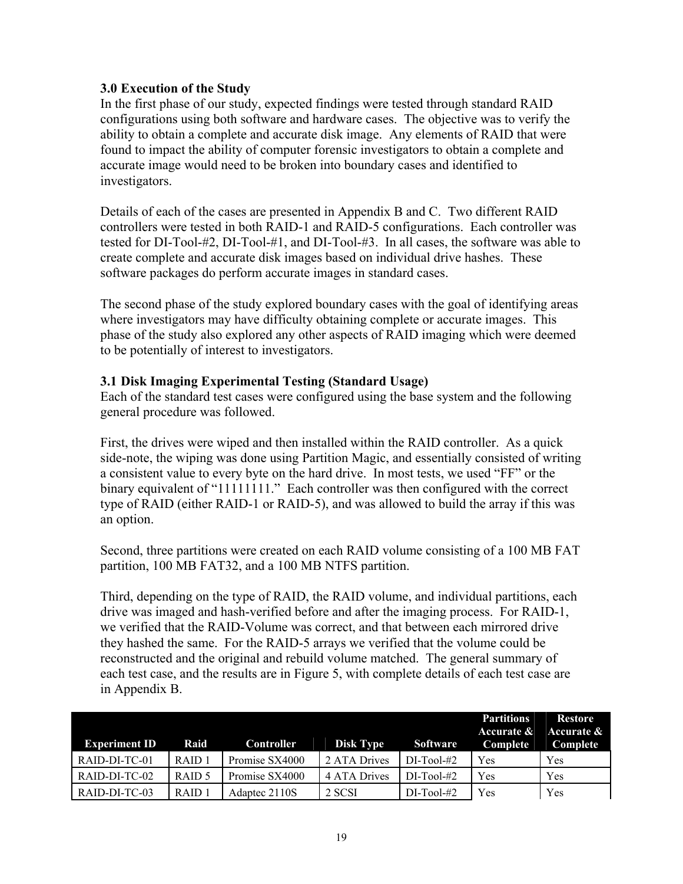### 3.0 Execution of the Study

In the first phase of our study, expected findings were tested through standard RAID configurations using both software and hardware cases. The objective was to verify the ability to obtain a complete and accurate disk image. Any elements of RAID that were found to impact the ability of computer forensic investigators to obtain a complete and accurate image would need to be broken into boundary cases and identified to investigators.

Details of each of the cases are presented in Appendix B and C. Two different RAID controllers were tested in both RAID-1 and RAID-5 configurations. Each controller was tested for DI-Tool-#2, DI-Tool-#1, and DI-Tool-#3. In all cases, the software was able to create complete and accurate disk images based on individual drive hashes. These software packages do perform accurate images in standard cases.

The second phase of the study explored boundary cases with the goal of identifying areas where investigators may have difficulty obtaining complete or accurate images. This phase of the study also explored any other aspects of RAID imaging which were deemed to be potentially of interest to investigators.

### 3.1 Disk Imaging Experimental Testing (Standard Usage)

Each of the standard test cases were configured using the base system and the following general procedure was followed.

First, the drives were wiped and then installed within the RAID controller. As a quick side-note, the wiping was done using Partition Magic, and essentially consisted of writing a consistent value to every byte on the hard drive. In most tests, we used "FF" or the binary equivalent of "11111111." Each controller was then configured with the correct type of RAID (either RAID-1 or RAID-5), and was allowed to build the array if this was an option.

Second, three partitions were created on each RAID volume consisting of a 100 MB FAT partition, 100 MB FAT32, and a 100 MB NTFS partition.

Third, depending on the type of RAID, the RAID volume, and individual partitions, each drive was imaged and hash-verified before and after the imaging process. For RAID-1, we verified that the RAID-Volume was correct, and that between each mirrored drive they hashed the same. For the RAID-5 arrays we verified that the volume could be reconstructed and the original and rebuild volume matched. The general summary of each test case, and the results are in Figure 5, with complete details of each test case are in Appendix B.

| Experiment ID | Raid | Controller | Disk Type | Software | Partitions Accurate & Complete | Restore Accurate & Complete |
|---|---|---|---|---|---|---|
| RAID-DI-TC-01 | RAID 1 | Promise SX4000 | 2 ATA Drives | DI-Tool-#2 | Yes | Yes |
| RAID-DI-TC-02 | RAID 5 | Promise SX4000 | 4 ATA Drives | DI-Tool-#2 | Yes | Yes |
| RAID-DI-TC-03 | RAID 1 | Adaptec 2110S | 2 SCSI | DI-Tool-#2 | Yes | Yes |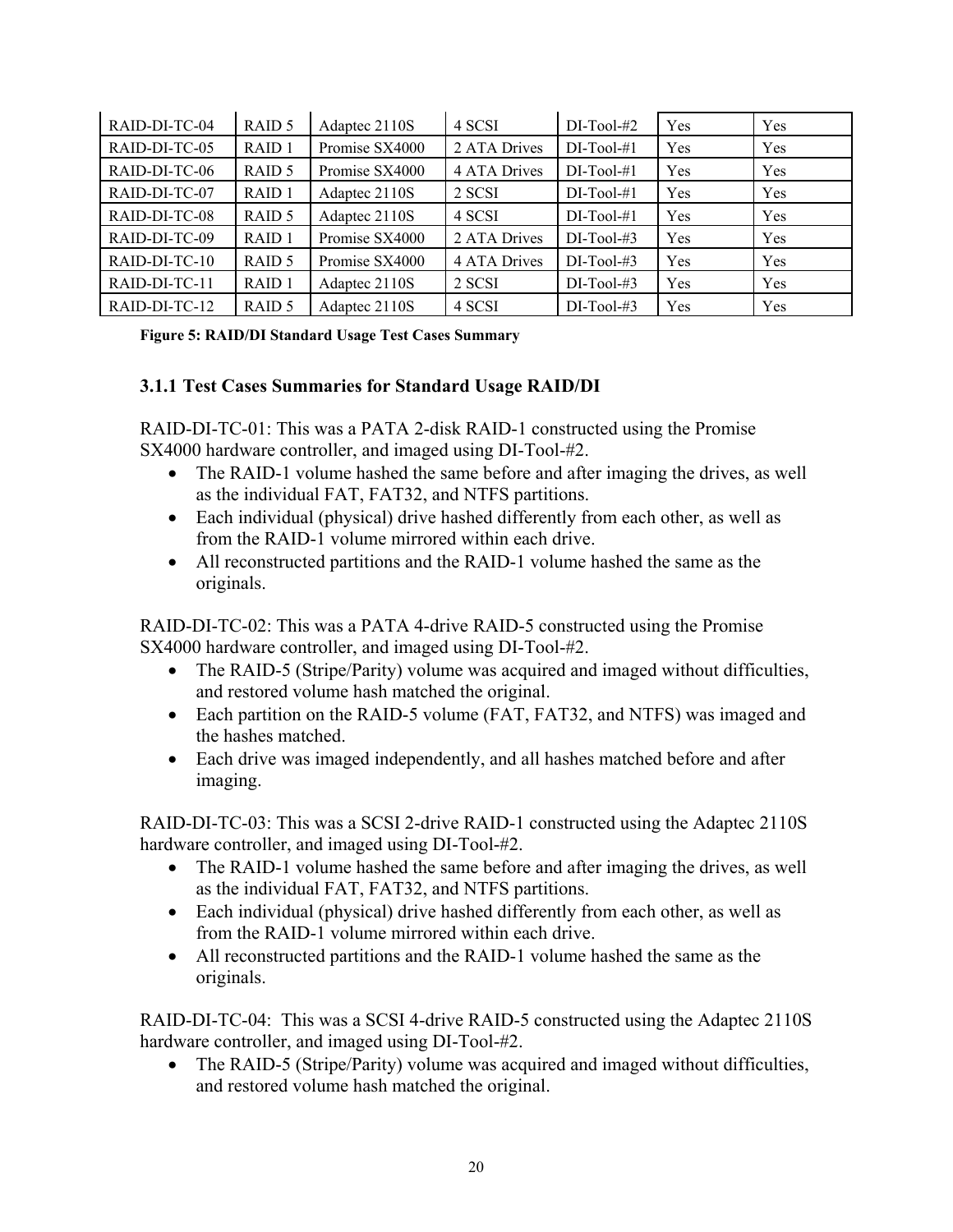| RAID-DI-TC-04 | RAID 5 | Adaptec 2110S | 4 SCSI | DI-Tool-#2 | Yes | Yes |
|---|---|---|---|---|---|---|
| RAID-DI-TC-05 | RAID 1 | Promise SX4000 | 2 ATA Drives | DI-Tool-#1 | Yes | Yes |
| RAID-DI-TC-06 | RAID 5 | Promise SX4000 | 4 ATA Drives | DI-Tool-#1 | Yes | Yes |
| RAID-DI-TC-07 | RAID 1 | Adaptec 2110S | 2 SCSI | DI-Tool-#1 | Yes | Yes |
| RAID-DI-TC-08 | RAID 5 | Adaptec 2110S | 4 SCSI | DI-Tool-#1 | Yes | Yes |
| RAID-DI-TC-09 | RAID 1 | Promise SX4000 | 2 ATA Drives | DI-Tool-#3 | Yes | Yes |
| RAID-DI-TC-10 | RAID 5 | Promise SX4000 | 4 ATA Drives | DI-Tool-#3 | Yes | Yes |
| RAID-DI-TC-11 | RAID 1 | Adaptec 2110S | 2 SCSI | DI-Tool-#3 | Yes | Yes |
| RAID-DI-TC-12 | RAID 5 | Adaptec 2110S | 4 SCSI | DI-Tool-#3 | Yes | Yes |

**Figure 5: RAID/DI Standard Usage Test Cases Summary**

### 3.1.1 Test Cases Summaries for Standard Usage RAID/DI

RAID-DI-TC-01: This was a PATA 2-disk RAID-1 constructed using the Promise SX4000 hardware controller, and imaged using DI-Tool-#2.

- The RAID-1 volume hashed the same before and after imaging the drives, as well as the individual FAT, FAT32, and NTFS partitions.
- Each individual (physical) drive hashed differently from each other, as well as from the RAID-1 volume mirrored within each drive.
- All reconstructed partitions and the RAID-1 volume hashed the same as the originals.

RAID-DI-TC-02: This was a PATA 4-drive RAID-5 constructed using the Promise SX4000 hardware controller, and imaged using DI-Tool-#2.

- The RAID-5 (Stripe/Parity) volume was acquired and imaged without difficulties, and restored volume hash matched the original.
- Each partition on the RAID-5 volume (FAT, FAT32, and NTFS) was imaged and the hashes matched.
- Each drive was imaged independently, and all hashes matched before and after imaging.

RAID-DI-TC-03: This was a SCSI 2-drive RAID-1 constructed using the Adaptec 2110S hardware controller, and imaged using DI-Tool-#2.

- The RAID-1 volume hashed the same before and after imaging the drives, as well as the individual FAT, FAT32, and NTFS partitions.
- Each individual (physical) drive hashed differently from each other, as well as from the RAID-1 volume mirrored within each drive.
- All reconstructed partitions and the RAID-1 volume hashed the same as the originals.

RAID-DI-TC-04: This was a SCSI 4-drive RAID-5 constructed using the Adaptec 2110S hardware controller, and imaged using DI-Tool-#2.

- The RAID-5 (Stripe/Parity) volume was acquired and imaged without difficulties, and restored volume hash matched the original.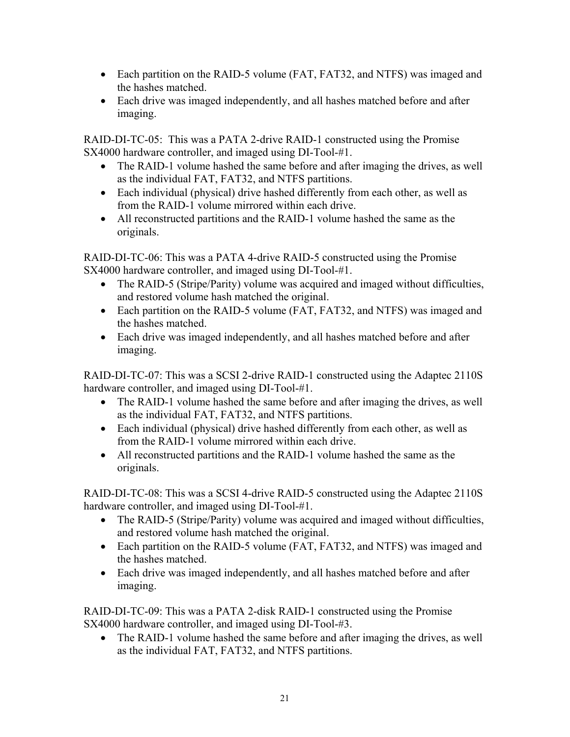- Each partition on the RAID-5 volume (FAT, FAT32, and NTFS) was imaged and the hashes matched.
- Each drive was imaged independently, and all hashes matched before and after imaging.

RAID-DI-TC-05: This was a PATA 2-drive RAID-1 constructed using the Promise SX4000 hardware controller, and imaged using DI-Tool-#1.

- The RAID-1 volume hashed the same before and after imaging the drives, as well as the individual FAT, FAT32, and NTFS partitions.
- Each individual (physical) drive hashed differently from each other, as well as from the RAID-1 volume mirrored within each drive.
- All reconstructed partitions and the RAID-1 volume hashed the same as the originals.

RAID-DI-TC-06: This was a PATA 4-drive RAID-5 constructed using the Promise SX4000 hardware controller, and imaged using DI-Tool-#1.

- The RAID-5 (Stripe/Parity) volume was acquired and imaged without difficulties, and restored volume hash matched the original.
- Each partition on the RAID-5 volume (FAT, FAT32, and NTFS) was imaged and the hashes matched.
- Each drive was imaged independently, and all hashes matched before and after imaging.

RAID-DI-TC-07: This was a SCSI 2-drive RAID-1 constructed using the Adaptec 2110S hardware controller, and imaged using DI-Tool-#1.

- The RAID-1 volume hashed the same before and after imaging the drives, as well as the individual FAT, FAT32, and NTFS partitions.
- Each individual (physical) drive hashed differently from each other, as well as from the RAID-1 volume mirrored within each drive.
- All reconstructed partitions and the RAID-1 volume hashed the same as the originals.

RAID-DI-TC-08: This was a SCSI 4-drive RAID-5 constructed using the Adaptec 2110S hardware controller, and imaged using DI-Tool-#1.

- The RAID-5 (Stripe/Parity) volume was acquired and imaged without difficulties, and restored volume hash matched the original.
- Each partition on the RAID-5 volume (FAT, FAT32, and NTFS) was imaged and the hashes matched.
- Each drive was imaged independently, and all hashes matched before and after imaging.

RAID-DI-TC-09: This was a PATA 2-disk RAID-1 constructed using the Promise SX4000 hardware controller, and imaged using DI-Tool-#3.

- The RAID-1 volume hashed the same before and after imaging the drives, as well as the individual FAT, FAT32, and NTFS partitions.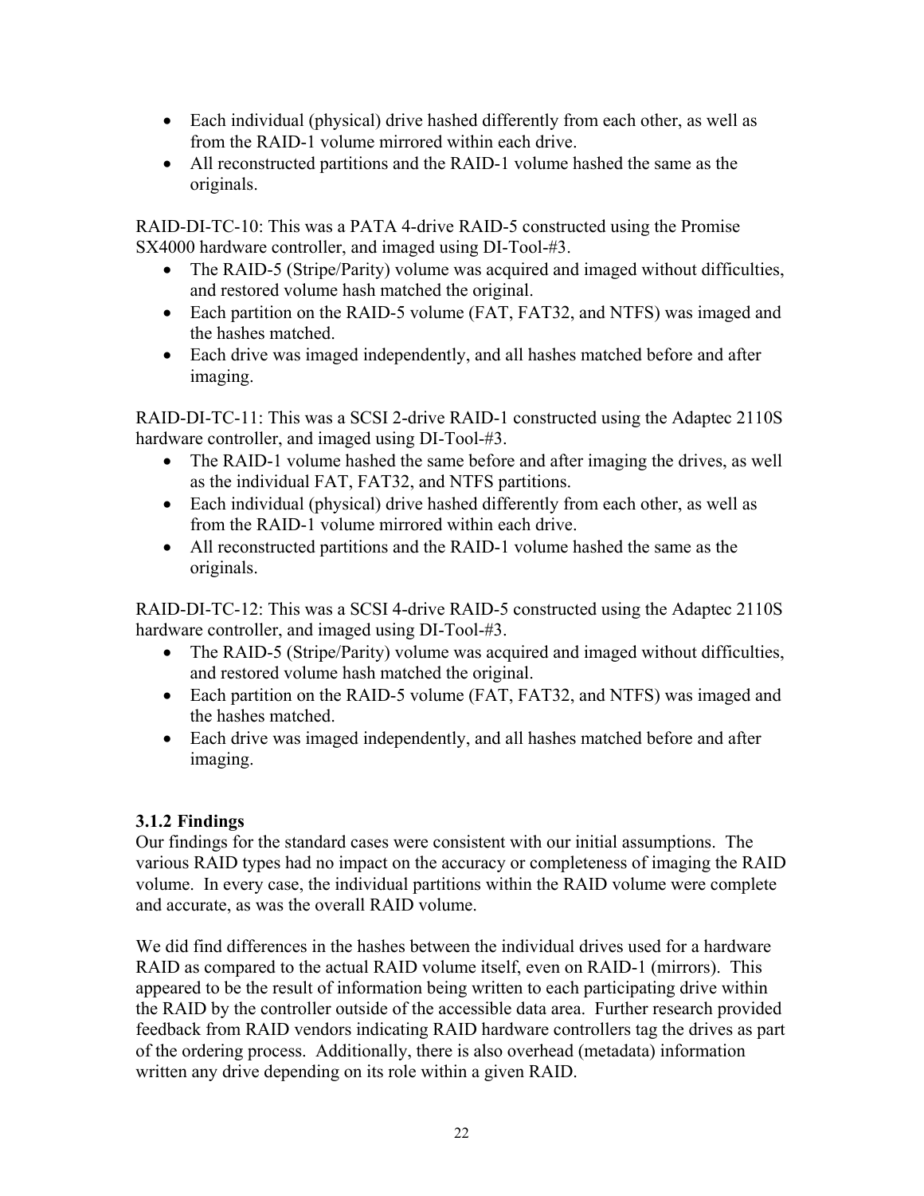- Each individual (physical) drive hashed differently from each other, as well as from the RAID-1 volume mirrored within each drive.
- All reconstructed partitions and the RAID-1 volume hashed the same as the originals.

RAID-DI-TC-10: This was a PATA 4-drive RAID-5 constructed using the Promise SX4000 hardware controller, and imaged using DI-Tool-#3.

- The RAID-5 (Stripe/Parity) volume was acquired and imaged without difficulties, and restored volume hash matched the original.
- Each partition on the RAID-5 volume (FAT, FAT32, and NTFS) was imaged and the hashes matched.
- Each drive was imaged independently, and all hashes matched before and after imaging.

RAID-DI-TC-11: This was a SCSI 2-drive RAID-1 constructed using the Adaptec 2110S hardware controller, and imaged using DI-Tool-#3.

- The RAID-1 volume hashed the same before and after imaging the drives, as well as the individual FAT, FAT32, and NTFS partitions.
- Each individual (physical) drive hashed differently from each other, as well as from the RAID-1 volume mirrored within each drive.
- All reconstructed partitions and the RAID-1 volume hashed the same as the originals.

RAID-DI-TC-12: This was a SCSI 4-drive RAID-5 constructed using the Adaptec 2110S hardware controller, and imaged using DI-Tool-#3.

- The RAID-5 (Stripe/Parity) volume was acquired and imaged without difficulties, and restored volume hash matched the original.
- Each partition on the RAID-5 volume (FAT, FAT32, and NTFS) was imaged and the hashes matched.
- Each drive was imaged independently, and all hashes matched before and after imaging.

### 3.1.2 Findings

Our findings for the standard cases were consistent with our initial assumptions. The various RAID types had no impact on the accuracy or completeness of imaging the RAID volume. In every case, the individual partitions within the RAID volume were complete and accurate, as was the overall RAID volume.

We did find differences in the hashes between the individual drives used for a hardware RAID as compared to the actual RAID volume itself, even on RAID-1 (mirrors). This appeared to be the result of information being written to each participating drive within the RAID by the controller outside of the accessible data area. Further research provided feedback from RAID vendors indicating RAID hardware controllers tag the drives as part of the ordering process. Additionally, there is also overhead (metadata) information written any drive depending on its role within a given RAID.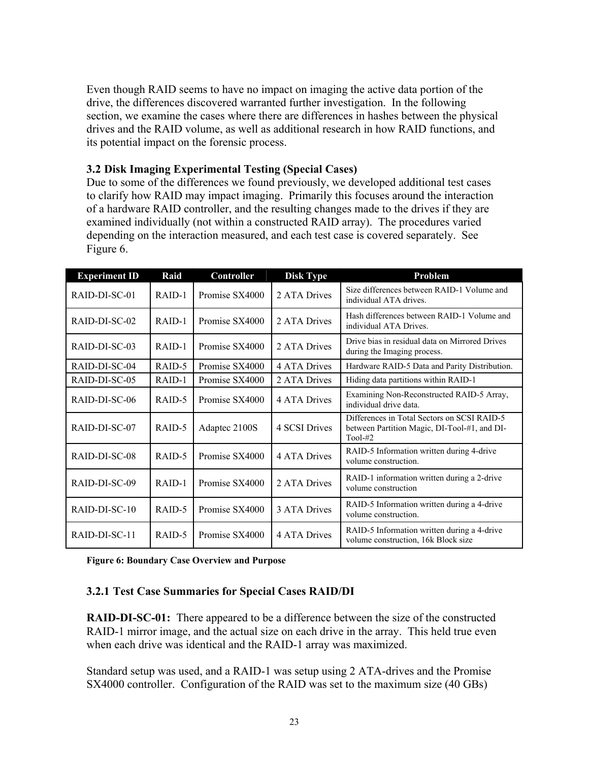Even though RAID seems to have no impact on imaging the active data portion of the drive, the differences discovered warranted further investigation. In the following section, we examine the cases where there are differences in hashes between the physical drives and the RAID volume, as well as additional research in how RAID functions, and its potential impact on the forensic process.

### 3.2 Disk Imaging Experimental Testing (Special Cases)

Due to some of the differences we found previously, we developed additional test cases to clarify how RAID may impact imaging. Primarily this focuses around the interaction of a hardware RAID controller, and the resulting changes made to the drives if they are examined individually (not within a constructed RAID array). The procedures varied depending on the interaction measured, and each test case is covered separately. See Figure 6.

| Experiment ID | Raid | Controller | Disk Type | Problem |
| --- | --- | --- | --- | --- |
| RAID-DI-SC-01 | RAID-1 | Promise SX4000 | 2 ATA Drives | Size differences between RAID-1 Volume and individual ATA drives. |
| RAID-DI-SC-02 | RAID-1 | Promise SX4000 | 2 ATA Drives | Hash differences between RAID-1 Volume and individual ATA Drives. |
| RAID-DI-SC-03 | RAID-1 | Promise SX4000 | 2 ATA Drives | Drive bias in residual data on Mirrored Drives during the Imaging process. |
| RAID-DI-SC-04 | RAID-5 | Promise SX4000 | 4 ATA Drives | Hardware RAID-5 Data and Parity Distribution. |
| RAID-DI-SC-05 | RAID-1 | Promise SX4000 | 2 ATA Drives | Hiding data partitions within RAID-1 |
| RAID-DI-SC-06 | RAID-5 | Promise SX4000 | 4 ATA Drives | Examining Non-Reconstructed RAID-5 Array, individual drive data. |
| RAID-DI-SC-07 | RAID-5 | Adaptec 2100S | 4 SCSI Drives | Differences in Total Sectors on SCSI RAID-5 between Partition Magic, DI-Tool-#1, and DI-Tool-#2 |
| RAID-DI-SC-08 | RAID-5 | Promise SX4000 | 4 ATA Drives | RAID-5 Information written during 4-drive volume construction. |
| RAID-DI-SC-09 | RAID-1 | Promise SX4000 | 2 ATA Drives | RAID-1 information written during a 2-drive volume construction |
| RAID-DI-SC-10 | RAID-5 | Promise SX4000 | 3 ATA Drives | RAID-5 Information written during a 4-drive volume construction. |
| RAID-DI-SC-11 | RAID-5 | Promise SX4000 | 4 ATA Drives | RAID-5 Information written during a 4-drive volume construction, 16k Block size |

**Figure 6: Boundary Case Overview and Purpose**

#### 3.2.1 Test Case Summaries for Special Cases RAID/DI

**RAID-DI-SC-01:** There appeared to be a difference between the size of the constructed RAID-1 mirror image, and the actual size on each drive in the array. This held true even when each drive was identical and the RAID-1 array was maximized.

Standard setup was used, and a RAID-1 was setup using 2 ATA-drives and the Promise SX4000 controller. Configuration of the RAID was set to the maximum size (40 GBs)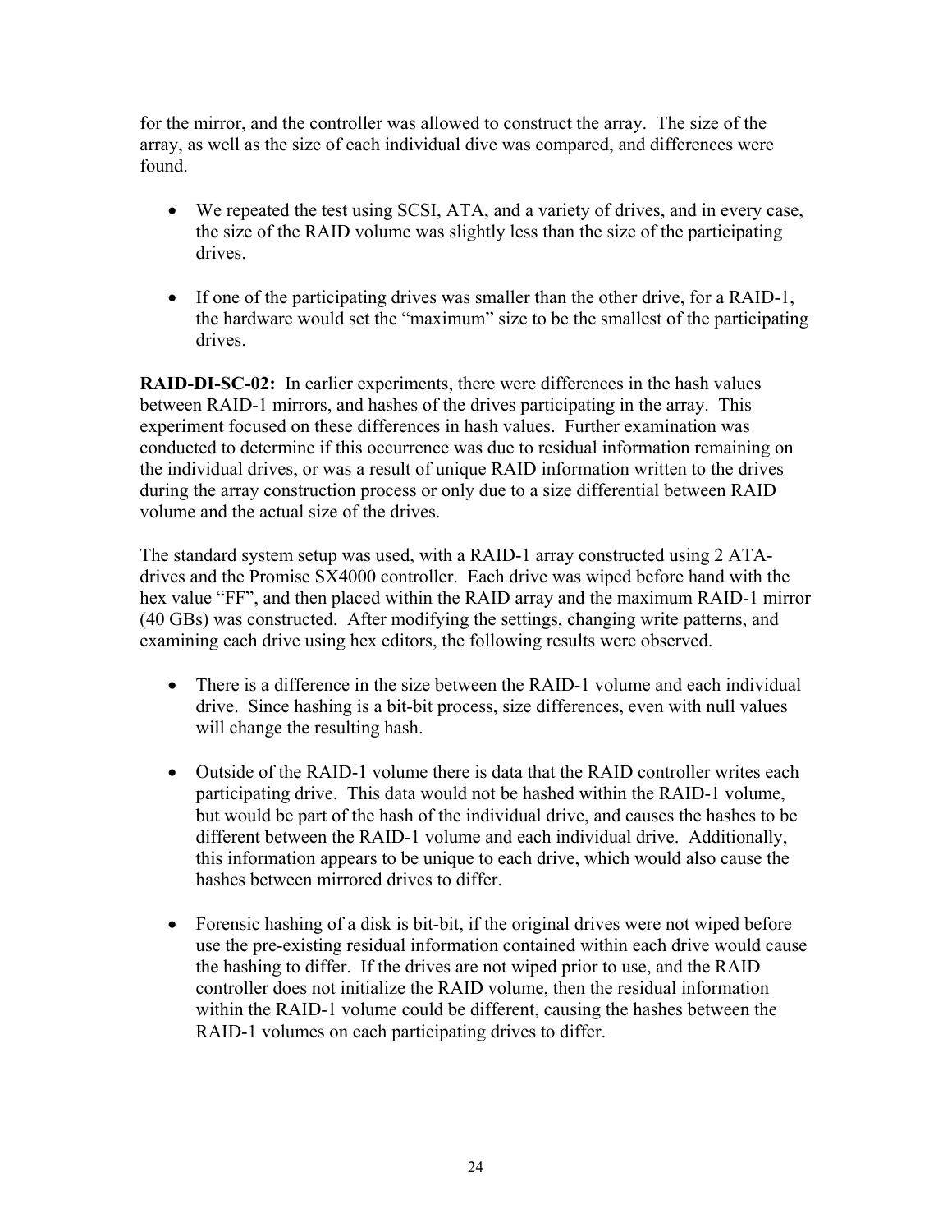for the mirror, and the controller was allowed to construct the array. The size of the array, as well as the size of each individual dive was compared, and differences were found.

- We repeated the test using SCSI, ATA, and a variety of drives, and in every case, the size of the RAID volume was slightly less than the size of the participating drives.

- If one of the participating drives was smaller than the other drive, for a RAID-1, the hardware would set the "maximum" size to be the smallest of the participating drives.

**RAID-DI-SC-02:** In earlier experiments, there were differences in the hash values between RAID-1 mirrors, and hashes of the drives participating in the array. This experiment focused on these differences in hash values. Further examination was conducted to determine if this occurrence was due to residual information remaining on the individual drives, or was a result of unique RAID information written to the drives during the array construction process or only due to a size differential between RAID volume and the actual size of the drives.

The standard system setup was used, with a RAID-1 array constructed using 2 ATA-drives and the Promise SX4000 controller. Each drive was wiped before hand with the hex value "FF", and then placed within the RAID array and the maximum RAID-1 mirror (40 GBs) was constructed. After modifying the settings, changing write patterns, and examining each drive using hex editors, the following results were observed.

- There is a difference in the size between the RAID-1 volume and each individual drive. Since hashing is a bit-bit process, size differences, even with null values will change the resulting hash.

- Outside of the RAID-1 volume there is data that the RAID controller writes each participating drive. This data would not be hashed within the RAID-1 volume, but would be part of the hash of the individual drive, and causes the hashes to be different between the RAID-1 volume and each individual drive. Additionally, this information appears to be unique to each drive, which would also cause the hashes between mirrored drives to differ.

- Forensic hashing of a disk is bit-bit, if the original drives were not wiped before use the pre-existing residual information contained within each drive would cause the hashing to differ. If the drives are not wiped prior to use, and the RAID controller does not initialize the RAID volume, then the residual information within the RAID-1 volume could be different, causing the hashes between the RAID-1 volumes on each participating drives to differ.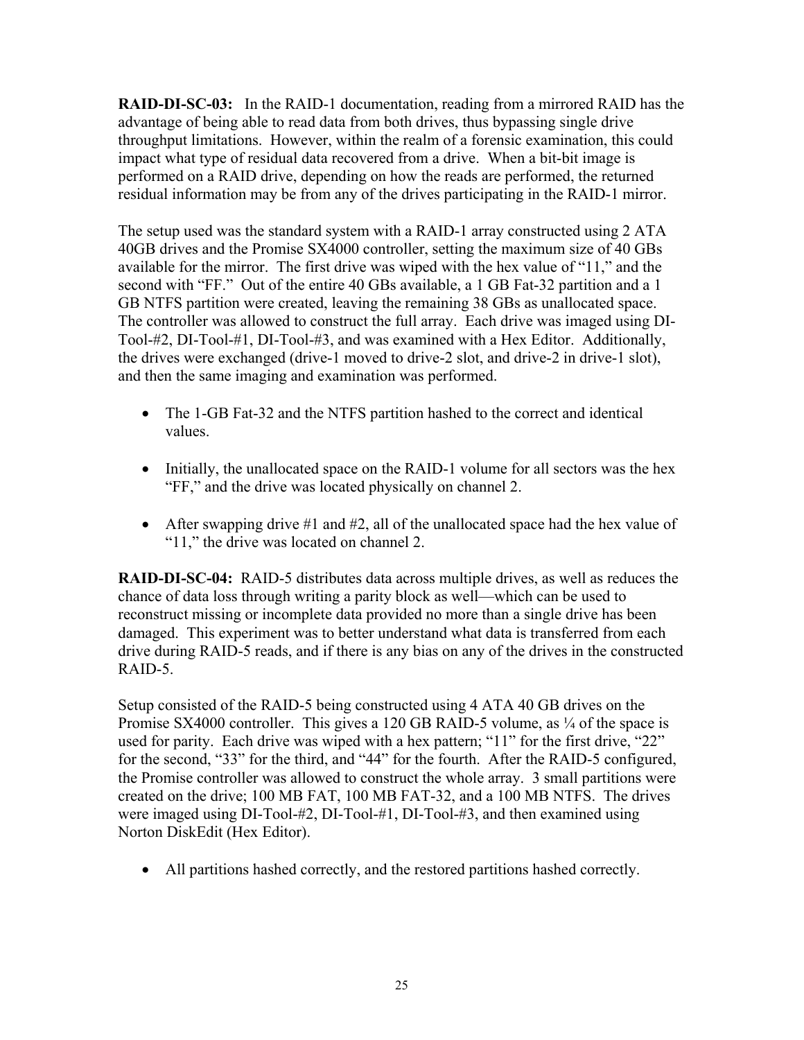**RAID-DI-SC-03:** In the RAID-1 documentation, reading from a mirrored RAID has the advantage of being able to read data from both drives, thus bypassing single drive throughput limitations. However, within the realm of a forensic examination, this could impact what type of residual data recovered from a drive. When a bit-bit image is performed on a RAID drive, depending on how the reads are performed, the returned residual information may be from any of the drives participating in the RAID-1 mirror.

The setup used was the standard system with a RAID-1 array constructed using 2 ATA 40GB drives and the Promise SX4000 controller, setting the maximum size of 40 GBs available for the mirror. The first drive was wiped with the hex value of "11," and the second with "FF." Out of the entire 40 GBs available, a 1 GB Fat-32 partition and a 1 GB NTFS partition were created, leaving the remaining 38 GBs as unallocated space. The controller was allowed to construct the full array. Each drive was imaged using DI-Tool-#2, DI-Tool-#1, DI-Tool-#3, and was examined with a Hex Editor. Additionally, the drives were exchanged (drive-1 moved to drive-2 slot, and drive-2 in drive-1 slot), and then the same imaging and examination was performed.

- The 1-GB Fat-32 and the NTFS partition hashed to the correct and identical values.

- Initially, the unallocated space on the RAID-1 volume for all sectors was the hex "FF," and the drive was located physically on channel 2.

- After swapping drive #1 and #2, all of the unallocated space had the hex value of "11," the drive was located on channel 2.

**RAID-DI-SC-04:** RAID-5 distributes data across multiple drives, as well as reduces the chance of data loss through writing a parity block as well—which can be used to reconstruct missing or incomplete data provided no more than a single drive has been damaged. This experiment was to better understand what data is transferred from each drive during RAID-5 reads, and if there is any bias on any of the drives in the constructed RAID-5.

Setup consisted of the RAID-5 being constructed using 4 ATA 40 GB drives on the Promise SX4000 controller. This gives a 120 GB RAID-5 volume, as ¼ of the space is used for parity. Each drive was wiped with a hex pattern; "11" for the first drive, "22" for the second, "33" for the third, and "44" for the fourth. After the RAID-5 configured, the Promise controller was allowed to construct the whole array. 3 small partitions were created on the drive; 100 MB FAT, 100 MB FAT-32, and a 100 MB NTFS. The drives were imaged using DI-Tool-#2, DI-Tool-#1, DI-Tool-#3, and then examined using Norton DiskEdit (Hex Editor).

- All partitions hashed correctly, and the restored partitions hashed correctly.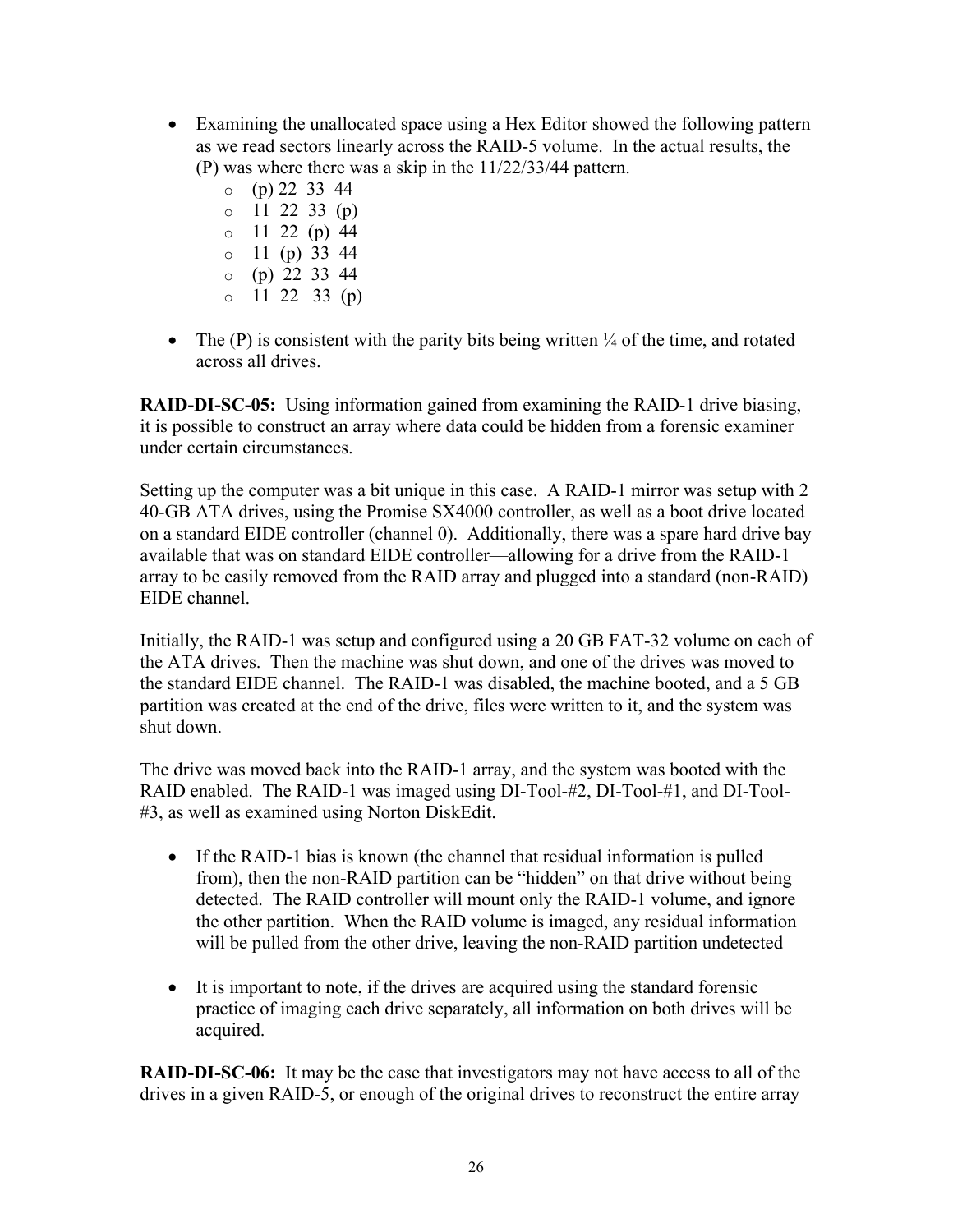- Examining the unallocated space using a Hex Editor showed the following pattern as we read sectors linearly across the RAID-5 volume. In the actual results, the (P) was where there was a skip in the 11/22/33/44 pattern.
  - (p) 22 33 44
  - 11 22 33 (p)
  - 11 22 (p) 44
  - 11 (p) 33 44
  - (p) 22 33 44
  - 11 22 33 (p)

- The (P) is consistent with the parity bits being written ¼ of the time, and rotated across all drives.

**RAID-DI-SC-05:** Using information gained from examining the RAID-1 drive biasing, it is possible to construct an array where data could be hidden from a forensic examiner under certain circumstances.

Setting up the computer was a bit unique in this case. A RAID-1 mirror was setup with 2 40-GB ATA drives, using the Promise SX4000 controller, as well as a boot drive located on a standard EIDE controller (channel 0). Additionally, there was a spare hard drive bay available that was on standard EIDE controller—allowing for a drive from the RAID-1 array to be easily removed from the RAID array and plugged into a standard (non-RAID) EIDE channel.

Initially, the RAID-1 was setup and configured using a 20 GB FAT-32 volume on each of the ATA drives. Then the machine was shut down, and one of the drives was moved to the standard EIDE channel. The RAID-1 was disabled, the machine booted, and a 5 GB partition was created at the end of the drive, files were written to it, and the system was shut down.

The drive was moved back into the RAID-1 array, and the system was booted with the RAID enabled. The RAID-1 was imaged using DI-Tool-#2, DI-Tool-#1, and DI-Tool-#3, as well as examined using Norton DiskEdit.

- If the RAID-1 bias is known (the channel that residual information is pulled from), then the non-RAID partition can be "hidden" on that drive without being detected. The RAID controller will mount only the RAID-1 volume, and ignore the other partition. When the RAID volume is imaged, any residual information will be pulled from the other drive, leaving the non-RAID partition undetected

- It is important to note, if the drives are acquired using the standard forensic practice of imaging each drive separately, all information on both drives will be acquired.

**RAID-DI-SC-06:** It may be the case that investigators may not have access to all of the drives in a given RAID-5, or enough of the original drives to reconstruct the entire array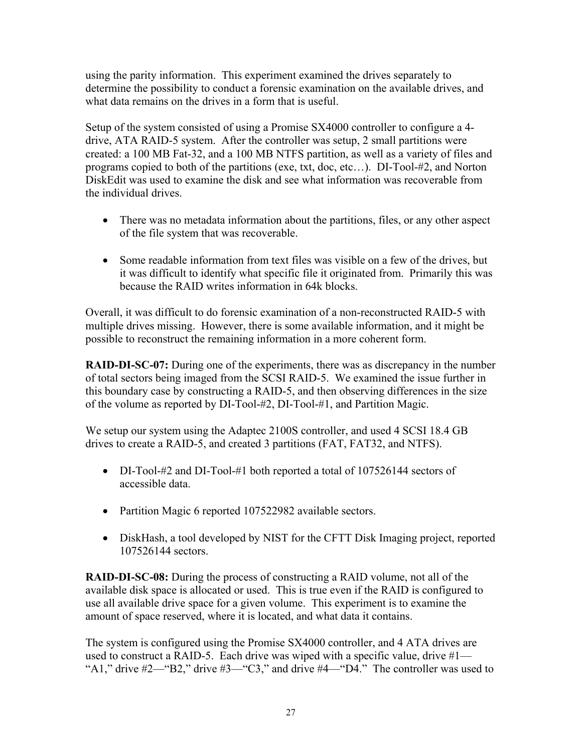using the parity information. This experiment examined the drives separately to determine the possibility to conduct a forensic examination on the available drives, and what data remains on the drives in a form that is useful.

Setup of the system consisted of using a Promise SX4000 controller to configure a 4-drive, ATA RAID-5 system. After the controller was setup, 2 small partitions were created: a 100 MB Fat-32, and a 100 MB NTFS partition, as well as a variety of files and programs copied to both of the partitions (exe, txt, doc, etc…). DI-Tool-#2, and Norton DiskEdit was used to examine the disk and see what information was recoverable from the individual drives.

- There was no metadata information about the partitions, files, or any other aspect of the file system that was recoverable.

- Some readable information from text files was visible on a few of the drives, but it was difficult to identify what specific file it originated from. Primarily this was because the RAID writes information in 64k blocks.

Overall, it was difficult to do forensic examination of a non-reconstructed RAID-5 with multiple drives missing. However, there is some available information, and it might be possible to reconstruct the remaining information in a more coherent form.

**RAID-DI-SC-07:** During one of the experiments, there was as discrepancy in the number of total sectors being imaged from the SCSI RAID-5. We examined the issue further in this boundary case by constructing a RAID-5, and then observing differences in the size of the volume as reported by DI-Tool-#2, DI-Tool-#1, and Partition Magic.

We setup our system using the Adaptec 2100S controller, and used 4 SCSI 18.4 GB drives to create a RAID-5, and created 3 partitions (FAT, FAT32, and NTFS).

- DI-Tool-#2 and DI-Tool-#1 both reported a total of 107526144 sectors of accessible data.

- Partition Magic 6 reported 107522982 available sectors.

- DiskHash, a tool developed by NIST for the CFTT Disk Imaging project, reported 107526144 sectors.

**RAID-DI-SC-08:** During the process of constructing a RAID volume, not all of the available disk space is allocated or used. This is true even if the RAID is configured to use all available drive space for a given volume. This experiment is to examine the amount of space reserved, where it is located, and what data it contains.

The system is configured using the Promise SX4000 controller, and 4 ATA drives are used to construct a RAID-5. Each drive was wiped with a specific value, drive #1—"A1," drive #2—"B2," drive #3—"C3," and drive #4—"D4." The controller was used to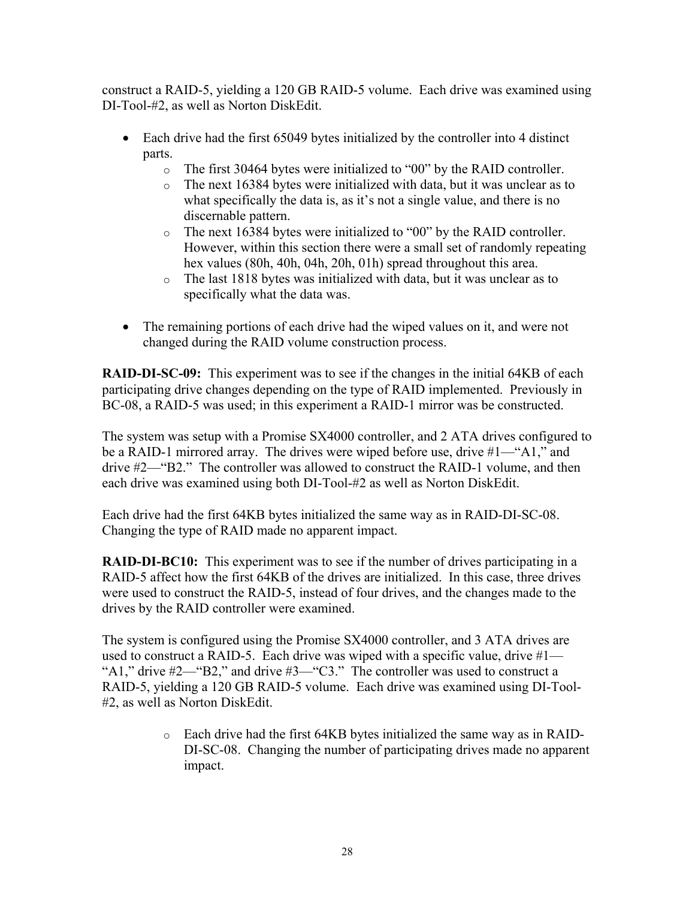construct a RAID-5, yielding a 120 GB RAID-5 volume. Each drive was examined using DI-Tool-#2, as well as Norton DiskEdit.

- Each drive had the first 65049 bytes initialized by the controller into 4 distinct parts.
  - The first 30464 bytes were initialized to "00" by the RAID controller.
  - The next 16384 bytes were initialized with data, but it was unclear as to what specifically the data is, as it's not a single value, and there is no discernable pattern.
  - The next 16384 bytes were initialized to "00" by the RAID controller. However, within this section there were a small set of randomly repeating hex values (80h, 40h, 04h, 20h, 01h) spread throughout this area.
  - The last 1818 bytes was initialized with data, but it was unclear as to specifically what the data was.

- The remaining portions of each drive had the wiped values on it, and were not changed during the RAID volume construction process.

**RAID-DI-SC-09:** This experiment was to see if the changes in the initial 64KB of each participating drive changes depending on the type of RAID implemented. Previously in BC-08, a RAID-5 was used; in this experiment a RAID-1 mirror was be constructed.

The system was setup with a Promise SX4000 controller, and 2 ATA drives configured to be a RAID-1 mirrored array. The drives were wiped before use, drive #1—"A1," and drive #2—"B2." The controller was allowed to construct the RAID-1 volume, and then each drive was examined using both DI-Tool-#2 as well as Norton DiskEdit.

Each drive had the first 64KB bytes initialized the same way as in RAID-DI-SC-08. Changing the type of RAID made no apparent impact.

**RAID-DI-BC10:** This experiment was to see if the number of drives participating in a RAID-5 affect how the first 64KB of the drives are initialized. In this case, three drives were used to construct the RAID-5, instead of four drives, and the changes made to the drives by the RAID controller were examined.

The system is configured using the Promise SX4000 controller, and 3 ATA drives are used to construct a RAID-5. Each drive was wiped with a specific value, drive #1—"A1," drive #2—"B2," and drive #3—"C3." The controller was used to construct a RAID-5, yielding a 120 GB RAID-5 volume. Each drive was examined using DI-Tool-#2, as well as Norton DiskEdit.

  - Each drive had the first 64KB bytes initialized the same way as in RAID-DI-SC-08. Changing the number of participating drives made no apparent impact.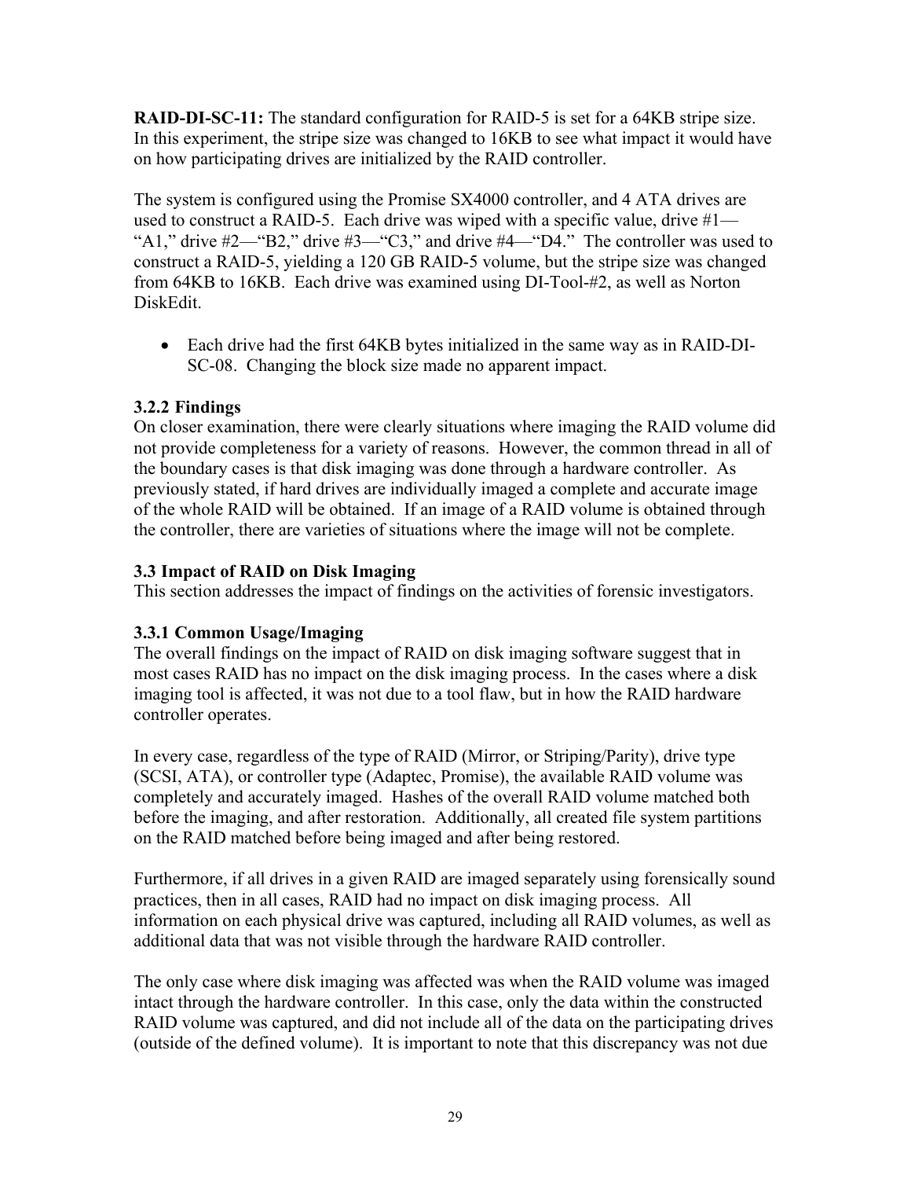**RAID-DI-SC-11:** The standard configuration for RAID-5 is set for a 64KB stripe size. In this experiment, the stripe size was changed to 16KB to see what impact it would have on how participating drives are initialized by the RAID controller.

The system is configured using the Promise SX4000 controller, and 4 ATA drives are used to construct a RAID-5. Each drive was wiped with a specific value, drive #1—"A1," drive #2—"B2," drive #3—"C3," and drive #4—"D4." The controller was used to construct a RAID-5, yielding a 120 GB RAID-5 volume, but the stripe size was changed from 64KB to 16KB. Each drive was examined using DI-Tool-#2, as well as Norton DiskEdit.

- Each drive had the first 64KB bytes initialized in the same way as in RAID-DI-SC-08. Changing the block size made no apparent impact.

### 3.2.2 Findings

On closer examination, there were clearly situations where imaging the RAID volume did not provide completeness for a variety of reasons. However, the common thread in all of the boundary cases is that disk imaging was done through a hardware controller. As previously stated, if hard drives are individually imaged a complete and accurate image of the whole RAID will be obtained. If an image of a RAID volume is obtained through the controller, there are varieties of situations where the image will not be complete.

## 3.3 Impact of RAID on Disk Imaging

This section addresses the impact of findings on the activities of forensic investigators.

### 3.3.1 Common Usage/Imaging

The overall findings on the impact of RAID on disk imaging software suggest that in most cases RAID has no impact on the disk imaging process. In the cases where a disk imaging tool is affected, it was not due to a tool flaw, but in how the RAID hardware controller operates.

In every case, regardless of the type of RAID (Mirror, or Striping/Parity), drive type (SCSI, ATA), or controller type (Adaptec, Promise), the available RAID volume was completely and accurately imaged. Hashes of the overall RAID volume matched both before the imaging, and after restoration. Additionally, all created file system partitions on the RAID matched before being imaged and after being restored.

Furthermore, if all drives in a given RAID are imaged separately using forensically sound practices, then in all cases, RAID had no impact on disk imaging process. All information on each physical drive was captured, including all RAID volumes, as well as additional data that was not visible through the hardware RAID controller.

The only case where disk imaging was affected was when the RAID volume was imaged intact through the hardware controller. In this case, only the data within the constructed RAID volume was captured, and did not include all of the data on the participating drives (outside of the defined volume). It is important to note that this discrepancy was not due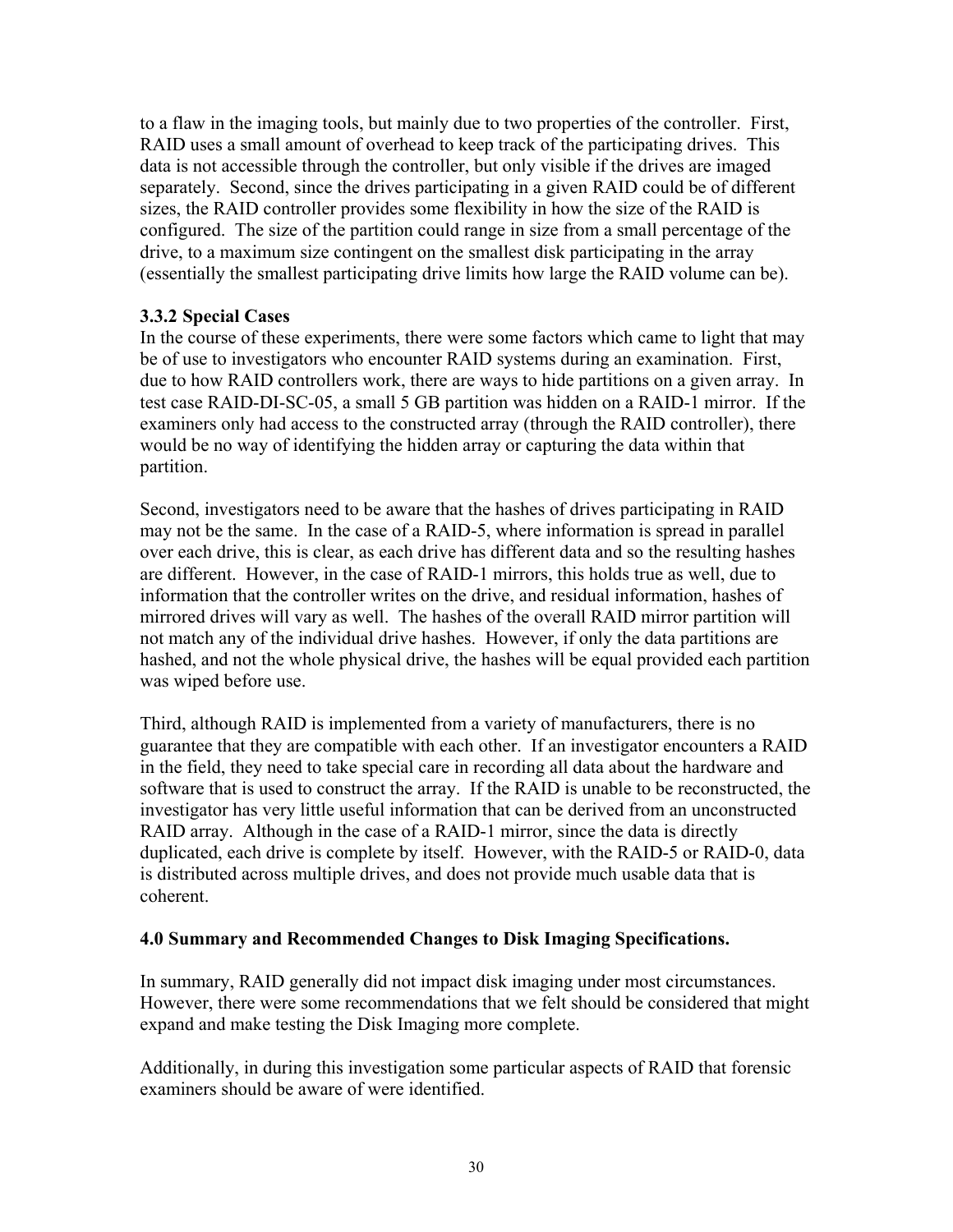to a flaw in the imaging tools, but mainly due to two properties of the controller. First, RAID uses a small amount of overhead to keep track of the participating drives. This data is not accessible through the controller, but only visible if the drives are imaged separately. Second, since the drives participating in a given RAID could be of different sizes, the RAID controller provides some flexibility in how the size of the RAID is configured. The size of the partition could range in size from a small percentage of the drive, to a maximum size contingent on the smallest disk participating in the array (essentially the smallest participating drive limits how large the RAID volume can be).

### 3.3.2 Special Cases

In the course of these experiments, there were some factors which came to light that may be of use to investigators who encounter RAID systems during an examination. First, due to how RAID controllers work, there are ways to hide partitions on a given array. In test case RAID-DI-SC-05, a small 5 GB partition was hidden on a RAID-1 mirror. If the examiners only had access to the constructed array (through the RAID controller), there would be no way of identifying the hidden array or capturing the data within that partition.

Second, investigators need to be aware that the hashes of drives participating in RAID may not be the same. In the case of a RAID-5, where information is spread in parallel over each drive, this is clear, as each drive has different data and so the resulting hashes are different. However, in the case of RAID-1 mirrors, this holds true as well, due to information that the controller writes on the drive, and residual information, hashes of mirrored drives will vary as well. The hashes of the overall RAID mirror partition will not match any of the individual drive hashes. However, if only the data partitions are hashed, and not the whole physical drive, the hashes will be equal provided each partition was wiped before use.

Third, although RAID is implemented from a variety of manufacturers, there is no guarantee that they are compatible with each other. If an investigator encounters a RAID in the field, they need to take special care in recording all data about the hardware and software that is used to construct the array. If the RAID is unable to be reconstructed, the investigator has very little useful information that can be derived from an unconstructed RAID array. Although in the case of a RAID-1 mirror, since the data is directly duplicated, each drive is complete by itself. However, with the RAID-5 or RAID-0, data is distributed across multiple drives, and does not provide much usable data that is coherent.

## 4.0 Summary and Recommended Changes to Disk Imaging Specifications.

In summary, RAID generally did not impact disk imaging under most circumstances. However, there were some recommendations that we felt should be considered that might expand and make testing the Disk Imaging more complete.

Additionally, in during this investigation some particular aspects of RAID that forensic examiners should be aware of were identified.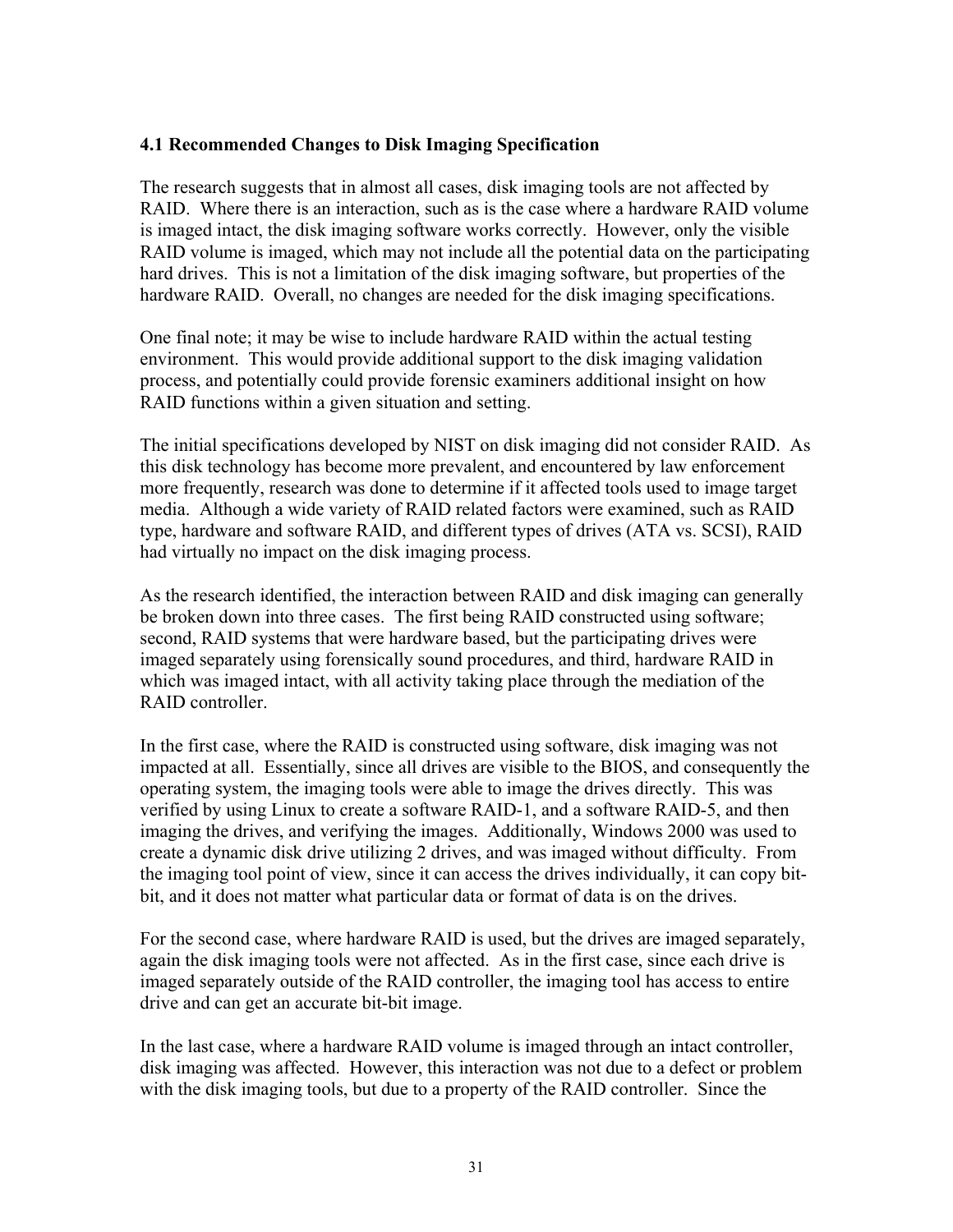### 4.1 Recommended Changes to Disk Imaging Specification

The research suggests that in almost all cases, disk imaging tools are not affected by RAID. Where there is an interaction, such as is the case where a hardware RAID volume is imaged intact, the disk imaging software works correctly. However, only the visible RAID volume is imaged, which may not include all the potential data on the participating hard drives. This is not a limitation of the disk imaging software, but properties of the hardware RAID. Overall, no changes are needed for the disk imaging specifications.

One final note; it may be wise to include hardware RAID within the actual testing environment. This would provide additional support to the disk imaging validation process, and potentially could provide forensic examiners additional insight on how RAID functions within a given situation and setting.

The initial specifications developed by NIST on disk imaging did not consider RAID. As this disk technology has become more prevalent, and encountered by law enforcement more frequently, research was done to determine if it affected tools used to image target media. Although a wide variety of RAID related factors were examined, such as RAID type, hardware and software RAID, and different types of drives (ATA vs. SCSI), RAID had virtually no impact on the disk imaging process.

As the research identified, the interaction between RAID and disk imaging can generally be broken down into three cases. The first being RAID constructed using software; second, RAID systems that were hardware based, but the participating drives were imaged separately using forensically sound procedures, and third, hardware RAID in which was imaged intact, with all activity taking place through the mediation of the RAID controller.

In the first case, where the RAID is constructed using software, disk imaging was not impacted at all. Essentially, since all drives are visible to the BIOS, and consequently the operating system, the imaging tools were able to image the drives directly. This was verified by using Linux to create a software RAID-1, and a software RAID-5, and then imaging the drives, and verifying the images. Additionally, Windows 2000 was used to create a dynamic disk drive utilizing 2 drives, and was imaged without difficulty. From the imaging tool point of view, since it can access the drives individually, it can copy bit-bit, and it does not matter what particular data or format of data is on the drives.

For the second case, where hardware RAID is used, but the drives are imaged separately, again the disk imaging tools were not affected. As in the first case, since each drive is imaged separately outside of the RAID controller, the imaging tool has access to entire drive and can get an accurate bit-bit image.

In the last case, where a hardware RAID volume is imaged through an intact controller, disk imaging was affected. However, this interaction was not due to a defect or problem with the disk imaging tools, but due to a property of the RAID controller. Since the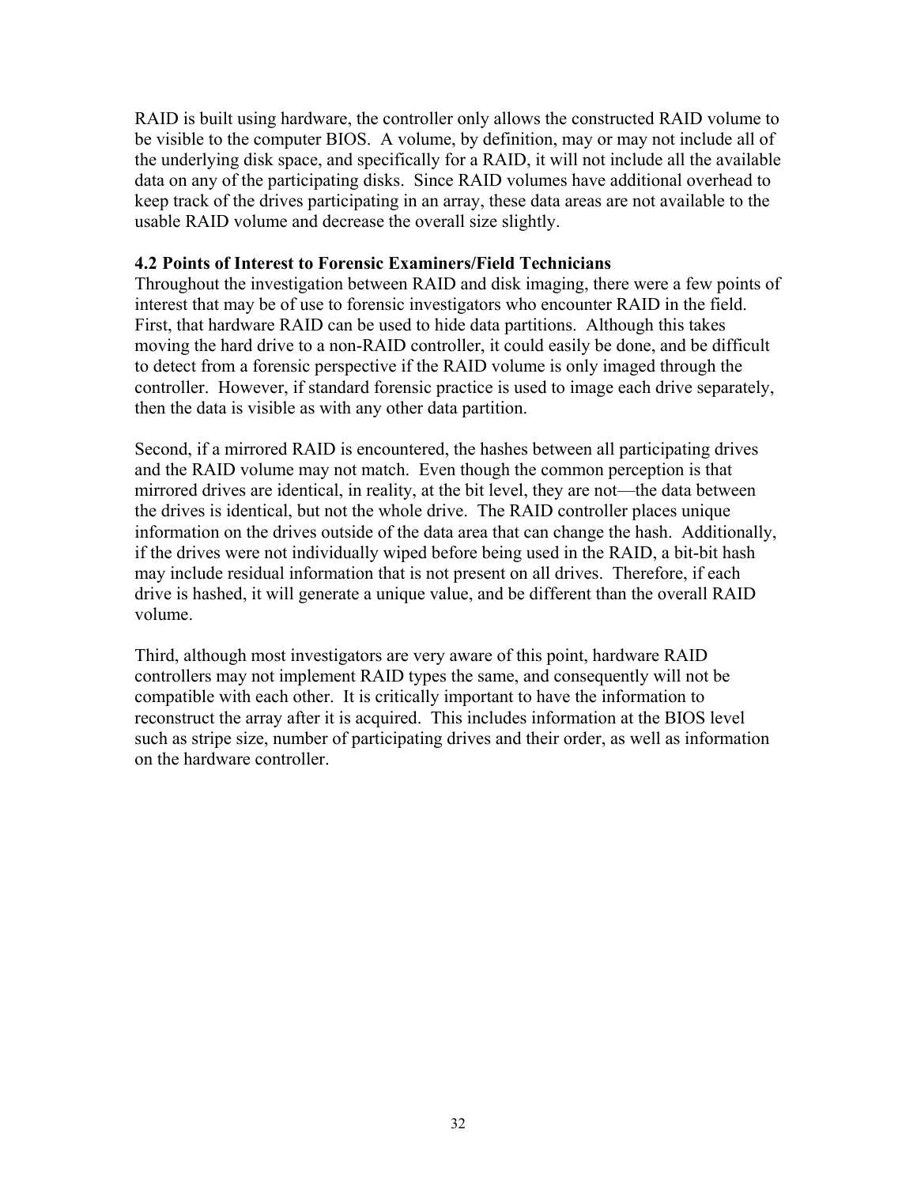RAID is built using hardware, the controller only allows the constructed RAID volume to be visible to the computer BIOS.  A volume, by definition, may or may not include all of the underlying disk space, and specifically for a RAID, it will not include all the available data on any of the participating disks.  Since RAID volumes have additional overhead to keep track of the drives participating in an array, these data areas are not available to the usable RAID volume and decrease the overall size slightly.

### 4.2 Points of Interest to Forensic Examiners/Field Technicians

Throughout the investigation between RAID and disk imaging, there were a few points of interest that may be of use to forensic investigators who encounter RAID in the field.  First, that hardware RAID can be used to hide data partitions.  Although this takes moving the hard drive to a non-RAID controller, it could easily be done, and be difficult to detect from a forensic perspective if the RAID volume is only imaged through the controller.  However, if standard forensic practice is used to image each drive separately, then the data is visible as with any other data partition.

Second, if a mirrored RAID is encountered, the hashes between all participating drives and the RAID volume may not match.  Even though the common perception is that mirrored drives are identical, in reality, at the bit level, they are not—the data between the drives is identical, but not the whole drive.  The RAID controller places unique information on the drives outside of the data area that can change the hash.  Additionally, if the drives were not individually wiped before being used in the RAID, a bit-bit hash may include residual information that is not present on all drives.  Therefore, if each drive is hashed, it will generate a unique value, and be different than the overall RAID volume.

Third, although most investigators are very aware of this point, hardware RAID controllers may not implement RAID types the same, and consequently will not be compatible with each other.  It is critically important to have the information to reconstruct the array after it is acquired.  This includes information at the BIOS level such as stripe size, number of participating drives and their order, as well as information on the hardware controller.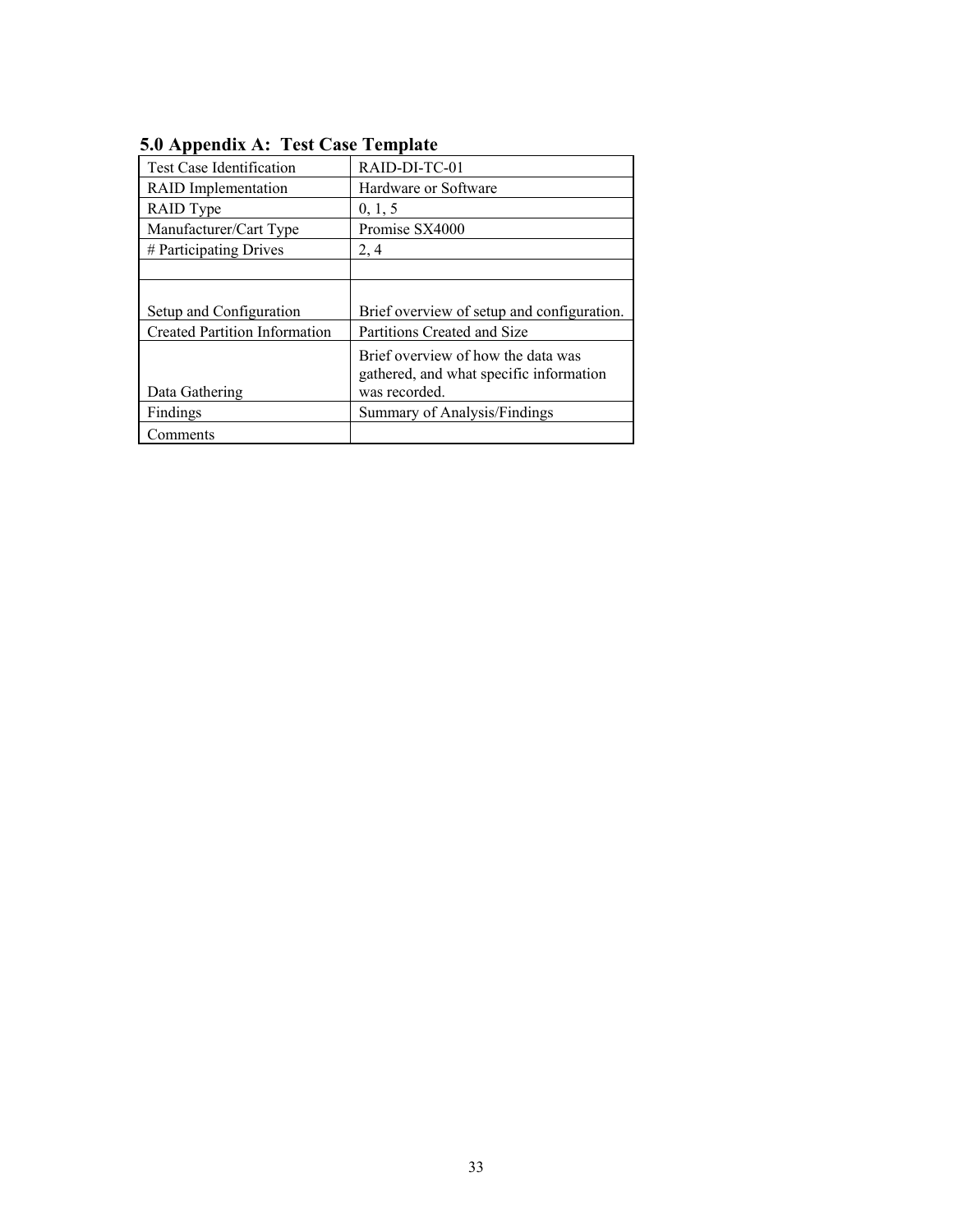## 5.0 Appendix A: Test Case Template

| Test Case Identification | RAID-DI-TC-01 |
|---|---|
| RAID Implementation | Hardware or Software |
| RAID Type | 0, 1, 5 |
| Manufacturer/Cart Type | Promise SX4000 |
| # Participating Drives | 2, 4 |
| | |
| Setup and Configuration | Brief overview of setup and configuration. |
| Created Partition Information | Partitions Created and Size |
| Data Gathering | Brief overview of how the data was gathered, and what specific information was recorded. |
| Findings | Summary of Analysis/Findings |
| Comments | |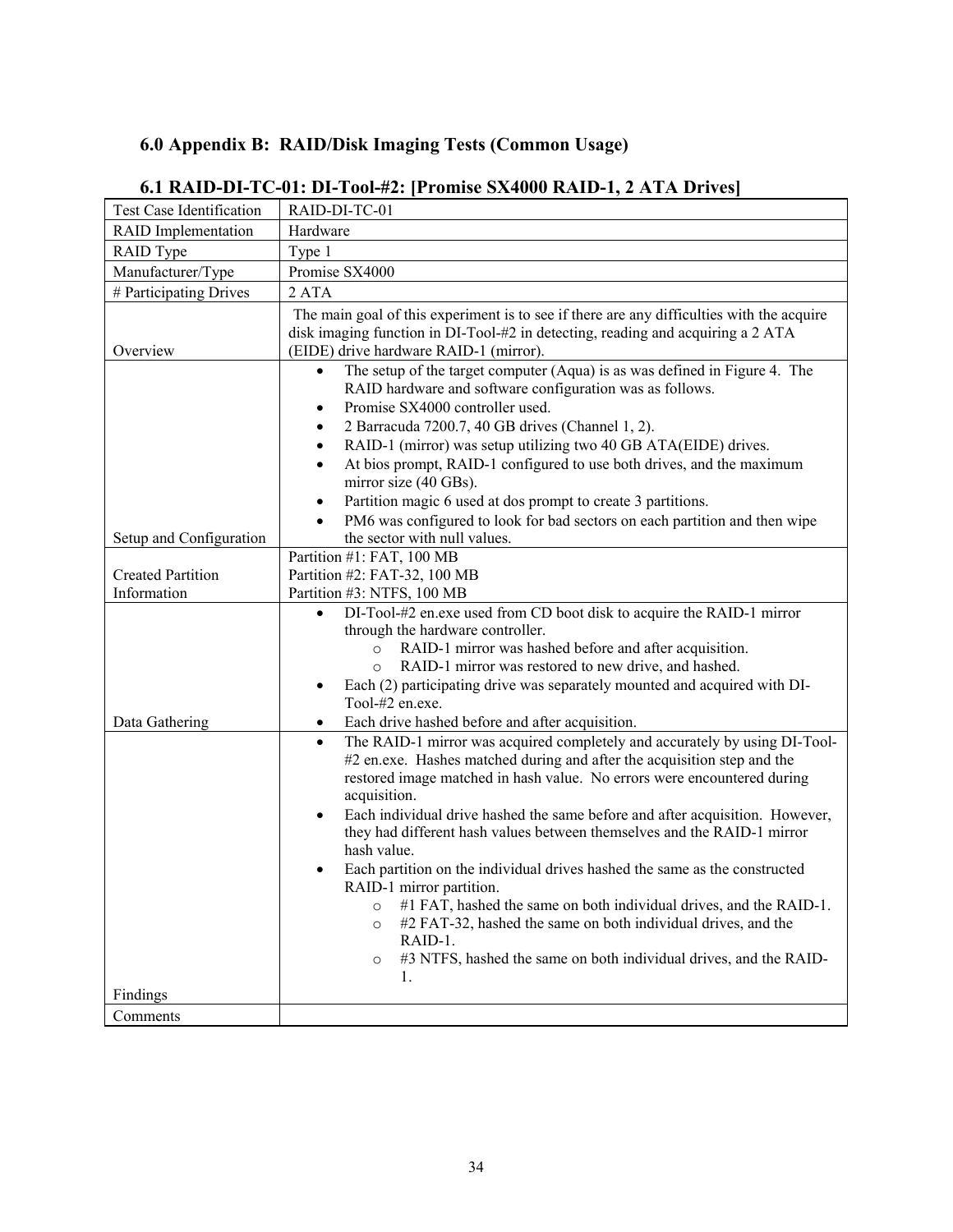# 6.0 Appendix B: RAID/Disk Imaging Tests (Common Usage)

## 6.1 RAID-DI-TC-01: DI-Tool-#2: [Promise SX4000 RAID-1, 2 ATA Drives]

| Test Case Identification | RAID-DI-TC-01 |
|---|---|
| RAID Implementation | Hardware |
| RAID Type | Type 1 |
| Manufacturer/Type | Promise SX4000 |
| # Participating Drives | 2 ATA |
| Overview | The main goal of this experiment is to see if there are any difficulties with the acquire disk imaging function in DI-Tool-#2 in detecting, reading and acquiring a 2 ATA (EIDE) drive hardware RAID-1 (mirror). |
| Setup and Configuration | • The setup of the target computer (Aqua) is as was defined in Figure 4. The RAID hardware and software configuration was as follows.<br>• Promise SX4000 controller used.<br>• 2 Barracuda 7200.7, 40 GB drives (Channel 1, 2).<br>• RAID-1 (mirror) was setup utilizing two 40 GB ATA(EIDE) drives.<br>• At bios prompt, RAID-1 configured to use both drives, and the maximum mirror size (40 GBs).<br>• Partition magic 6 used at dos prompt to create 3 partitions.<br>• PM6 was configured to look for bad sectors on each partition and then wipe the sector with null values. |
| Created Partition Information | Partition #1: FAT, 100 MB<br>Partition #2: FAT-32, 100 MB<br>Partition #3: NTFS, 100 MB |
| Data Gathering | • DI-Tool-#2 en.exe used from CD boot disk to acquire the RAID-1 mirror through the hardware controller.<br>&nbsp;&nbsp;&nbsp;&nbsp;o RAID-1 mirror was hashed before and after acquisition.<br>&nbsp;&nbsp;&nbsp;&nbsp;o RAID-1 mirror was restored to new drive, and hashed.<br>• Each (2) participating drive was separately mounted and acquired with DI-Tool-#2 en.exe.<br>• Each drive hashed before and after acquisition. |
| Findings | • The RAID-1 mirror was acquired completely and accurately by using DI-Tool-#2 en.exe. Hashes matched during and after the acquisition step and the restored image matched in hash value. No errors were encountered during acquisition.<br>• Each individual drive hashed the same before and after acquisition. However, they had different hash values between themselves and the RAID-1 mirror hash value.<br>• Each partition on the individual drives hashed the same as the constructed RAID-1 mirror partition.<br>&nbsp;&nbsp;&nbsp;&nbsp;o #1 FAT, hashed the same on both individual drives, and the RAID-1.<br>&nbsp;&nbsp;&nbsp;&nbsp;o #2 FAT-32, hashed the same on both individual drives, and the RAID-1.<br>&nbsp;&nbsp;&nbsp;&nbsp;o #3 NTFS, hashed the same on both individual drives, and the RAID-1. |
| Comments | |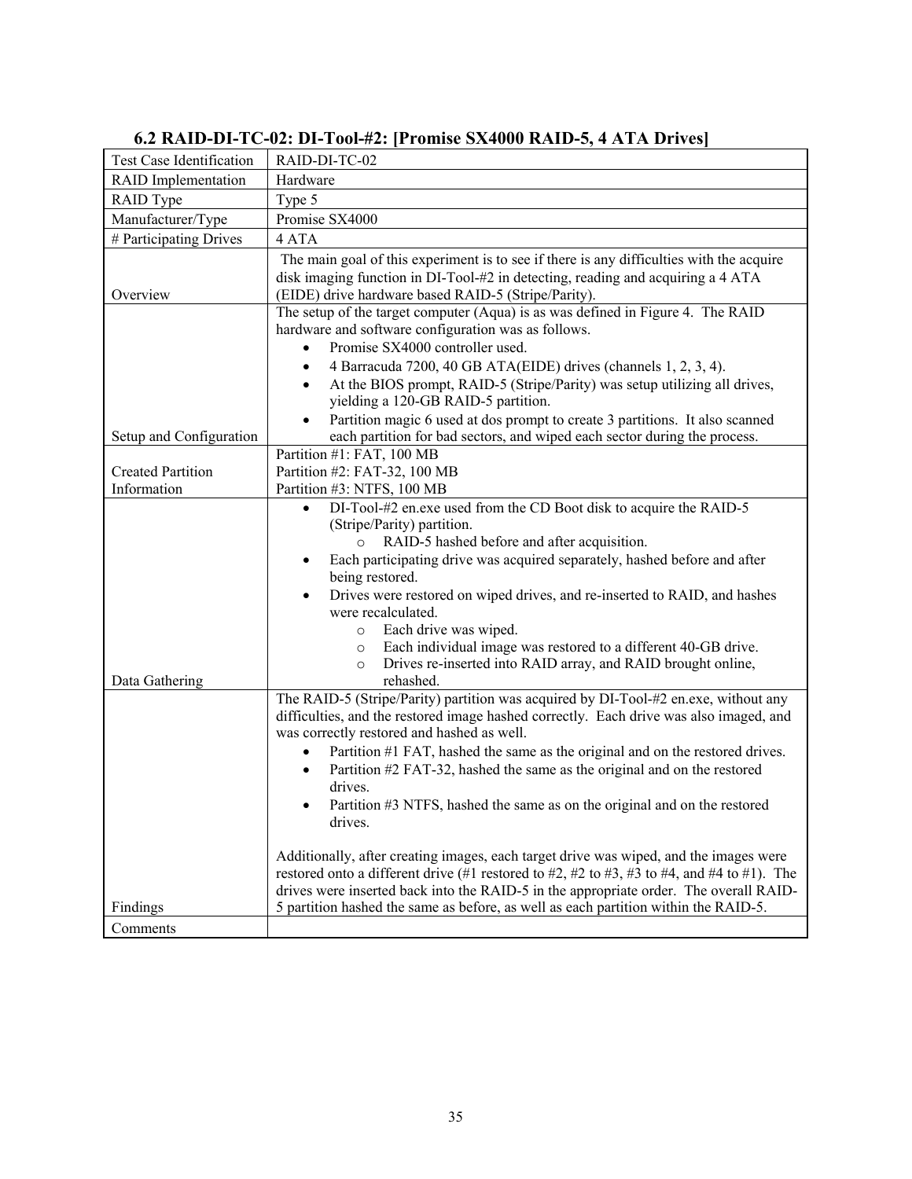### 6.2 RAID-DI-TC-02: DI-Tool-#2: [Promise SX4000 RAID-5, 4 ATA Drives]

| Test Case Identification | RAID-DI-TC-02 |
|---|---|
| RAID Implementation | Hardware |
| RAID Type | Type 5 |
| Manufacturer/Type | Promise SX4000 |
| # Participating Drives | 4 ATA |
| Overview | The main goal of this experiment is to see if there is any difficulties with the acquire disk imaging function in DI-Tool-#2 in detecting, reading and acquiring a 4 ATA (EIDE) drive hardware based RAID-5 (Stripe/Parity). |
| Setup and Configuration | The setup of the target computer (Aqua) is as was defined in Figure 4. The RAID hardware and software configuration was as follows:<br>• Promise SX4000 controller used.<br>• 4 Barracuda 7200, 40 GB ATA(EIDE) drives (channels 1, 2, 3, 4).<br>• At the BIOS prompt, RAID-5 (Stripe/Parity) was setup utilizing all drives, yielding a 120-GB RAID-5 partition.<br>• Partition magic 6 used at dos prompt to create 3 partitions. It also scanned each partition for bad sectors, and wiped each sector during the process. |
| Created Partition Information | Partition #1: FAT, 100 MB<br>Partition #2: FAT-32, 100 MB<br>Partition #3: NTFS, 100 MB |
| Data Gathering | • DI-Tool-#2 en.exe used from the CD Boot disk to acquire the RAID-5 (Stripe/Parity) partition.<br>  ○ RAID-5 hashed before and after acquisition.<br>• Each participating drive was acquired separately, hashed before and after being restored.<br>• Drives were restored on wiped drives, and re-inserted to RAID, and hashes were recalculated.<br>  ○ Each drive was wiped.<br>  ○ Each individual image was restored to a different 40-GB drive.<br>  ○ Drives re-inserted into RAID array, and RAID brought online, rehashed. |
| Findings | The RAID-5 (Stripe/Parity) partition was acquired by DI-Tool-#2 en.exe, without any difficulties, and the restored image hashed correctly. Each drive was also imaged, and was correctly restored and hashed as well.<br>• Partition #1 FAT, hashed the same as the original and on the restored drives.<br>• Partition #2 FAT-32, hashed the same as the original and on the restored drives.<br>• Partition #3 NTFS, hashed the same as on the original and on the restored drives.<br><br>Additionally, after creating images, each target drive was wiped, and the images were restored onto a different drive (#1 restored to #2, #2 to #3, #3 to #4, and #4 to #1). The drives were inserted back into the RAID-5 in the appropriate order. The overall RAID-5 partition hashed the same as before, as well as each partition within the RAID-5. |
| Comments | |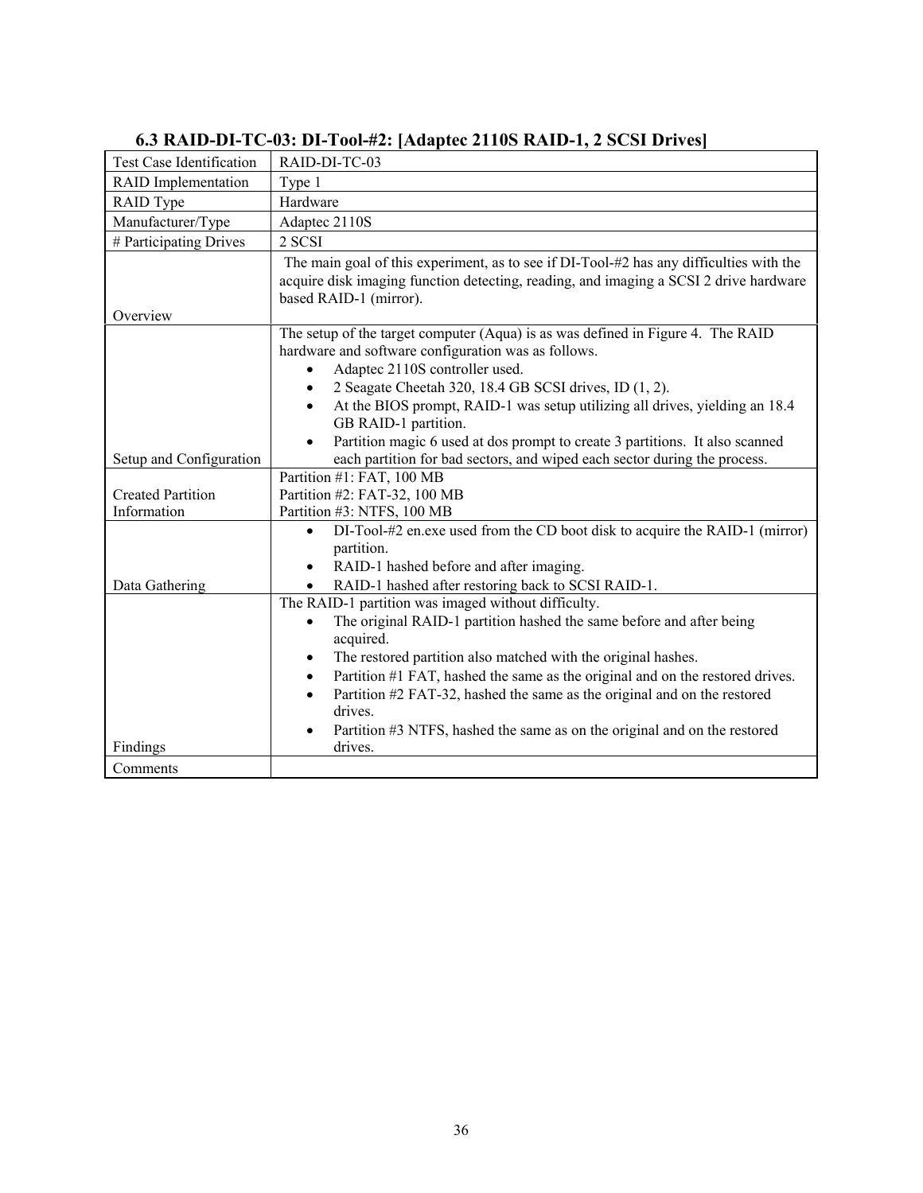### 6.3 RAID-DI-TC-03: DI-Tool-#2: [Adaptec 2110S RAID-1, 2 SCSI Drives]

| Test Case Identification | RAID-DI-TC-03 |
|---|---|
| RAID Implementation | Type 1 |
| RAID Type | Hardware |
| Manufacturer/Type | Adaptec 2110S |
| # Participating Drives | 2 SCSI |
| Overview | The main goal of this experiment, as to see if DI-Tool-#2 has any difficulties with the acquire disk imaging function detecting, reading, and imaging a SCSI 2 drive hardware based RAID-1 (mirror). |
| Setup and Configuration | The setup of the target computer (Aqua) is as was defined in Figure 4. The RAID hardware and software configuration was as follows.<br>• Adaptec 2110S controller used.<br>• 2 Seagate Cheetah 320, 18.4 GB SCSI drives, ID (1, 2).<br>• At the BIOS prompt, RAID-1 was setup utilizing all drives, yielding an 18.4 GB RAID-1 partition.<br>• Partition magic 6 used at dos prompt to create 3 partitions. It also scanned each partition for bad sectors, and wiped each sector during the process. |
| Created Partition Information | Partition #1: FAT, 100 MB<br>Partition #2: FAT-32, 100 MB<br>Partition #3: NTFS, 100 MB |
| Data Gathering | • DI-Tool-#2 en.exe used from the CD boot disk to acquire the RAID-1 (mirror) partition.<br>• RAID-1 hashed before and after imaging.<br>• RAID-1 hashed after restoring back to SCSI RAID-1. |
| Findings | The RAID-1 partition was imaged without difficulty.<br>• The original RAID-1 partition hashed the same before and after being acquired.<br>• The restored partition also matched with the original hashes.<br>• Partition #1 FAT, hashed the same as the original and on the restored drives.<br>• Partition #2 FAT-32, hashed the same as the original and on the restored drives.<br>• Partition #3 NTFS, hashed the same as on the original and on the restored drives. |
| Comments | |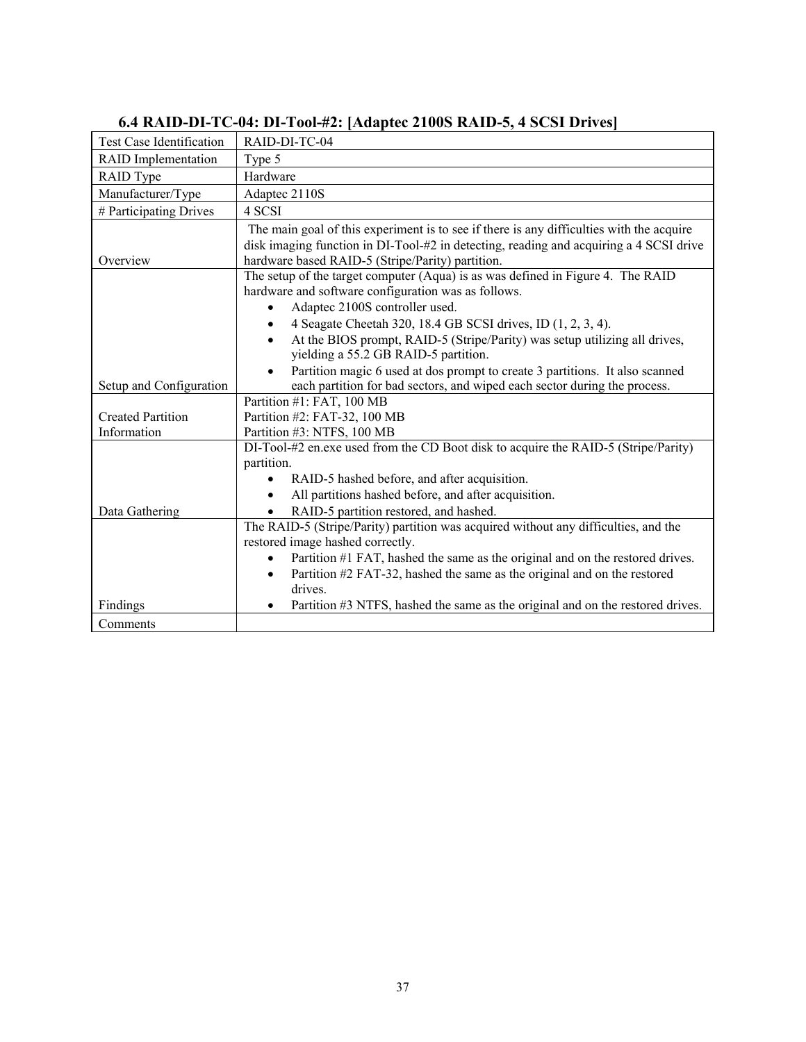### 6.4 RAID-DI-TC-04: DI-Tool-#2: [Adaptec 2100S RAID-5, 4 SCSI Drives]

| Test Case Identification | RAID-DI-TC-04 |
|---|---|
| RAID Implementation | Type 5 |
| RAID Type | Hardware |
| Manufacturer/Type | Adaptec 2110S |
| # Participating Drives | 4 SCSI |
| Overview | The main goal of this experiment is to see if there is any difficulties with the acquire disk imaging function in DI-Tool-#2 in detecting, reading and acquiring a 4 SCSI drive hardware based RAID-5 (Stripe/Parity) partition. |
| Setup and Configuration | The setup of the target computer (Aqua) is as was defined in Figure 4. The RAID hardware and software configuration was as follows.<br>• Adaptec 2100S controller used.<br>• 4 Seagate Cheetah 320, 18.4 GB SCSI drives, ID (1, 2, 3, 4).<br>• At the BIOS prompt, RAID-5 (Stripe/Parity) was setup utilizing all drives, yielding a 55.2 GB RAID-5 partition.<br>• Partition magic 6 used at dos prompt to create 3 partitions. It also scanned each partition for bad sectors, and wiped each sector during the process. |
| Created Partition Information | Partition #1: FAT, 100 MB<br>Partition #2: FAT-32, 100 MB<br>Partition #3: NTFS, 100 MB |
| Data Gathering | DI-Tool-#2 en.exe used from the CD Boot disk to acquire the RAID-5 (Stripe/Parity) partition.<br>• RAID-5 hashed before, and after acquisition.<br>• All partitions hashed before, and after acquisition.<br>• RAID-5 partition restored, and hashed. |
| Findings | The RAID-5 (Stripe/Parity) partition was acquired without any difficulties, and the restored image hashed correctly.<br>• Partition #1 FAT, hashed the same as the original and on the restored drives.<br>• Partition #2 FAT-32, hashed the same as the original and on the restored drives.<br>• Partition #3 NTFS, hashed the same as the original and on the restored drives. |
| Comments | |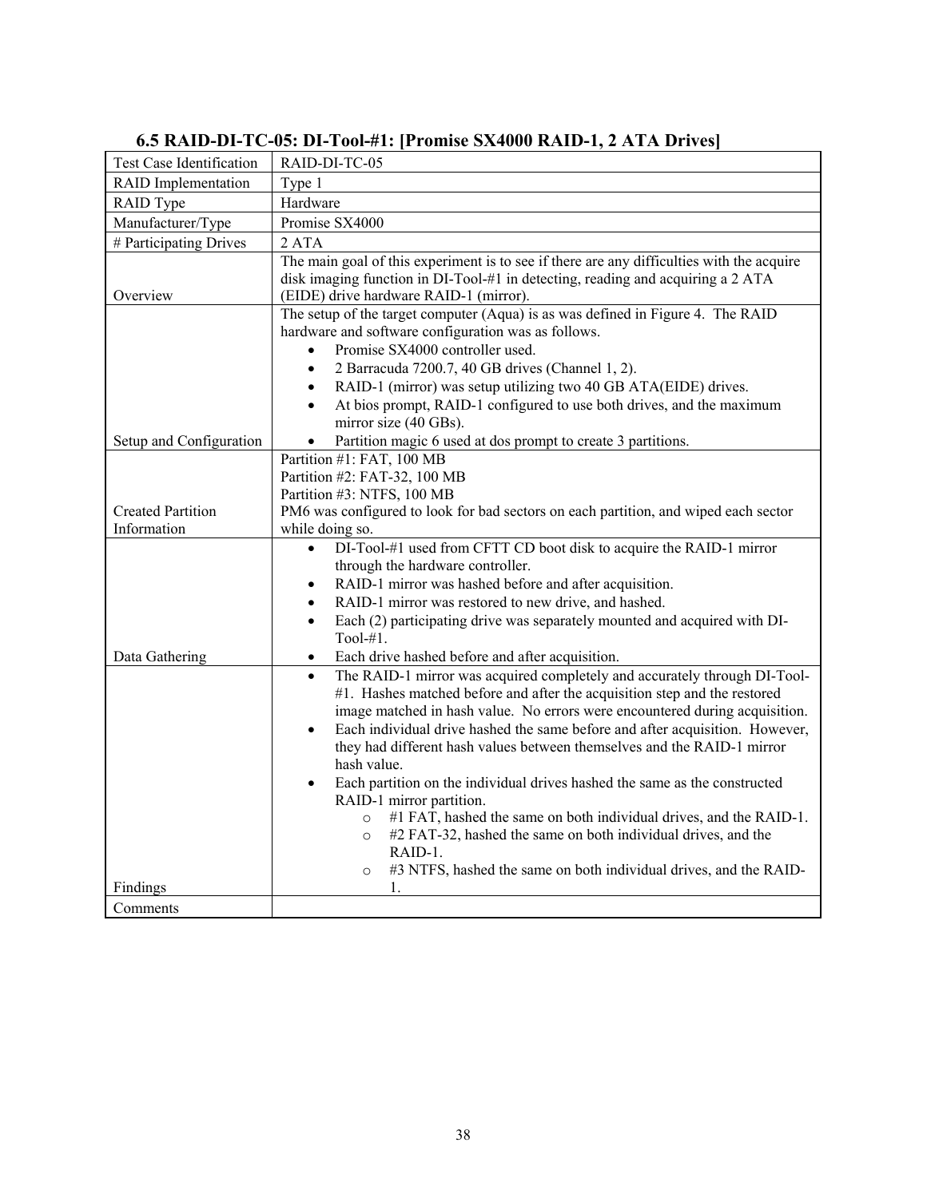### 6.5 RAID-DI-TC-05: DI-Tool-#1: [Promise SX4000 RAID-1, 2 ATA Drives]

| Test Case Identification | RAID-DI-TC-05 |
|---|---|
| RAID Implementation | Type 1 |
| RAID Type | Hardware |
| Manufacturer/Type | Promise SX4000 |
| # Participating Drives | 2 ATA |
| Overview | The main goal of this experiment is to see if there are any difficulties with the acquire disk imaging function in DI-Tool-#1 in detecting, reading and acquiring a 2 ATA (EIDE) drive hardware RAID-1 (mirror). |
| Setup and Configuration | The setup of the target computer (Aqua) is as was defined in Figure 4. The RAID hardware and software configuration was as follows.<br>• Promise SX4000 controller used.<br>• 2 Barracuda 7200.7, 40 GB drives (Channel 1, 2).<br>• RAID-1 (mirror) was setup utilizing two 40 GB ATA(EIDE) drives.<br>• At bios prompt, RAID-1 configured to use both drives, and the maximum mirror size (40 GBs).<br>• Partition magic 6 used at dos prompt to create 3 partitions. |
| Created Partition Information | Partition #1: FAT, 100 MB<br>Partition #2: FAT-32, 100 MB<br>Partition #3: NTFS, 100 MB<br>PM6 was configured to look for bad sectors on each partition, and wiped each sector while doing so. |
| Data Gathering | • DI-Tool-#1 used from CFTT CD boot disk to acquire the RAID-1 mirror through the hardware controller.<br>• RAID-1 mirror was hashed before and after acquisition.<br>• RAID-1 mirror was restored to new drive, and hashed.<br>• Each (2) participating drive was separately mounted and acquired with DI-Tool-#1.<br>• Each drive hashed before and after acquisition. |
| Findings | • The RAID-1 mirror was acquired completely and accurately through DI-Tool-#1. Hashes matched before and after the acquisition step and the restored image matched in hash value. No errors were encountered during acquisition.<br>• Each individual drive hashed the same before and after acquisition. However, they had different hash values between themselves and the RAID-1 mirror hash value.<br>• Each partition on the individual drives hashed the same as the constructed RAID-1 mirror partition.<br>  ○ #1 FAT, hashed the same on both individual drives, and the RAID-1.<br>  ○ #2 FAT-32, hashed the same on both individual drives, and the RAID-1.<br>  ○ #3 NTFS, hashed the same on both individual drives, and the RAID-1. |
| Comments | |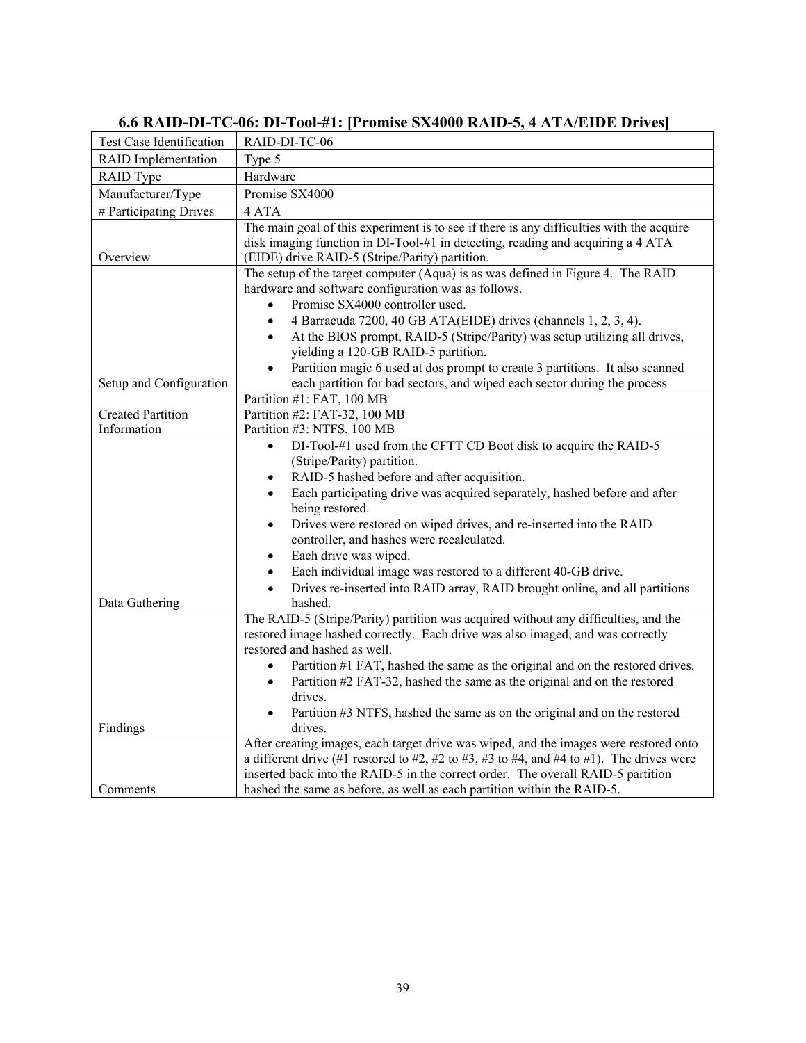### 6.6 RAID-DI-TC-06: DI-Tool-#1: [Promise SX4000 RAID-5, 4 ATA/EIDE Drives]

| Test Case Identification | RAID-DI-TC-06 |
|---|---|
| RAID Implementation | Type 5 |
| RAID Type | Hardware |
| Manufacturer/Type | Promise SX4000 |
| # Participating Drives | 4 ATA |
| Overview | The main goal of this experiment is to see if there is any difficulties with the acquire disk imaging function in DI-Tool-#1 in detecting, reading and acquiring a 4 ATA (EIDE) drive RAID-5 (Stripe/Parity) partition. |
| Setup and Configuration | The setup of the target computer (Aqua) is as was defined in Figure 4. The RAID hardware and software configuration was as follows.<br>• Promise SX4000 controller used.<br>• 4 Barracuda 7200, 40 GB ATA(EIDE) drives (channels 1, 2, 3, 4).<br>• At the BIOS prompt, RAID-5 (Stripe/Parity) was setup utilizing all drives, yielding a 120-GB RAID-5 partition.<br>• Partition magic 6 used at dos prompt to create 3 partitions. It also scanned each partition for bad sectors, and wiped each sector during the process |
| Created Partition Information | Partition #1: FAT, 100 MB<br>Partition #2: FAT-32, 100 MB<br>Partition #3: NTFS, 100 MB |
| Data Gathering | • DI-Tool-#1 used from the CFTT CD Boot disk to acquire the RAID-5 (Stripe/Parity) partition.<br>• RAID-5 hashed before and after acquisition.<br>• Each participating drive was acquired separately, hashed before and after being restored.<br>• Drives were restored on wiped drives, and re-inserted into the RAID controller, and hashes were recalculated.<br>• Each drive was wiped.<br>• Each individual image was restored to a different 40-GB drive.<br>• Drives re-inserted into RAID array, RAID brought online, and all partitions hashed. |
| Findings | The RAID-5 (Stripe/Parity) partition was acquired without any difficulties, and the restored image hashed correctly. Each drive was also imaged, and was correctly restored and hashed as well.<br>• Partition #1 FAT, hashed the same as the original and on the restored drives.<br>• Partition #2 FAT-32, hashed the same as the original and on the restored drives.<br>• Partition #3 NTFS, hashed the same as on the original and on the restored drives. |
| Comments | After creating images, each target drive was wiped, and the images were restored onto a different drive (#1 restored to #2, #2 to #3, #3 to #4, and #4 to #1). The drives were inserted back into the RAID-5 in the correct order. The overall RAID-5 partition hashed the same as before, as well as each partition within the RAID-5. |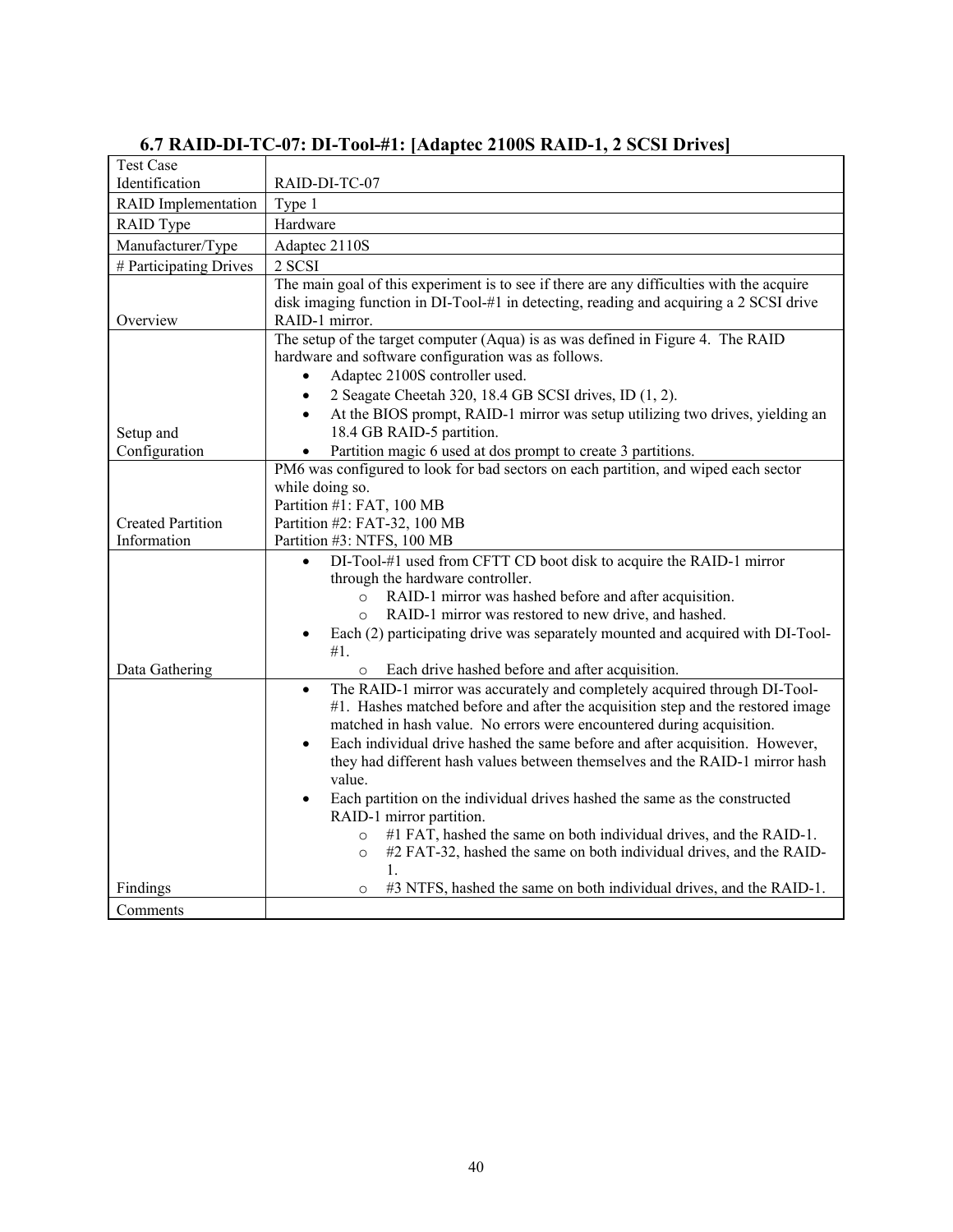### 6.7 RAID-DI-TC-07: DI-Tool-#1: [Adaptec 2100S RAID-1, 2 SCSI Drives]

| Test Case Identification | RAID-DI-TC-07 |
|---|---|
| RAID Implementation | Type 1 |
| RAID Type | Hardware |
| Manufacturer/Type | Adaptec 2110S |
| # Participating Drives | 2 SCSI |
| Overview | The main goal of this experiment is to see if there are any difficulties with the acquire disk imaging function in DI-Tool-#1 in detecting, reading and acquiring a 2 SCSI drive RAID-1 mirror. |
| Setup and Configuration | The setup of the target computer (Aqua) is as was defined in Figure 4. The RAID hardware and software configuration was as follows.<br>• Adaptec 2100S controller used.<br>• 2 Seagate Cheetah 320, 18.4 GB SCSI drives, ID (1, 2).<br>• At the BIOS prompt, RAID-1 mirror was setup utilizing two drives, yielding an 18.4 GB RAID-5 partition.<br>• Partition magic 6 used at dos prompt to create 3 partitions. |
| Created Partition Information | PM6 was configured to look for bad sectors on each partition, and wiped each sector while doing so.<br>Partition #1: FAT, 100 MB<br>Partition #2: FAT-32, 100 MB<br>Partition #3: NTFS, 100 MB |
| Data Gathering | • DI-Tool-#1 used from CFTT CD boot disk to acquire the RAID-1 mirror through the hardware controller.<br>&nbsp;&nbsp;&nbsp;&nbsp;○ RAID-1 mirror was hashed before and after acquisition.<br>&nbsp;&nbsp;&nbsp;&nbsp;○ RAID-1 mirror was restored to new drive, and hashed.<br>• Each (2) participating drive was separately mounted and acquired with DI-Tool-#1.<br>&nbsp;&nbsp;&nbsp;&nbsp;○ Each drive hashed before and after acquisition. |
| Findings | • The RAID-1 mirror was accurately and completely acquired through DI-Tool-#1. Hashes matched before and after the acquisition step and the restored image matched in hash value. No errors were encountered during acquisition.<br>• Each individual drive hashed the same before and after acquisition. However, they had different hash values between themselves and the RAID-1 mirror hash value.<br>• Each partition on the individual drives hashed the same as the constructed RAID-1 mirror partition.<br>&nbsp;&nbsp;&nbsp;&nbsp;○ #1 FAT, hashed the same on both individual drives, and the RAID-1.<br>&nbsp;&nbsp;&nbsp;&nbsp;○ #2 FAT-32, hashed the same on both individual drives, and the RAID-1.<br>&nbsp;&nbsp;&nbsp;&nbsp;○ #3 NTFS, hashed the same on both individual drives, and the RAID-1. |
| Comments | |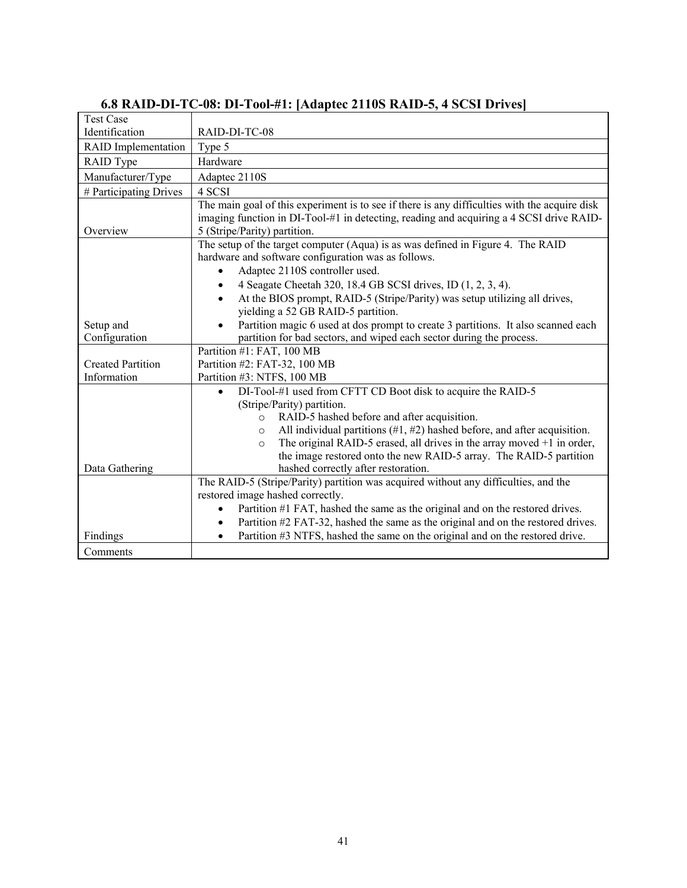### 6.8 RAID-DI-TC-08: DI-Tool-#1: [Adaptec 2110S RAID-5, 4 SCSI Drives]

| Test Case Identification | RAID-DI-TC-08 |
|---|---|
| RAID Implementation | Type 5 |
| RAID Type | Hardware |
| Manufacturer/Type | Adaptec 2110S |
| # Participating Drives | 4 SCSI |
| Overview | The main goal of this experiment is to see if there is any difficulties with the acquire disk imaging function in DI-Tool-#1 in detecting, reading and acquiring a 4 SCSI drive RAID-5 (Stripe/Parity) partition. |
| Setup and Configuration | The setup of the target computer (Aqua) is as was defined in Figure 4. The RAID hardware and software configuration was as follows.<br>• Adaptec 2110S controller used.<br>• 4 Seagate Cheetah 320, 18.4 GB SCSI drives, ID (1, 2, 3, 4).<br>• At the BIOS prompt, RAID-5 (Stripe/Parity) was setup utilizing all drives, yielding a 52 GB RAID-5 partition.<br>• Partition magic 6 used at dos prompt to create 3 partitions. It also scanned each partition for bad sectors, and wiped each sector during the process. |
| Created Partition Information | Partition #1: FAT, 100 MB<br>Partition #2: FAT-32, 100 MB<br>Partition #3: NTFS, 100 MB |
| Data Gathering | • DI-Tool-#1 used from CFTT CD Boot disk to acquire the RAID-5 (Stripe/Parity) partition.<br>  o RAID-5 hashed before and after acquisition.<br>  o All individual partitions (#1, #2) hashed before, and after acquisition.<br>  o The original RAID-5 erased, all drives in the array moved +1 in order, the image restored onto the new RAID-5 array. The RAID-5 partition hashed correctly after restoration. |
| Findings | The RAID-5 (Stripe/Parity) partition was acquired without any difficulties, and the restored image hashed correctly.<br>• Partition #1 FAT, hashed the same as the original and on the restored drives.<br>• Partition #2 FAT-32, hashed the same as the original and on the restored drives.<br>• Partition #3 NTFS, hashed the same on the original and on the restored drive. |
| Comments | |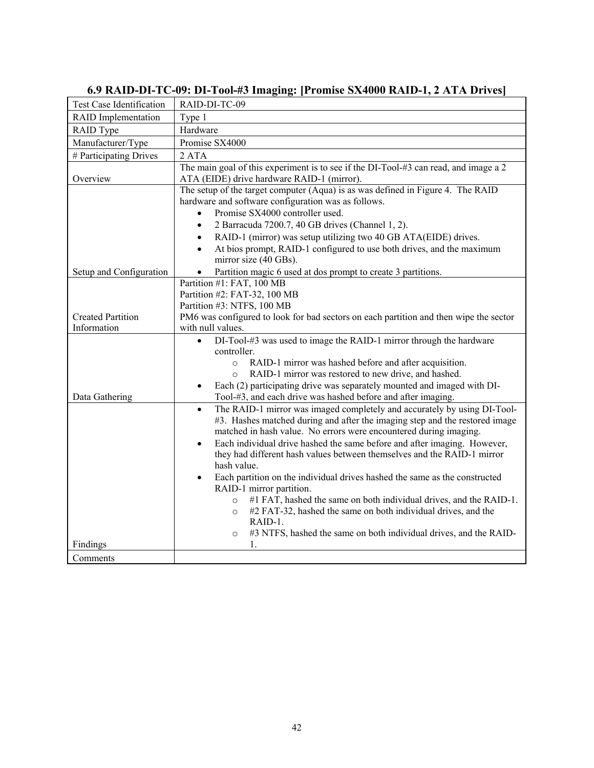## 6.9 RAID-DI-TC-09: DI-Tool-#3 Imaging: [Promise SX4000 RAID-1, 2 ATA Drives]

| Test Case Identification | RAID-DI-TC-09 |
|---|---|
| RAID Implementation | Type 1 |
| RAID Type | Hardware |
| Manufacturer/Type | Promise SX4000 |
| # Participating Drives | 2 ATA |
| Overview | The main goal of this experiment is to see if the DI-Tool-#3 can read, and image a 2 ATA (EIDE) drive hardware RAID-1 (mirror). |
| Setup and Configuration | The setup of the target computer (Aqua) is as was defined in Figure 4. The RAID hardware and software configuration was as follows.<br>• Promise SX4000 controller used.<br>• 2 Barracuda 7200.7, 40 GB drives (Channel 1, 2).<br>• RAID-1 (mirror) was setup utilizing two 40 GB ATA(EIDE) drives.<br>• At bios prompt, RAID-1 configured to use both drives, and the maximum mirror size (40 GBs).<br>• Partition magic 6 used at dos prompt to create 3 partitions. |
| Created Partition Information | Partition #1: FAT, 100 MB<br>Partition #2: FAT-32, 100 MB<br>Partition #3: NTFS, 100 MB<br>PM6 was configured to look for bad sectors on each partition and then wipe the sector with null values. |
| Data Gathering | • DI-Tool-#3 was used to image the RAID-1 mirror through the hardware controller.<br>  ◦ RAID-1 mirror was hashed before and after acquisition.<br>  ◦ RAID-1 mirror was restored to new drive, and hashed.<br>• Each (2) participating drive was separately mounted and imaged with DI-Tool-#3, and each drive was hashed before and after imaging. |
| Findings | • The RAID-1 mirror was imaged completely and accurately by using DI-Tool-#3. Hashes matched during and after the imaging step and the restored image matched in hash value. No errors were encountered during imaging.<br>• Each individual drive hashed the same before and after imaging. However, they had different hash values between themselves and the RAID-1 mirror hash value.<br>• Each partition on the individual drives hashed the same as the constructed RAID-1 mirror partition.<br>  ◦ #1 FAT, hashed the same on both individual drives, and the RAID-1.<br>  ◦ #2 FAT-32, hashed the same on both individual drives, and the RAID-1.<br>  ◦ #3 NTFS, hashed the same on both individual drives, and the RAID-1. |
| Comments | |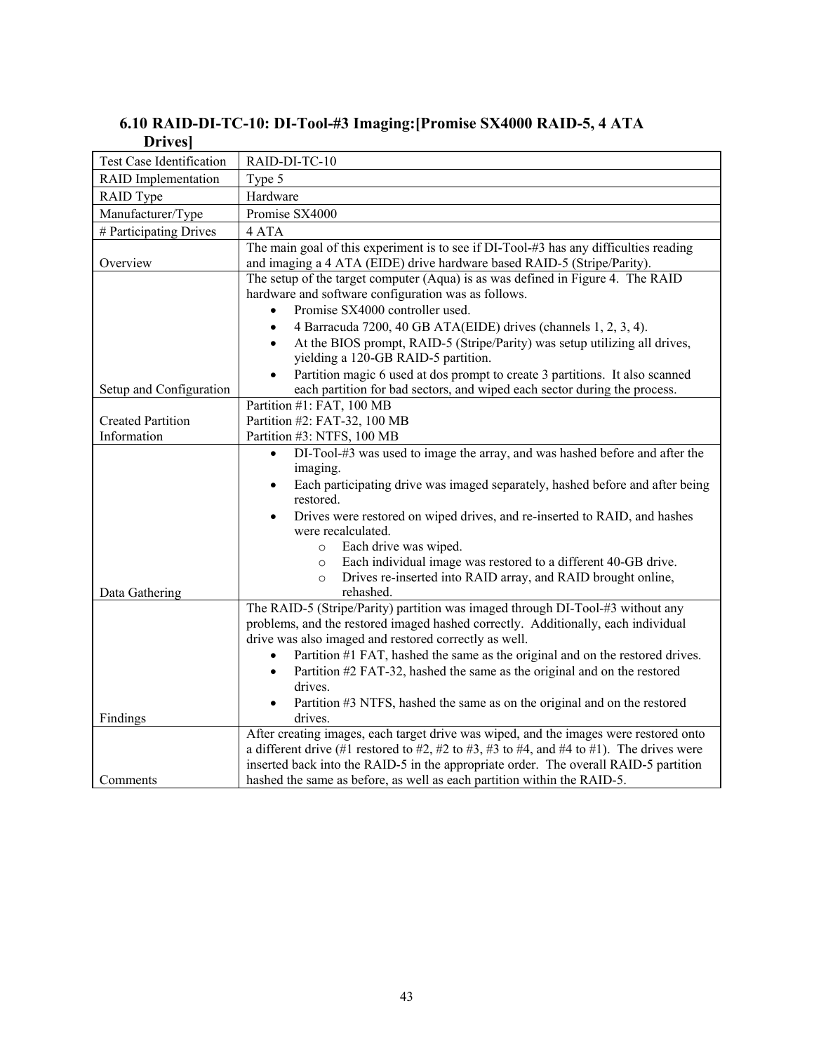### 6.10 RAID-DI-TC-10: DI-Tool-#3 Imaging:[Promise SX4000 RAID-5, 4 ATA Drives]

| Test Case Identification | RAID-DI-TC-10 |
|---|---|
| RAID Implementation | Type 5 |
| RAID Type | Hardware |
| Manufacturer/Type | Promise SX4000 |
| # Participating Drives | 4 ATA |
| Overview | The main goal of this experiment is to see if DI-Tool-#3 has any difficulties reading and imaging a 4 ATA (EIDE) drive hardware based RAID-5 (Stripe/Parity). |
| Setup and Configuration | The setup of the target computer (Aqua) is as was defined in Figure 4. The RAID hardware and software configuration was as follows:<br>• Promise SX4000 controller used.<br>• 4 Barracuda 7200, 40 GB ATA(EIDE) drives (channels 1, 2, 3, 4).<br>• At the BIOS prompt, RAID-5 (Stripe/Parity) was setup utilizing all drives, yielding a 120-GB RAID-5 partition.<br>• Partition magic 6 used at dos prompt to create 3 partitions. It also scanned each partition for bad sectors, and wiped each sector during the process. |
| Created Partition Information | Partition #1: FAT, 100 MB<br>Partition #2: FAT-32, 100 MB<br>Partition #3: NTFS, 100 MB |
| Data Gathering | • DI-Tool-#3 was used to image the array, and was hashed before and after the imaging.<br>• Each participating drive was imaged separately, hashed before and after being restored.<br>• Drives were restored on wiped drives, and re-inserted to RAID, and hashes were recalculated.<br>&nbsp;&nbsp;&nbsp;&nbsp;o Each drive was wiped.<br>&nbsp;&nbsp;&nbsp;&nbsp;o Each individual image was restored to a different 40-GB drive.<br>&nbsp;&nbsp;&nbsp;&nbsp;o Drives re-inserted into RAID array, and RAID brought online, rehashed. |
| Findings | The RAID-5 (Stripe/Parity) partition was imaged through DI-Tool-#3 without any problems, and the restored imaged hashed correctly. Additionally, each individual drive was also imaged and restored correctly as well.<br>• Partition #1 FAT, hashed the same as the original and on the restored drives.<br>• Partition #2 FAT-32, hashed the same as the original and on the restored drives.<br>• Partition #3 NTFS, hashed the same as on the original and on the restored drives. |
| Comments | After creating images, each target drive was wiped, and the images were restored onto a different drive (#1 restored to #2, #2 to #3, #3 to #4, and #4 to #1). The drives were inserted back into the RAID-5 in the appropriate order. The overall RAID-5 partition hashed the same as before, as well as each partition within the RAID-5. |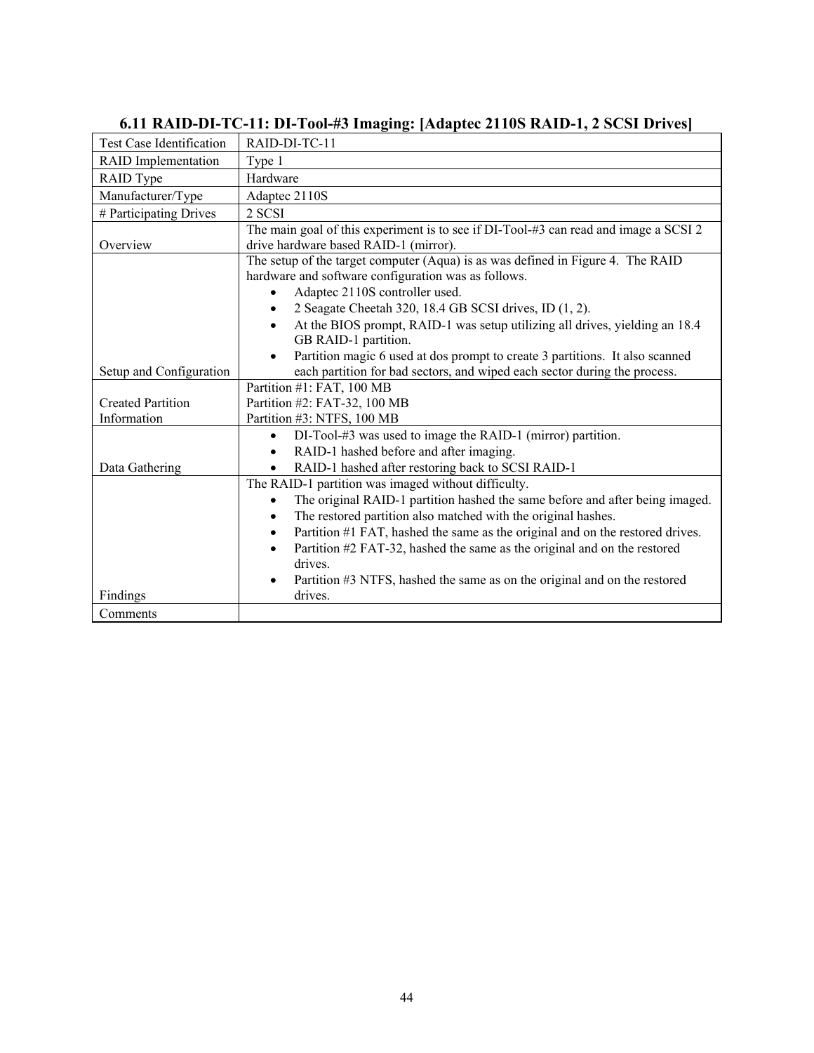### 6.11 RAID-DI-TC-11: DI-Tool-#3 Imaging: [Adaptec 2110S RAID-1, 2 SCSI Drives]

| Test Case Identification | RAID-DI-TC-11 |
|---|---|
| RAID Implementation | Type 1 |
| RAID Type | Hardware |
| Manufacturer/Type | Adaptec 2110S |
| # Participating Drives | 2 SCSI |
| Overview | The main goal of this experiment is to see if DI-Tool-#3 can read and image a SCSI 2 drive hardware based RAID-1 (mirror). |
| Setup and Configuration | The setup of the target computer (Aqua) is as was defined in Figure 4. The RAID hardware and software configuration was as follows.<br>• Adaptec 2110S controller used.<br>• 2 Seagate Cheetah 320, 18.4 GB SCSI drives, ID (1, 2).<br>• At the BIOS prompt, RAID-1 was setup utilizing all drives, yielding an 18.4 GB RAID-1 partition.<br>• Partition magic 6 used at dos prompt to create 3 partitions. It also scanned each partition for bad sectors, and wiped each sector during the process. |
| Created Partition Information | Partition #1: FAT, 100 MB<br>Partition #2: FAT-32, 100 MB<br>Partition #3: NTFS, 100 MB |
| Data Gathering | • DI-Tool-#3 was used to image the RAID-1 (mirror) partition.<br>• RAID-1 hashed before and after imaging.<br>• RAID-1 hashed after restoring back to SCSI RAID-1 |
| Findings | The RAID-1 partition was imaged without difficulty.<br>• The original RAID-1 partition hashed the same before and after being imaged.<br>• The restored partition also matched with the original hashes.<br>• Partition #1 FAT, hashed the same as the original and on the restored drives.<br>• Partition #2 FAT-32, hashed the same as the original and on the restored drives.<br>• Partition #3 NTFS, hashed the same as on the original and on the restored drives. |
| Comments | |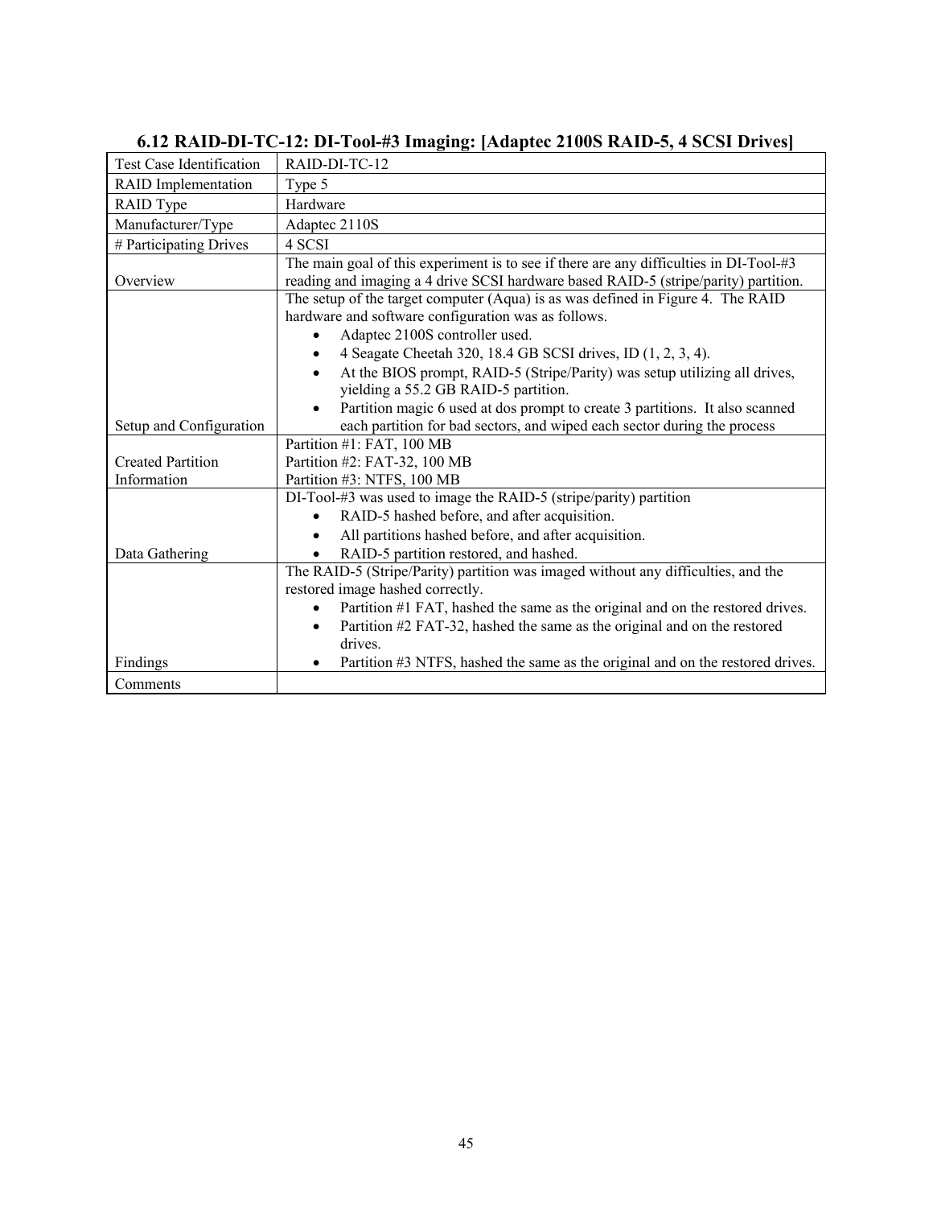### 6.12 RAID-DI-TC-12: DI-Tool-#3 Imaging: [Adaptec 2100S RAID-5, 4 SCSI Drives]

| Test Case Identification | RAID-DI-TC-12 |
|---|---|
| RAID Implementation | Type 5 |
| RAID Type | Hardware |
| Manufacturer/Type | Adaptec 2110S |
| # Participating Drives | 4 SCSI |
| Overview | The main goal of this experiment is to see if there are any difficulties in DI-Tool-#3 reading and imaging a 4 drive SCSI hardware based RAID-5 (stripe/parity) partition. |
| Setup and Configuration | The setup of the target computer (Aqua) is as was defined in Figure 4. The RAID hardware and software configuration was as follows.<br>• Adaptec 2100S controller used.<br>• 4 Seagate Cheetah 320, 18.4 GB SCSI drives, ID (1, 2, 3, 4).<br>• At the BIOS prompt, RAID-5 (Stripe/Parity) was setup utilizing all drives, yielding a 55.2 GB RAID-5 partition.<br>• Partition magic 6 used at dos prompt to create 3 partitions. It also scanned each partition for bad sectors, and wiped each sector during the process |
| Created Partition Information | Partition #1: FAT, 100 MB<br>Partition #2: FAT-32, 100 MB<br>Partition #3: NTFS, 100 MB |
| Data Gathering | DI-Tool-#3 was used to image the RAID-5 (stripe/parity) partition<br>• RAID-5 hashed before, and after acquisition.<br>• All partitions hashed before, and after acquisition.<br>• RAID-5 partition restored, and hashed. |
| Findings | The RAID-5 (Stripe/Parity) partition was imaged without any difficulties, and the restored image hashed correctly.<br>• Partition #1 FAT, hashed the same as the original and on the restored drives.<br>• Partition #2 FAT-32, hashed the same as the original and on the restored drives.<br>• Partition #3 NTFS, hashed the same as the original and on the restored drives. |
| Comments | |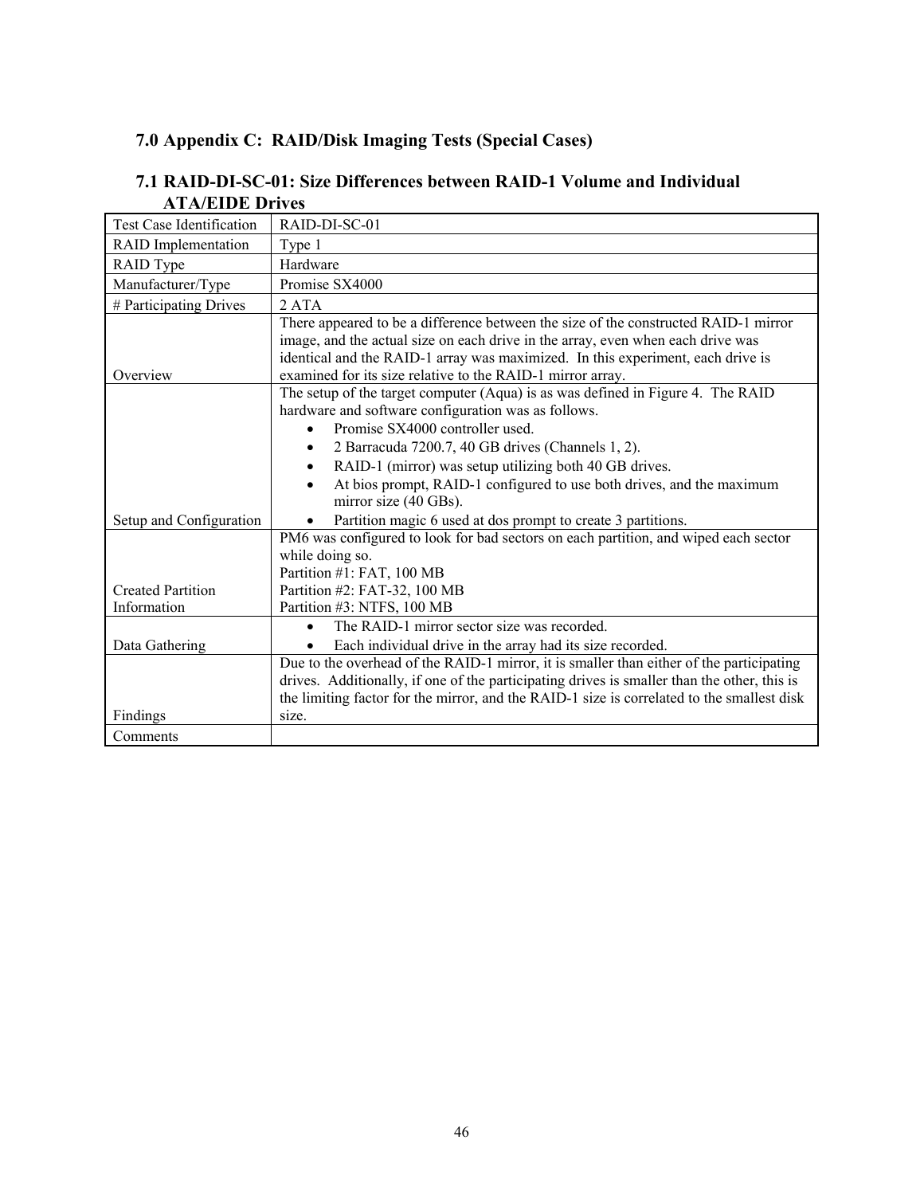# 7.0 Appendix C: RAID/Disk Imaging Tests (Special Cases)

## 7.1 RAID-DI-SC-01: Size Differences between RAID-1 Volume and Individual ATA/EIDE Drives

| Test Case Identification | RAID-DI-SC-01 |
|---|---|
| RAID Implementation | Type 1 |
| RAID Type | Hardware |
| Manufacturer/Type | Promise SX4000 |
| # Participating Drives | 2 ATA |
| Overview | There appeared to be a difference between the size of the constructed RAID-1 mirror image, and the actual size on each drive in the array, even when each drive was identical and the RAID-1 array was maximized. In this experiment, each drive is examined for its size relative to the RAID-1 mirror array. |
| Setup and Configuration | The setup of the target computer (Aqua) is as was defined in Figure 4. The RAID hardware and software configuration was as follows:<br>• Promise SX4000 controller used.<br>• 2 Barracuda 7200.7, 40 GB drives (Channels 1, 2).<br>• RAID-1 (mirror) was setup utilizing both 40 GB drives.<br>• At bios prompt, RAID-1 configured to use both drives, and the maximum mirror size (40 GBs).<br>• Partition magic 6 used at dos prompt to create 3 partitions. |
| Created Partition Information | PM6 was configured to look for bad sectors on each partition, and wiped each sector while doing so.<br>Partition #1: FAT, 100 MB<br>Partition #2: FAT-32, 100 MB<br>Partition #3: NTFS, 100 MB |
| Data Gathering | • The RAID-1 mirror sector size was recorded.<br>• Each individual drive in the array had its size recorded. |
| Findings | Due to the overhead of the RAID-1 mirror, it is smaller than either of the participating drives. Additionally, if one of the participating drives is smaller than the other, this is the limiting factor for the mirror, and the RAID-1 size is correlated to the smallest disk size. |
| Comments | |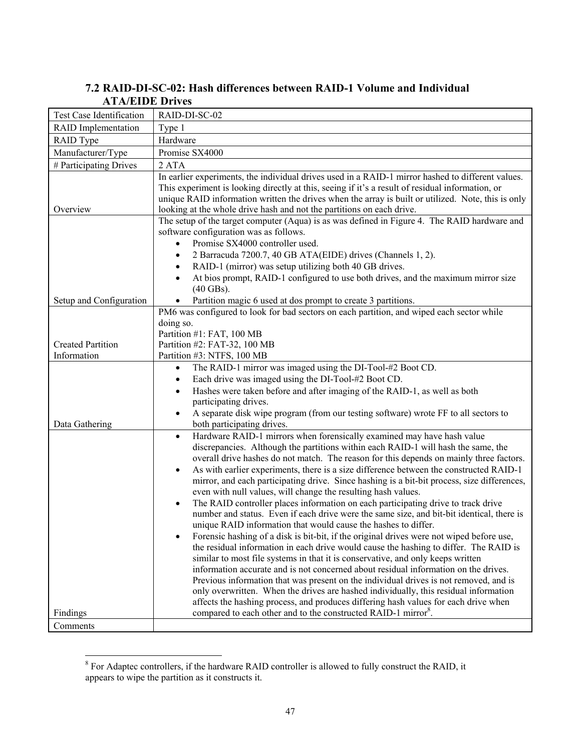### 7.2 RAID-DI-SC-02: Hash differences between RAID-1 Volume and Individual ATA/EIDE Drives

| Test Case Identification | RAID-DI-SC-02 |
|---|---|
| RAID Implementation | Type 1 |
| RAID Type | Hardware |
| Manufacturer/Type | Promise SX4000 |
| # Participating Drives | 2 ATA |
| Overview | In earlier experiments, the individual drives used in a RAID-1 mirror hashed to different values. This experiment is looking directly at this, seeing if it's a result of residual information, or unique RAID information written the drives when the array is built or utilized. Note, this is only looking at the whole drive hash and not the partitions on each drive. |
| Setup and Configuration | The setup of the target computer (Aqua) is as was defined in Figure 4. The RAID hardware and software configuration was as follows.<br>• Promise SX4000 controller used.<br>• 2 Barracuda 7200.7, 40 GB ATA(EIDE) drives (Channels 1, 2).<br>• RAID-1 (mirror) was setup utilizing both 40 GB drives.<br>• At bios prompt, RAID-1 configured to use both drives, and the maximum mirror size (40 GBs).<br>• Partition magic 6 used at dos prompt to create 3 partitions. |
| Created Partition Information | PM6 was configured to look for bad sectors on each partition, and wiped each sector while doing so.<br>Partition #1: FAT, 100 MB<br>Partition #2: FAT-32, 100 MB<br>Partition #3: NTFS, 100 MB |
| Data Gathering | • The RAID-1 mirror was imaged using the DI-Tool-#2 Boot CD.<br>• Each drive was imaged using the DI-Tool-#2 Boot CD.<br>• Hashes were taken before and after imaging of the RAID-1, as well as both participating drives.<br>• A separate disk wipe program (from our testing software) wrote FF to all sectors to both participating drives. |
| Findings | • Hardware RAID-1 mirrors when forensically examined may have hash value discrepancies. Although the partitions within each RAID-1 will hash the same, the overall drive hashes do not match. The reason for this depends on mainly three factors.<br>• As with earlier experiments, there is a size difference between the constructed RAID-1 mirror, and each participating drive. Since hashing is a bit-bit process, size differences, even with null values, will change the resulting hash values.<br>• The RAID controller places information on each participating drive to track drive number and status. Even if each drive were the same size, and bit-bit identical, there is unique RAID information that would cause the hashes to differ.<br>• Forensic hashing of a disk is bit-bit, if the original drives were not wiped before use, the residual information in each drive would cause the hashing to differ. The RAID is similar to most file systems in that it is conservative, and only keeps written information accurate and is not concerned about residual information on the drives. Previous information that was present on the individual drives is not removed, and is only overwritten. When the drives are hashed individually, this residual information affects the hashing process, and produces differing hash values for each drive when compared to each other and to the constructed RAID-1 mirror[8]. |
| Comments | |

[8] For Adaptec controllers, if the hardware RAID controller is allowed to fully construct the RAID, it appears to wipe the partition as it constructs it.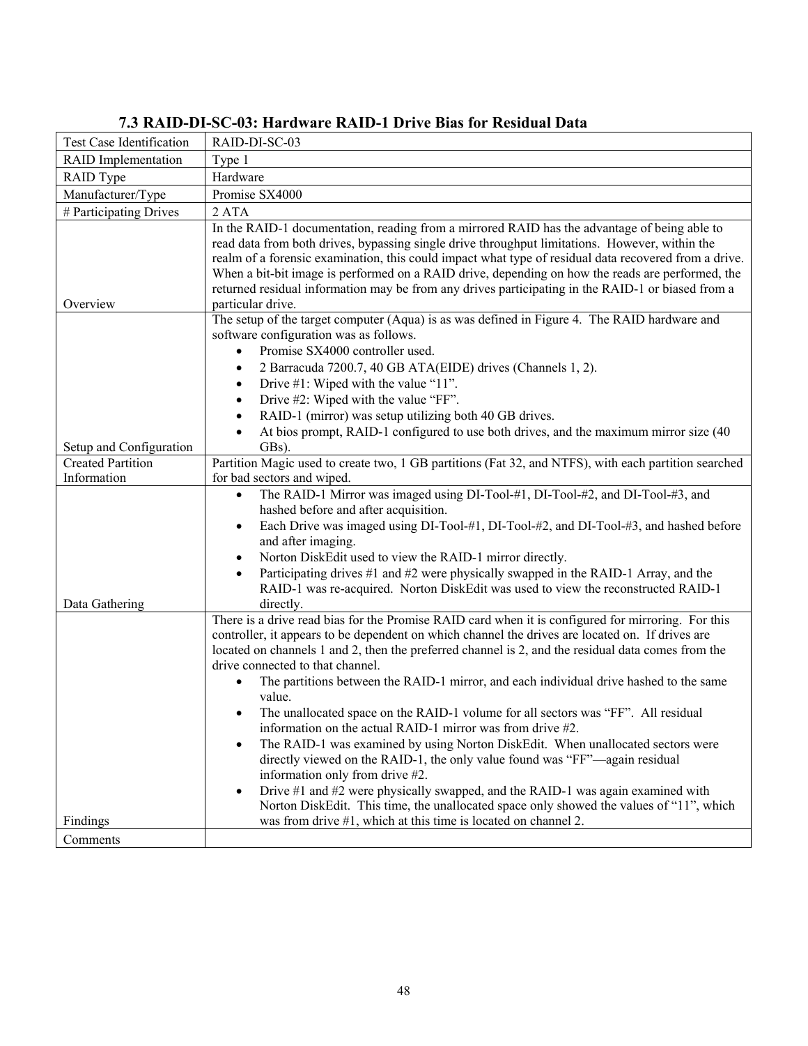### 7.3 RAID-DI-SC-03: Hardware RAID-1 Drive Bias for Residual Data

| Test Case Identification | RAID-DI-SC-03 |
|---|---|
| RAID Implementation | Type 1 |
| RAID Type | Hardware |
| Manufacturer/Type | Promise SX4000 |
| # Participating Drives | 2 ATA |
| Overview | In the RAID-1 documentation, reading from a mirrored RAID has the advantage of being able to read data from both drives, bypassing single drive throughput limitations. However, within the realm of a forensic examination, this could impact what type of residual data recovered from a drive. When a bit-bit image is performed on a RAID drive, depending on how the reads are performed, the returned residual information may be from any drives participating in the RAID-1 or biased from a particular drive. |
| Setup and Configuration | The setup of the target computer (Aqua) is as was defined in Figure 4. The RAID hardware and software configuration was as follows.<br>• Promise SX4000 controller used.<br>• 2 Barracuda 7200.7, 40 GB ATA(EIDE) drives (Channels 1, 2).<br>• Drive #1: Wiped with the value "11".<br>• Drive #2: Wiped with the value "FF".<br>• RAID-1 (mirror) was setup utilizing both 40 GB drives.<br>• At bios prompt, RAID-1 configured to use both drives, and the maximum mirror size (40 GBs). |
| Created Partition Information | Partition Magic used to create two, 1 GB partitions (Fat 32, and NTFS), with each partition searched for bad sectors and wiped. |
| Data Gathering | • The RAID-1 Mirror was imaged using DI-Tool-#1, DI-Tool-#2, and DI-Tool-#3, and hashed before and after acquisition.<br>• Each Drive was imaged using DI-Tool-#1, DI-Tool-#2, and DI-Tool-#3, and hashed before and after imaging.<br>• Norton DiskEdit used to view the RAID-1 mirror directly.<br>• Participating drives #1 and #2 were physically swapped in the RAID-1 Array, and the RAID-1 was re-acquired. Norton DiskEdit was used to view the reconstructed RAID-1 directly. |
| Findings | There is a drive read bias for the Promise RAID card when it is configured for mirroring. For this controller, it appears to be dependent on which channel the drives are located on. If drives are located on channels 1 and 2, then the preferred channel is 2, and the residual data comes from the drive connected to that channel.<br>• The partitions between the RAID-1 mirror, and each individual drive hashed to the same value.<br>• The unallocated space on the RAID-1 volume for all sectors was "FF". All residual information on the actual RAID-1 mirror was from drive #2.<br>• The RAID-1 was examined by using Norton DiskEdit. When unallocated sectors were directly viewed on the RAID-1, the only value found was "FF"—again residual information only from drive #2.<br>• Drive #1 and #2 were physically swapped, and the RAID-1 was again examined with Norton DiskEdit. This time, the unallocated space only showed the values of "11", which was from drive #1, which at this time is located on channel 2. |
| Comments | |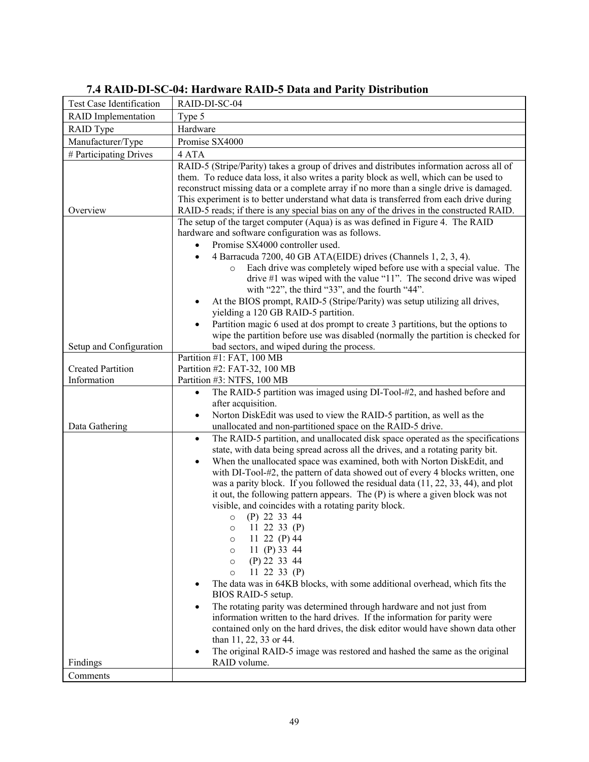### 7.4 RAID-DI-SC-04: Hardware RAID-5 Data and Parity Distribution

| Test Case Identification | RAID-DI-SC-04 |
|---|---|
| RAID Implementation | Type 5 |
| RAID Type | Hardware |
| Manufacturer/Type | Promise SX4000 |
| # Participating Drives | 4 ATA |
| Overview | RAID-5 (Stripe/Parity) takes a group of drives and distributes information across all of them. To reduce data loss, it also writes a parity block as well, which can be used to reconstruct missing data or a complete array if no more than a single drive is damaged. This experiment is to better understand what data is transferred from each drive during RAID-5 reads; if there is any special bias on any of the drives in the constructed RAID. |
| Setup and Configuration | The setup of the target computer (Aqua) is as was defined in Figure 4. The RAID hardware and software configuration was as follows.<br>• Promise SX4000 controller used.<br>• 4 Barracuda 7200, 40 GB ATA(EIDE) drives (Channels 1, 2, 3, 4).<br>&nbsp;&nbsp;&nbsp;&nbsp;o Each drive was completely wiped before use with a special value. The drive #1 was wiped with the value "11". The second drive was wiped with "22", the third "33", and the fourth "44".<br>• At the BIOS prompt, RAID-5 (Stripe/Parity) was setup utilizing all drives, yielding a 120 GB RAID-5 partition.<br>• Partition magic 6 used at dos prompt to create 3 partitions, but the options to wipe the partition before use was disabled (normally the partition is checked for bad sectors, and wiped during the process. |
| Created Partition Information | Partition #1: FAT, 100 MB<br>Partition #2: FAT-32, 100 MB<br>Partition #3: NTFS, 100 MB |
| Data Gathering | • The RAID-5 partition was imaged using DI-Tool-#2, and hashed before and after acquisition.<br>• Norton DiskEdit was used to view the RAID-5 partition, as well as the unallocated and non-partitioned space on the RAID-5 drive. |
| Findings | • The RAID-5 partition, and unallocated disk space operated as the specifications state, with data being spread across all the drives, and a rotating parity bit.<br>• When the unallocated space was examined, both with Norton DiskEdit, and with DI-Tool-#2, the pattern of data showed out of every 4 blocks written, one was a parity block. If you followed the residual data (11, 22, 33, 44), and plot it out, the following pattern appears. The (P) is where a given block was not visible, and coincides with a rotating parity block.<br>&nbsp;&nbsp;&nbsp;&nbsp;o (P) 22 33 44<br>&nbsp;&nbsp;&nbsp;&nbsp;o 11 22 33 (P)<br>&nbsp;&nbsp;&nbsp;&nbsp;o 11 22 (P) 44<br>&nbsp;&nbsp;&nbsp;&nbsp;o 11 (P) 33 44<br>&nbsp;&nbsp;&nbsp;&nbsp;o (P) 22 33 44<br>&nbsp;&nbsp;&nbsp;&nbsp;o 11 22 33 (P)<br>• The data was in 64KB blocks, with some additional overhead, which fits the BIOS RAID-5 setup.<br>• The rotating parity was determined through hardware and not just from information written to the hard drives. If the information for parity were contained only on the hard drives, the disk editor would have shown data other than 11, 22, 33 or 44.<br>• The original RAID-5 image was restored and hashed the same as the original RAID volume. |
| Comments | |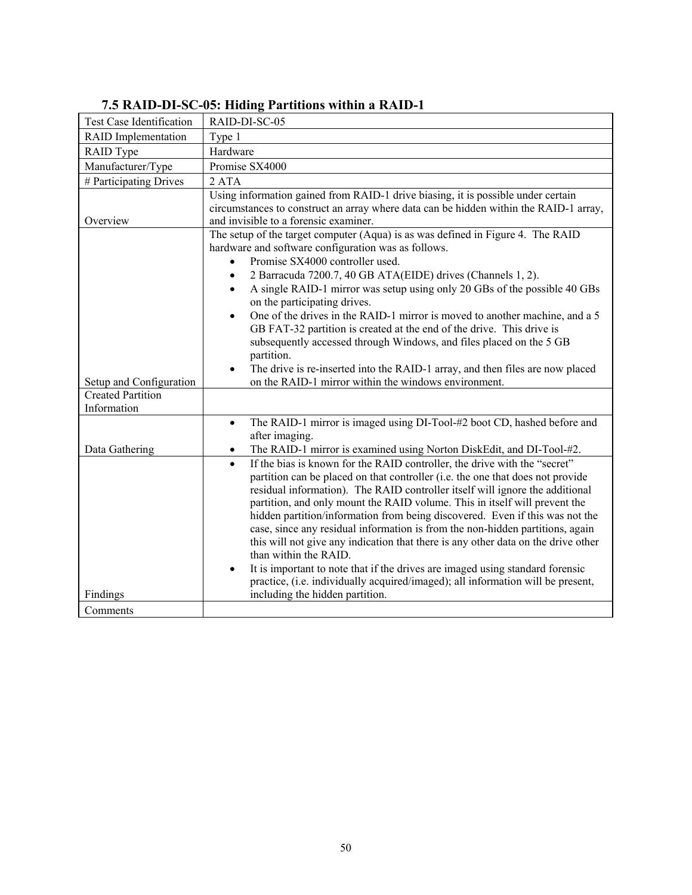### 7.5 RAID-DI-SC-05: Hiding Partitions within a RAID-1

| Test Case Identification | RAID-DI-SC-05 |
|---|---|
| RAID Implementation | Type 1 |
| RAID Type | Hardware |
| Manufacturer/Type | Promise SX4000 |
| # Participating Drives | 2 ATA |
| Overview | Using information gained from RAID-1 drive biasing, it is possible under certain circumstances to construct an array where data can be hidden within the RAID-1 array, and invisible to a forensic examiner. |
| Setup and Configuration | The setup of the target computer (Aqua) is as was defined in Figure 4. The RAID hardware and software configuration was as follows.<br>• Promise SX4000 controller used.<br>• 2 Barracuda 7200.7, 40 GB ATA(EIDE) drives (Channels 1, 2).<br>• A single RAID-1 mirror was setup using only 20 GBs of the possible 40 GBs on the participating drives.<br>• One of the drives in the RAID-1 mirror is moved to another machine, and a 5 GB FAT-32 partition is created at the end of the drive. This drive is subsequently accessed through Windows, and files placed on the 5 GB partition.<br>• The drive is re-inserted into the RAID-1 array, and then files are now placed on the RAID-1 mirror within the windows environment. |
| Created Partition Information | |
| Data Gathering | • The RAID-1 mirror is imaged using DI-Tool-#2 boot CD, hashed before and after imaging.<br>• The RAID-1 mirror is examined using Norton DiskEdit, and DI-Tool-#2. |
| Findings | • If the bias is known for the RAID controller, the drive with the "secret" partition can be placed on that controller (i.e. the one that does not provide residual information). The RAID controller itself will ignore the additional partition, and only mount the RAID volume. This in itself will prevent the hidden partition/information from being discovered. Even if this was not the case, since any residual information is from the non-hidden partitions, again this will not give any indication that there is any other data on the drive other than within the RAID.<br>• It is important to note that if the drives are imaged using standard forensic practice, (i.e. individually acquired/imaged); all information will be present, including the hidden partition. |
| Comments | |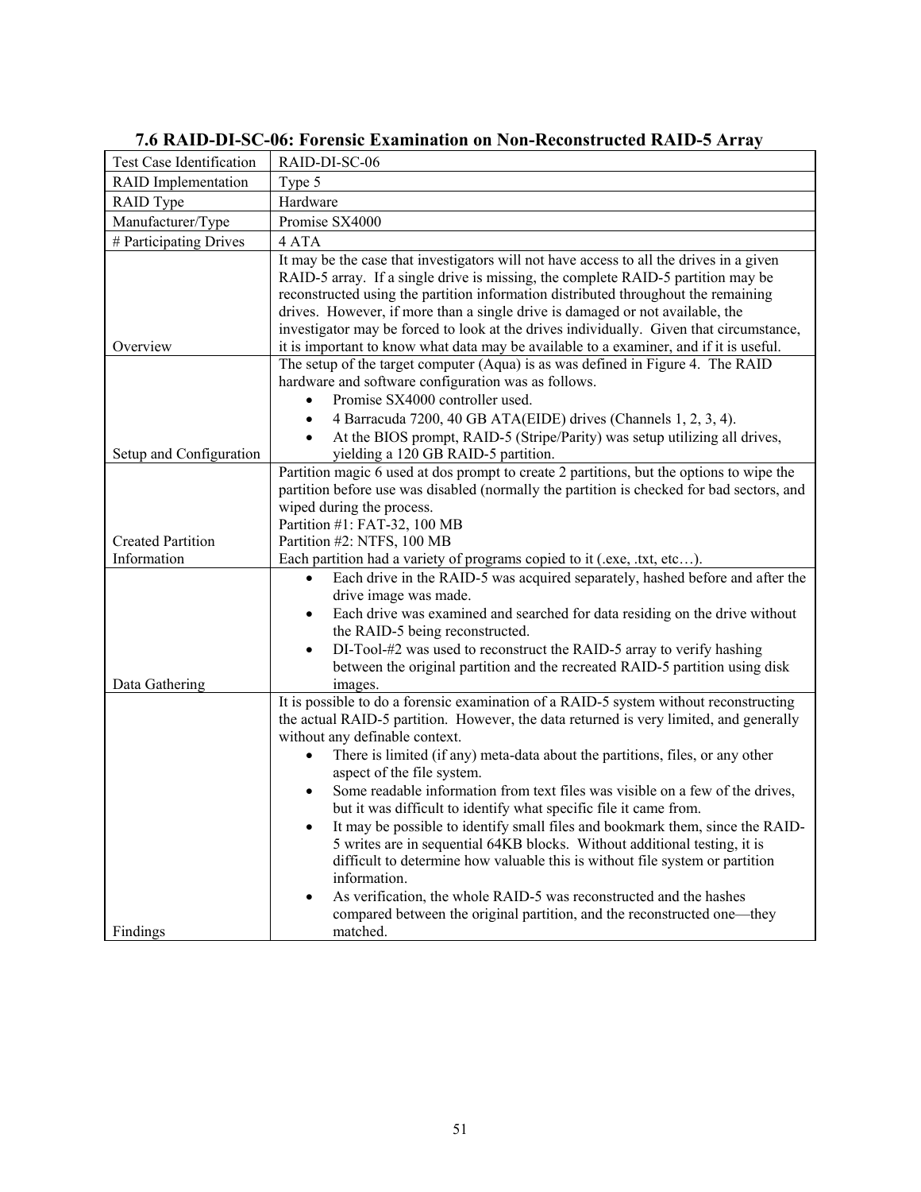### 7.6 RAID-DI-SC-06: Forensic Examination on Non-Reconstructed RAID-5 Array

| Test Case Identification | RAID-DI-SC-06 |
|---|---|
| RAID Implementation | Type 5 |
| RAID Type | Hardware |
| Manufacturer/Type | Promise SX4000 |
| # Participating Drives | 4 ATA |
| Overview | It may be the case that investigators will not have access to all the drives in a given RAID-5 array. If a single drive is missing, the complete RAID-5 partition may be reconstructed using the partition information distributed throughout the remaining drives. However, if more than a single drive is damaged or not available, the investigator may be forced to look at the drives individually. Given that circumstance, it is important to know what data may be available to a examiner, and if it is useful. |
| Setup and Configuration | The setup of the target computer (Aqua) is as was defined in Figure 4. The RAID hardware and software configuration was as follows.<br>• Promise SX4000 controller used.<br>• 4 Barracuda 7200, 40 GB ATA(EIDE) drives (Channels 1, 2, 3, 4).<br>• At the BIOS prompt, RAID-5 (Stripe/Parity) was setup utilizing all drives, yielding a 120 GB RAID-5 partition. |
| Created Partition Information | Partition magic 6 used at dos prompt to create 2 partitions, but the options to wipe the partition before use was disabled (normally the partition is checked for bad sectors, and wiped during the process.<br>Partition #1: FAT-32, 100 MB<br>Partition #2: NTFS, 100 MB<br>Each partition had a variety of programs copied to it (.exe, .txt, etc…). |
| Data Gathering | • Each drive in the RAID-5 was acquired separately, hashed before and after the drive image was made.<br>• Each drive was examined and searched for data residing on the drive without the RAID-5 being reconstructed.<br>• DI-Tool-#2 was used to reconstruct the RAID-5 array to verify hashing between the original partition and the recreated RAID-5 partition using disk images. |
| Findings | It is possible to do a forensic examination of a RAID-5 system without reconstructing the actual RAID-5 partition. However, the data returned is very limited, and generally without any definable context.<br>• There is limited (if any) meta-data about the partitions, files, or any other aspect of the file system.<br>• Some readable information from text files was visible on a few of the drives, but it was difficult to identify what specific file it came from.<br>• It may be possible to identify small files and bookmark them, since the RAID-5 writes are in sequential 64KB blocks. Without additional testing, it is difficult to determine how valuable this is without file system or partition information.<br>• As verification, the whole RAID-5 was reconstructed and the hashes compared between the original partition, and the reconstructed one—they matched. |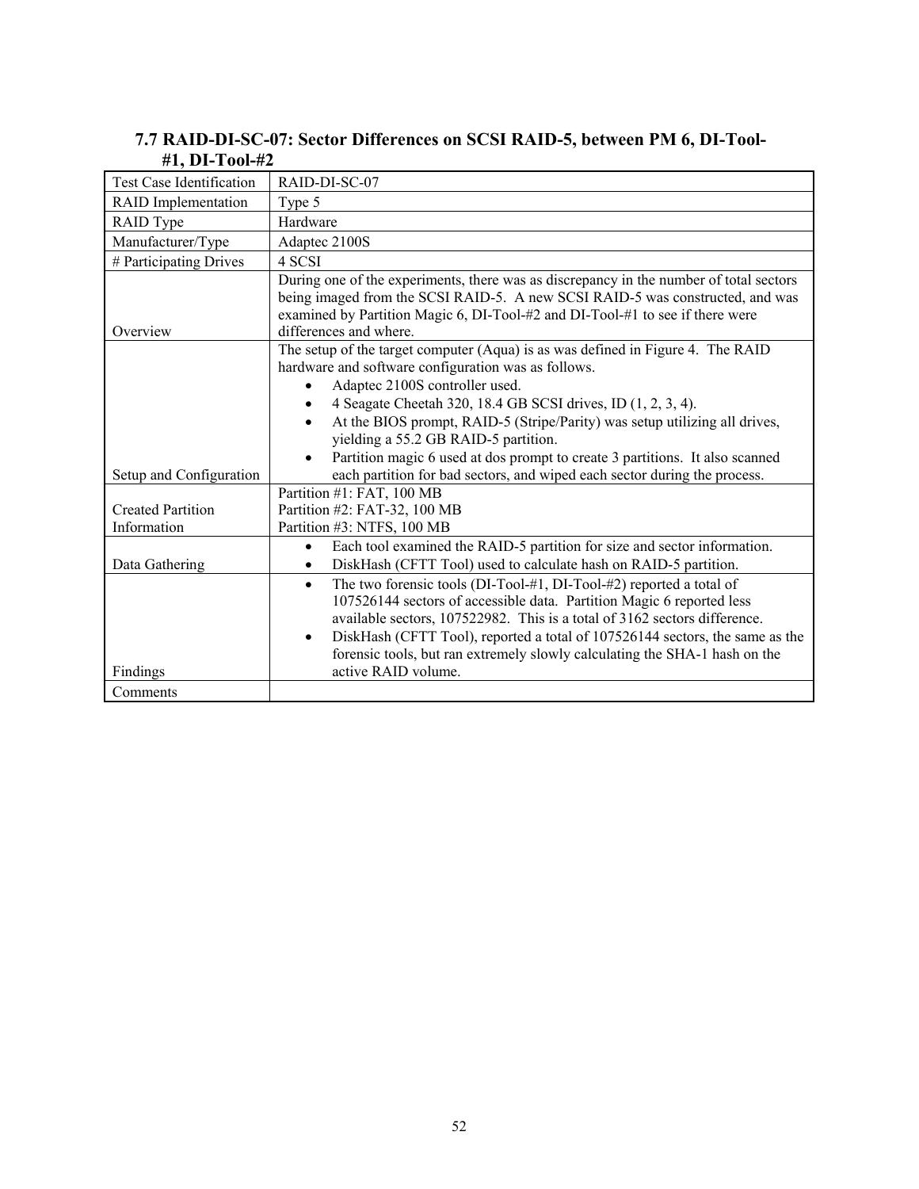### 7.7 RAID-DI-SC-07: Sector Differences on SCSI RAID-5, between PM 6, DI-Tool-#1, DI-Tool-#2

| Test Case Identification | RAID-DI-SC-07 |
|---|---|
| RAID Implementation | Type 5 |
| RAID Type | Hardware |
| Manufacturer/Type | Adaptec 2100S |
| # Participating Drives | 4 SCSI |
| Overview | During one of the experiments, there was as discrepancy in the number of total sectors being imaged from the SCSI RAID-5. A new SCSI RAID-5 was constructed, and was examined by Partition Magic 6, DI-Tool-#2 and DI-Tool-#1 to see if there were differences and where. |
| Setup and Configuration | The setup of the target computer (Aqua) is as was defined in Figure 4. The RAID hardware and software configuration was as follows.<br>• Adaptec 2100S controller used.<br>• 4 Seagate Cheetah 320, 18.4 GB SCSI drives, ID (1, 2, 3, 4).<br>• At the BIOS prompt, RAID-5 (Stripe/Parity) was setup utilizing all drives, yielding a 55.2 GB RAID-5 partition.<br>• Partition magic 6 used at dos prompt to create 3 partitions. It also scanned each partition for bad sectors, and wiped each sector during the process. |
| Created Partition Information | Partition #1: FAT, 100 MB<br>Partition #2: FAT-32, 100 MB<br>Partition #3: NTFS, 100 MB |
| Data Gathering | • Each tool examined the RAID-5 partition for size and sector information.<br>• DiskHash (CFTT Tool) used to calculate hash on RAID-5 partition. |
| Findings | • The two forensic tools (DI-Tool-#1, DI-Tool-#2) reported a total of 107526144 sectors of accessible data. Partition Magic 6 reported less available sectors, 107522982. This is a total of 3162 sectors difference.<br>• DiskHash (CFTT Tool), reported a total of 107526144 sectors, the same as the forensic tools, but ran extremely slowly calculating the SHA-1 hash on the active RAID volume. |
| Comments | |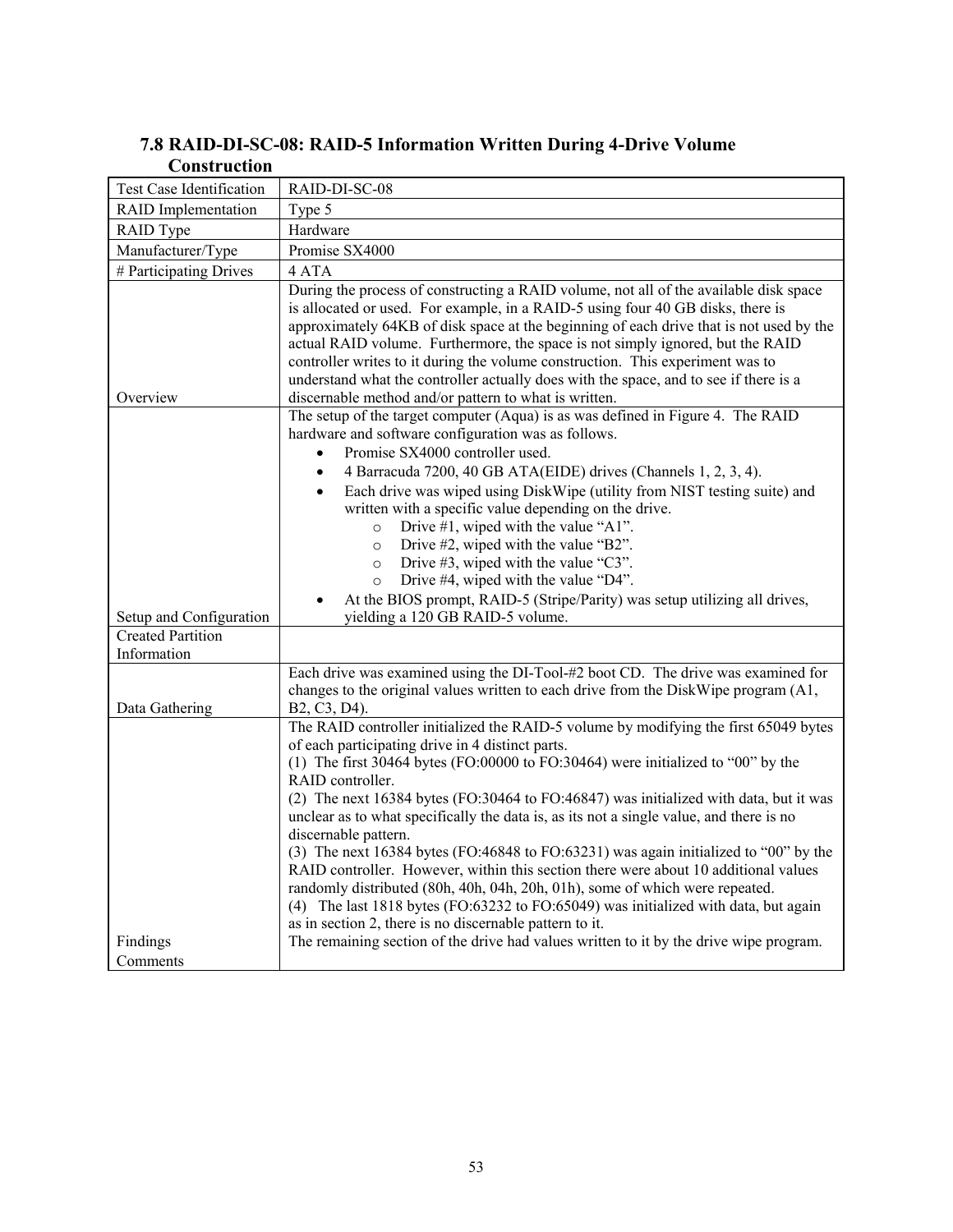## 7.8 RAID-DI-SC-08: RAID-5 Information Written During 4-Drive Volume Construction

| Test Case Identification | RAID-DI-SC-08 |
|---|---|
| RAID Implementation | Type 5 |
| RAID Type | Hardware |
| Manufacturer/Type | Promise SX4000 |
| # Participating Drives | 4 ATA |
| Overview | During the process of constructing a RAID volume, not all of the available disk space is allocated or used. For example, in a RAID-5 using four 40 GB disks, there is approximately 64KB of disk space at the beginning of each drive that is not used by the actual RAID volume. Furthermore, the space is not simply ignored, but the RAID controller writes to it during the volume construction. This experiment was to understand what the controller actually does with the space, and to see if there is a discernable method and/or pattern to what is written. |
| Setup and Configuration | The setup of the target computer (Aqua) is as was defined in Figure 4. The RAID hardware and software configuration was as follows.<br>• Promise SX4000 controller used.<br>• 4 Barracuda 7200, 40 GB ATA(EIDE) drives (Channels 1, 2, 3, 4).<br>• Each drive was wiped using DiskWipe (utility from NIST testing suite) and written with a specific value depending on the drive.<br>&nbsp;&nbsp;&nbsp;&nbsp;o Drive #1, wiped with the value "A1".<br>&nbsp;&nbsp;&nbsp;&nbsp;o Drive #2, wiped with the value "B2".<br>&nbsp;&nbsp;&nbsp;&nbsp;o Drive #3, wiped with the value "C3".<br>&nbsp;&nbsp;&nbsp;&nbsp;o Drive #4, wiped with the value "D4".<br>• At the BIOS prompt, RAID-5 (Stripe/Parity) was setup utilizing all drives, yielding a 120 GB RAID-5 volume. |
| Created Partition Information | |
| Data Gathering | Each drive was examined using the DI-Tool-#2 boot CD. The drive was examined for changes to the original values written to each drive from the DiskWipe program (A1, B2, C3, D4). |
| Findings | The RAID controller initialized the RAID-5 volume by modifying the first 65049 bytes of each participating drive in 4 distinct parts.<br>(1) The first 30464 bytes (FO:00000 to FO:30464) were initialized to "00" by the RAID controller.<br>(2) The next 16384 bytes (FO:30464 to FO:46847) was initialized with data, but it was unclear as to what specifically the data is, as its not a single value, and there is no discernable pattern.<br>(3) The next 16384 bytes (FO:46848 to FO:63231) was again initialized to "00" by the RAID controller. However, within this section there were about 10 additional values randomly distributed (80h, 40h, 04h, 20h, 01h), some of which were repeated.<br>(4) The last 1818 bytes (FO:63232 to FO:65049) was initialized with data, but again as in section 2, there is no discernable pattern to it.<br>The remaining section of the drive had values written to it by the drive wipe program. |
| Comments | |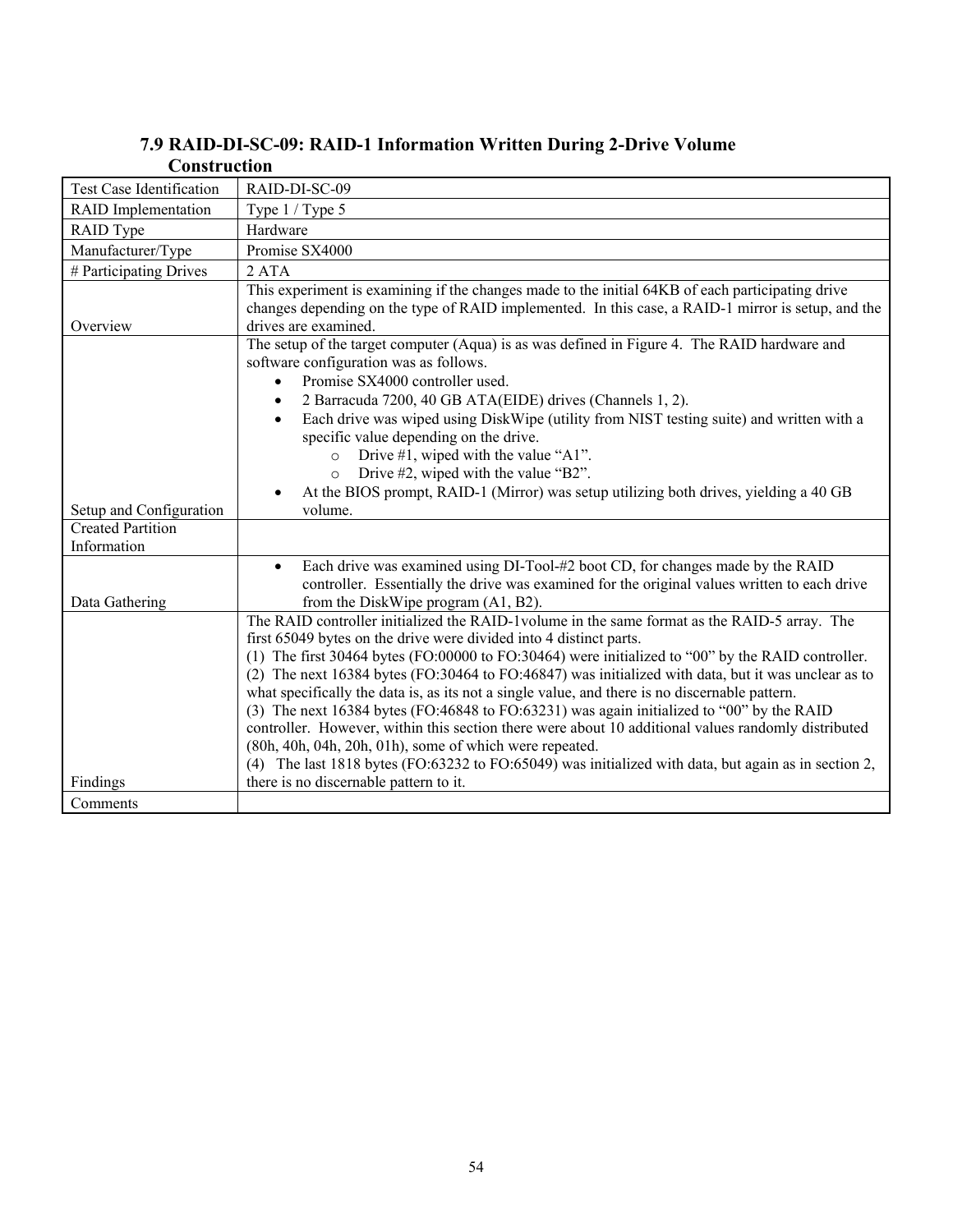### 7.9 RAID-DI-SC-09: RAID-1 Information Written During 2-Drive Volume Construction

| Test Case Identification | RAID-DI-SC-09 |
|---|---|
| RAID Implementation | Type 1 / Type 5 |
| RAID Type | Hardware |
| Manufacturer/Type | Promise SX4000 |
| # Participating Drives | 2 ATA |
| Overview | This experiment is examining if the changes made to the initial 64KB of each participating drive changes depending on the type of RAID implemented. In this case, a RAID-1 mirror is setup, and the drives are examined. |
| Setup and Configuration | The setup of the target computer (Aqua) is as was defined in Figure 4. The RAID hardware and software configuration was as follows.<br>• Promise SX4000 controller used.<br>• 2 Barracuda 7200, 40 GB ATA(EIDE) drives (Channels 1, 2).<br>• Each drive was wiped using DiskWipe (utility from NIST testing suite) and written with a specific value depending on the drive.<br>&nbsp;&nbsp;&nbsp;&nbsp;o Drive #1, wiped with the value “A1”.<br>&nbsp;&nbsp;&nbsp;&nbsp;o Drive #2, wiped with the value “B2”.<br>• At the BIOS prompt, RAID-1 (Mirror) was setup utilizing both drives, yielding a 40 GB volume. |
| Created Partition Information | |
| Data Gathering | • Each drive was examined using DI-Tool-#2 boot CD, for changes made by the RAID controller. Essentially the drive was examined for the original values written to each drive from the DiskWipe program (A1, B2). |
| Findings | The RAID controller initialized the RAID-1volume in the same format as the RAID-5 array. The first 65049 bytes on the drive were divided into 4 distinct parts.<br>(1) The first 30464 bytes (FO:00000 to FO:30464) were initialized to “00” by the RAID controller.<br>(2) The next 16384 bytes (FO:30464 to FO:46847) was initialized with data, but it was unclear as to what specifically the data is, as its not a single value, and there is no discernable pattern.<br>(3) The next 16384 bytes (FO:46848 to FO:63231) was again initialized to “00” by the RAID controller. However, within this section there were about 10 additional values randomly distributed (80h, 40h, 04h, 20h, 01h), some of which were repeated.<br>(4) The last 1818 bytes (FO:63232 to FO:65049) was initialized with data, but again as in section 2, there is no discernable pattern to it. |
| Comments | |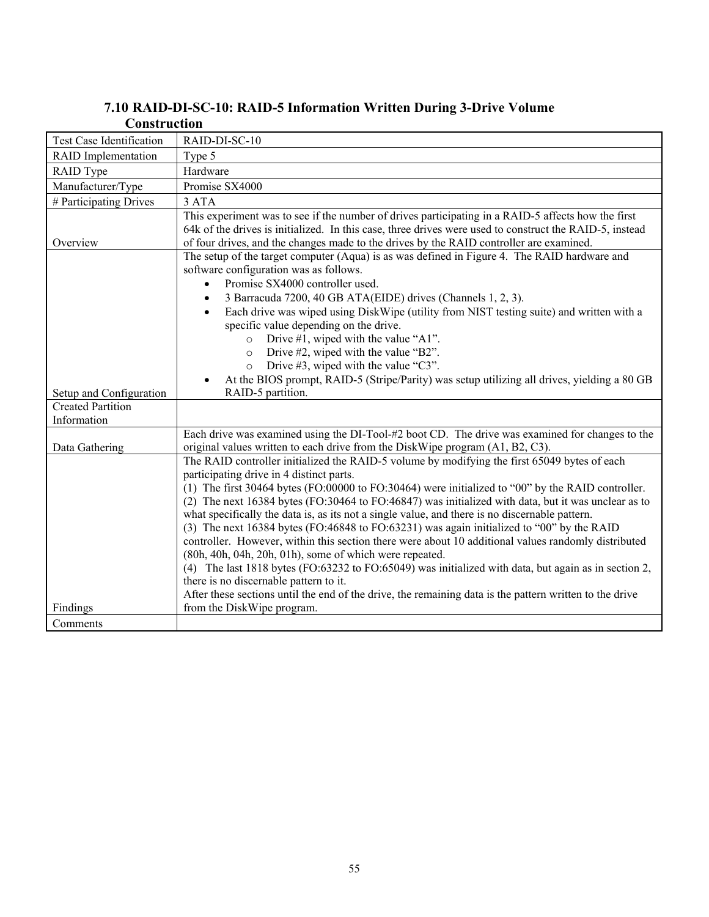### 7.10 RAID-DI-SC-10: RAID-5 Information Written During 3-Drive Volume Construction

| Test Case Identification | RAID-DI-SC-10 |
|---|---|
| RAID Implementation | Type 5 |
| RAID Type | Hardware |
| Manufacturer/Type | Promise SX4000 |
| # Participating Drives | 3 ATA |
| Overview | This experiment was to see if the number of drives participating in a RAID-5 affects how the first 64k of the drives is initialized. In this case, three drives were used to construct the RAID-5, instead of four drives, and the changes made to the drives by the RAID controller are examined. |
| Setup and Configuration | The setup of the target computer (Aqua) is as was defined in Figure 4. The RAID hardware and software configuration was as follows.<br>• Promise SX4000 controller used.<br>• 3 Barracuda 7200, 40 GB ATA(EIDE) drives (Channels 1, 2, 3).<br>• Each drive was wiped using DiskWipe (utility from NIST testing suite) and written with a specific value depending on the drive.<br>  o Drive #1, wiped with the value "A1".<br>  o Drive #2, wiped with the value "B2".<br>  o Drive #3, wiped with the value "C3".<br>• At the BIOS prompt, RAID-5 (Stripe/Parity) was setup utilizing all drives, yielding a 80 GB RAID-5 partition. |
| Created Partition Information | |
| Data Gathering | Each drive was examined using the DI-Tool-#2 boot CD. The drive was examined for changes to the original values written to each drive from the DiskWipe program (A1, B2, C3). |
| Findings | The RAID controller initialized the RAID-5 volume by modifying the first 65049 bytes of each participating drive in 4 distinct parts.<br>(1) The first 30464 bytes (FO:00000 to FO:30464) were initialized to "00" by the RAID controller.<br>(2) The next 16384 bytes (FO:30464 to FO:46847) was initialized with data, but it was unclear as to what specifically the data is, as its not a single value, and there is no discernable pattern.<br>(3) The next 16384 bytes (FO:46848 to FO:63231) was again initialized to "00" by the RAID controller. However, within this section there were about 10 additional values randomly distributed (80h, 40h, 04h, 20h, 01h), some of which were repeated.<br>(4) The last 1818 bytes (FO:63232 to FO:65049) was initialized with data, but again as in section 2, there is no discernable pattern to it.<br>After these sections until the end of the drive, the remaining data is the pattern written to the drive from the DiskWipe program. |
| Comments | |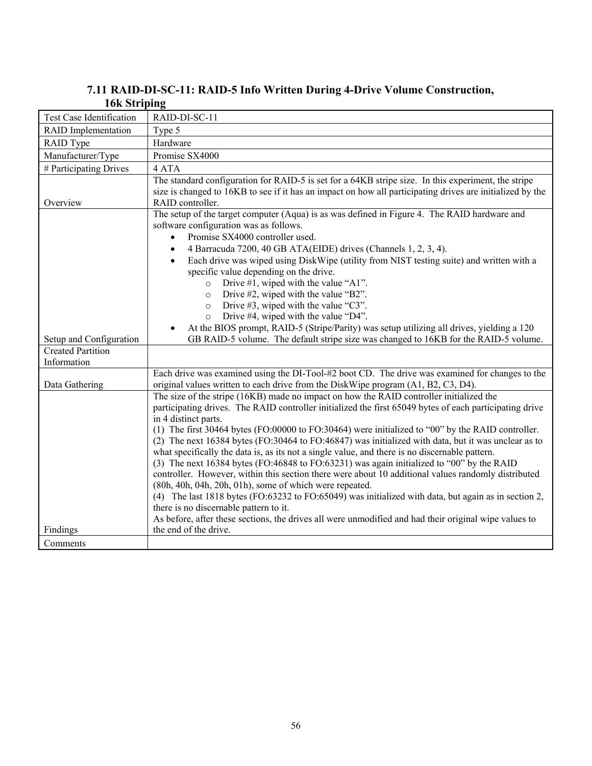### 7.11 RAID-DI-SC-11: RAID-5 Info Written During 4-Drive Volume Construction, 16k Striping

| | |
|---|---|
| Test Case Identification | RAID-DI-SC-11 |
| RAID Implementation | Type 5 |
| RAID Type | Hardware |
| Manufacturer/Type | Promise SX4000 |
| # Participating Drives | 4 ATA |
| Overview | The standard configuration for RAID-5 is set for a 64KB stripe size. In this experiment, the stripe size is changed to 16KB to see if it has an impact on how all participating drives are initialized by the RAID controller. |
| Setup and Configuration | The setup of the target computer (Aqua) is as was defined in Figure 4. The RAID hardware and software configuration was as follows.<br>• Promise SX4000 controller used.<br>• 4 Barracuda 7200, 40 GB ATA(EIDE) drives (Channels 1, 2, 3, 4).<br>• Each drive was wiped using DiskWipe (utility from NIST testing suite) and written with a specific value depending on the drive.<br>&nbsp;&nbsp;&nbsp;&nbsp;o Drive #1, wiped with the value "A1".<br>&nbsp;&nbsp;&nbsp;&nbsp;o Drive #2, wiped with the value "B2".<br>&nbsp;&nbsp;&nbsp;&nbsp;o Drive #3, wiped with the value "C3".<br>&nbsp;&nbsp;&nbsp;&nbsp;o Drive #4, wiped with the value "D4".<br>• At the BIOS prompt, RAID-5 (Stripe/Parity) was setup utilizing all drives, yielding a 120 GB RAID-5 volume. The default stripe size was changed to 16KB for the RAID-5 volume. |
| Created Partition Information | |
| Data Gathering | Each drive was examined using the DI-Tool-#2 boot CD. The drive was examined for changes to the original values written to each drive from the DiskWipe program (A1, B2, C3, D4). |
| Findings | The size of the stripe (16KB) made no impact on how the RAID controller initialized the participating drives. The RAID controller initialized the first 65049 bytes of each participating drive in 4 distinct parts.<br>(1) The first 30464 bytes (FO:00000 to FO:30464) were initialized to "00" by the RAID controller.<br>(2) The next 16384 bytes (FO:30464 to FO:46847) was initialized with data, but it was unclear as to what specifically the data is, as its not a single value, and there is no discernable pattern.<br>(3) The next 16384 bytes (FO:46848 to FO:63231) was again initialized to "00" by the RAID controller. However, within this section there were about 10 additional values randomly distributed (80h, 40h, 04h, 20h, 01h), some of which were repeated.<br>(4) The last 1818 bytes (FO:63232 to FO:65049) was initialized with data, but again as in section 2, there is no discernable pattern to it.<br>As before, after these sections, the drives all were unmodified and had their original wipe values to the end of the drive. |
| Comments | |